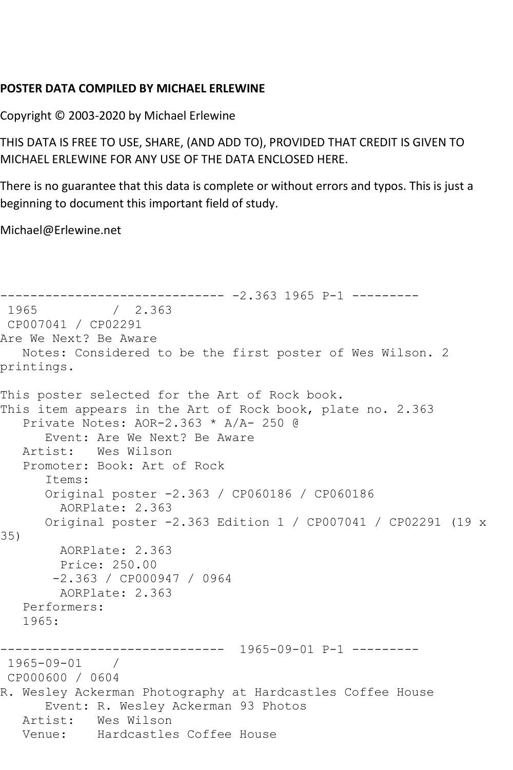**POSTER DATA COMPILED BY MICHAEL ERLEWINE**

Copyright © 2003-2020 by Michael Erlewine

THIS DATA IS FREE TO USE, SHARE, (AND ADD TO), PROVIDED THAT CREDIT IS GIVEN TO MICHAEL ERLEWINE FOR ANY USE OF THE DATA ENCLOSED HERE.

There is no guarantee that this data is complete or without errors and typos. This is just a beginning to document this important field of study.

Michael@Erlewine.net

```
------------------------------ -2.363 1965 P-1 ---------
 1965          /  2.363
 CP007041 / CP02291
Are We Next? Be Aware
   Notes: Considered to be the first poster of Wes Wilson. 2
printings.

This poster selected for the Art of Rock book.
This item appears in the Art of Rock book, plate no. 2.363
   Private Notes: AOR-2.363 * A/A- 250 @
      Event: Are We Next? Be Aware
   Artist:   Wes Wilson
   Promoter: Book: Art of Rock
      Items:
      Original poster -2.363 / CP060186 / CP060186
        AORPlate: 2.363
      Original poster -2.363 Edition 1 / CP007041 / CP02291 (19 x
35)
        AORPlate: 2.363
        Price: 250.00
       -2.363 / CP000947 / 0964
        AORPlate: 2.363
   Performers:
   1965:

------------------------------  1965-09-01 P-1 ---------
 1965-09-01    /
 CP000600 / 0604
R. Wesley Ackerman Photography at Hardcastles Coffee House
      Event: R. Wesley Ackerman 93 Photos
   Artist:   Wes Wilson
   Venue:    Hardcastles Coffee House
```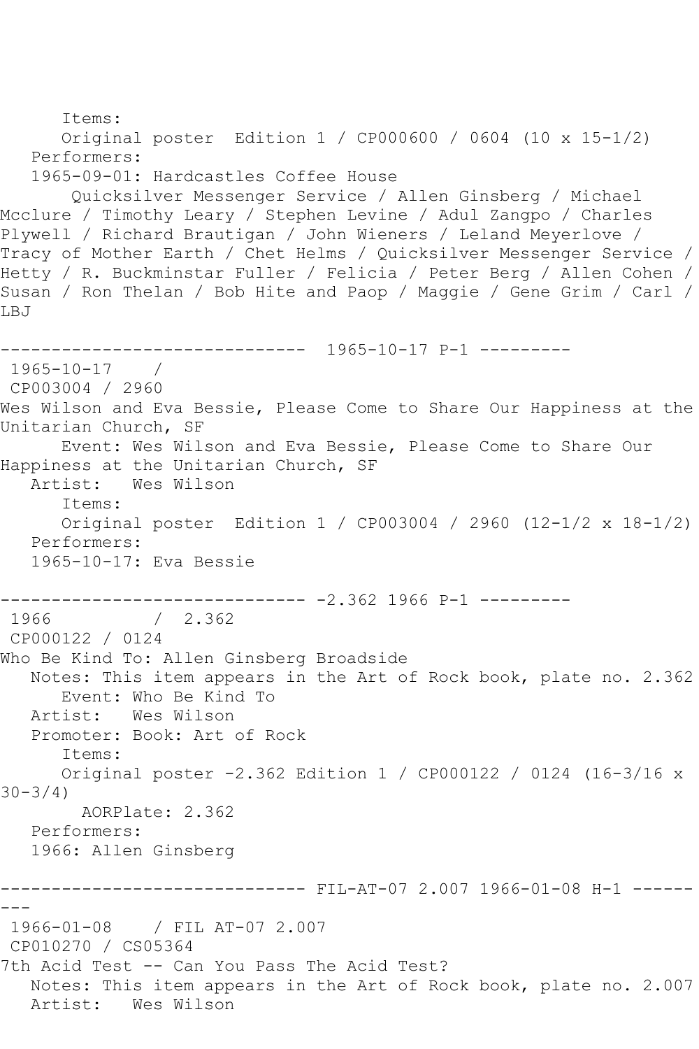Items:
      Original poster  Edition 1 / CP000600 / 0604 (10 x 15-1/2)
   Performers:
   1965-09-01: Hardcastles Coffee House
       Quicksilver Messenger Service / Allen Ginsberg / Michael Mcclure / Timothy Leary / Stephen Levine / Adul Zangpo / Charles Plywell / Richard Brautigan / John Wieners / Leland Meyerlove / Tracy of Mother Earth / Chet Helms / Quicksilver Messenger Service / Hetty / R. Buckminstar Fuller / Felicia / Peter Berg / Allen Cohen / Susan / Ron Thelan / Bob Hite and Paop / Maggie / Gene Grim / Carl / LBJ

------------------------------ 1965-10-17 P-1 ---------

 1965-10-17    /
 CP003004 / 2960
Wes Wilson and Eva Bessie, Please Come to Share Our Happiness at the Unitarian Church, SF
      Event: Wes Wilson and Eva Bessie, Please Come to Share Our Happiness at the Unitarian Church, SF
   Artist:   Wes Wilson
      Items:
      Original poster  Edition 1 / CP003004 / 2960 (12-1/2 x 18-1/2)
   Performers:
   1965-10-17: Eva Bessie

------------------------------ -2.362 1966 P-1 ---------

 1966          /  2.362
 CP000122 / 0124
Who Be Kind To: Allen Ginsberg Broadside
   Notes: This item appears in the Art of Rock book, plate no. 2.362
      Event: Who Be Kind To
   Artist:   Wes Wilson
   Promoter: Book: Art of Rock
      Items:
      Original poster -2.362 Edition 1 / CP000122 / 0124 (16-3/16 x 30-3/4)
        AORPlate: 2.362
   Performers:
   1966: Allen Ginsberg

------------------------------ FIL-AT-07 2.007 1966-01-08 H-1 ---------

 1966-01-08    / FIL AT-07 2.007
 CP010270 / CS05364
7th Acid Test -- Can You Pass The Acid Test?
   Notes: This item appears in the Art of Rock book, plate no. 2.007
   Artist:   Wes Wilson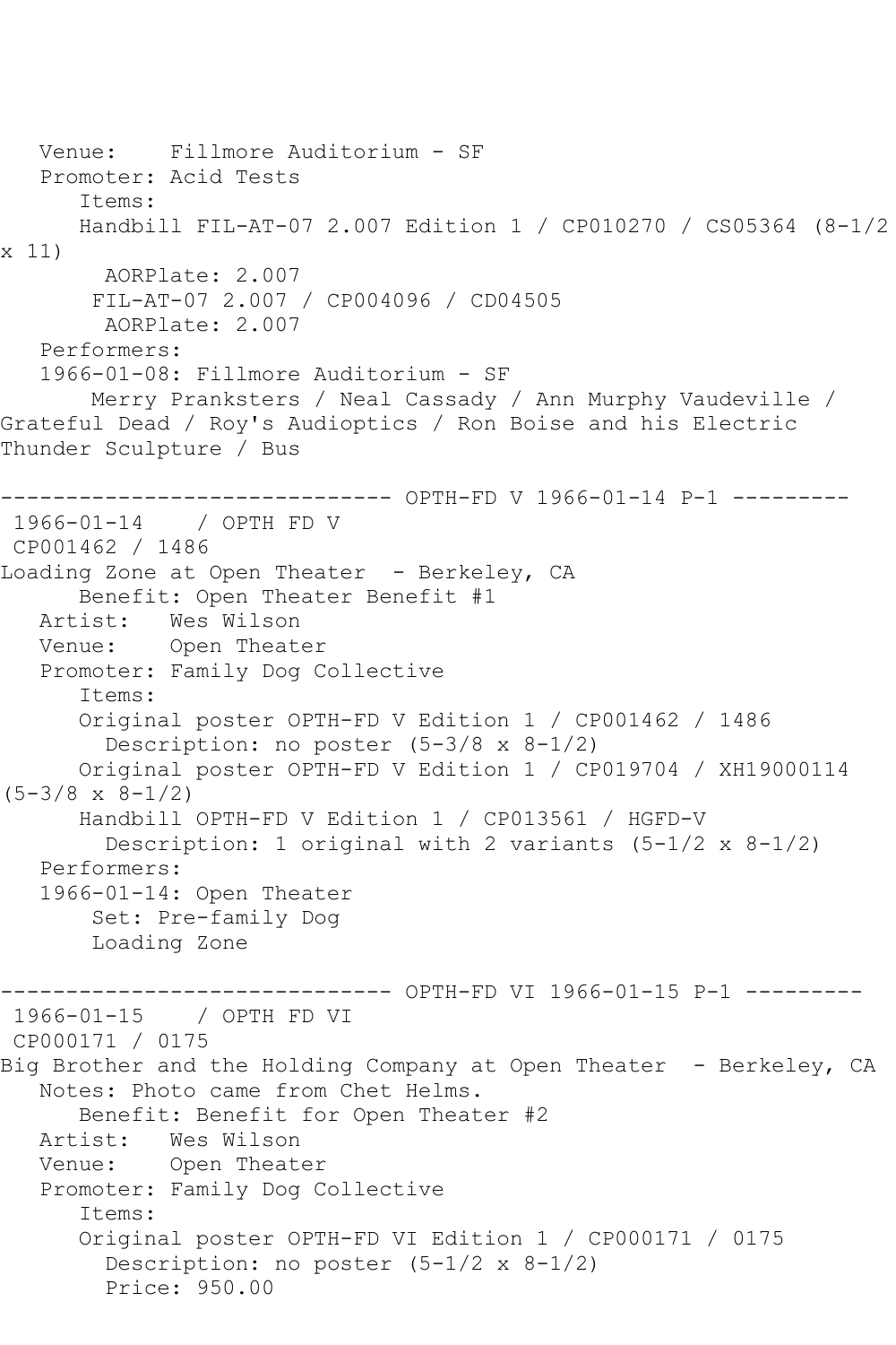Venue: Fillmore Auditorium - SF
Promoter: Acid Tests
Items:
Handbill FIL-AT-07 2.007 Edition 1 / CP010270 / CS05364 (8-1/2 x 11)
AORPlate: 2.007
FIL-AT-07 2.007 / CP004096 / CD04505
AORPlate: 2.007
Performers:
1966-01-08: Fillmore Auditorium - SF
Merry Pranksters / Neal Cassady / Ann Murphy Vaudeville / Grateful Dead / Roy's Audioptics / Ron Boise and his Electric Thunder Sculpture / Bus

------------------------------ OPTH-FD V 1966-01-14 P-1 ---------

1966-01-14 / OPTH FD V
CP001462 / 1486
Loading Zone at Open Theater - Berkeley, CA
Benefit: Open Theater Benefit #1
Artist: Wes Wilson
Venue: Open Theater
Promoter: Family Dog Collective
Items:
Original poster OPTH-FD V Edition 1 / CP001462 / 1486
Description: no poster (5-3/8 x 8-1/2)
Original poster OPTH-FD V Edition 1 / CP019704 / XH19000114 (5-3/8 x 8-1/2)
Handbill OPTH-FD V Edition 1 / CP013561 / HGFD-V
Description: 1 original with 2 variants (5-1/2 x 8-1/2)
Performers:
1966-01-14: Open Theater
Set: Pre-family Dog
Loading Zone

------------------------------ OPTH-FD VI 1966-01-15 P-1 ---------

1966-01-15 / OPTH FD VI
CP000171 / 0175
Big Brother and the Holding Company at Open Theater - Berkeley, CA
Notes: Photo came from Chet Helms.
Benefit: Benefit for Open Theater #2
Artist: Wes Wilson
Venue: Open Theater
Promoter: Family Dog Collective
Items:
Original poster OPTH-FD VI Edition 1 / CP000171 / 0175
Description: no poster (5-1/2 x 8-1/2)
Price: 950.00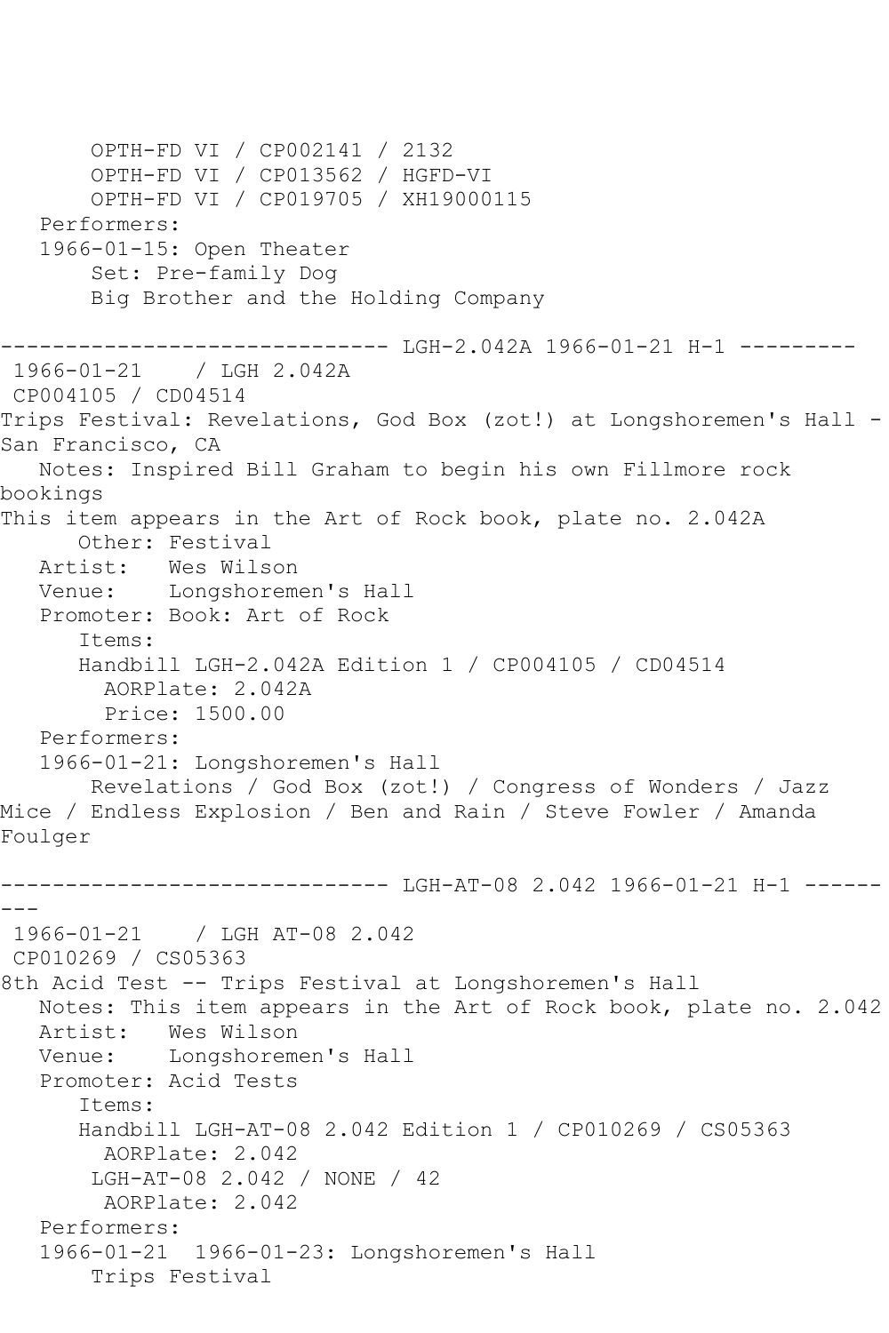```
       OPTH-FD VI / CP002141 / 2132
       OPTH-FD VI / CP013562 / HGFD-VI
       OPTH-FD VI / CP019705 / XH19000115
   Performers:
   1966-01-15: Open Theater
       Set: Pre-family Dog
       Big Brother and the Holding Company

------------------------------ LGH-2.042A 1966-01-21 H-1 ---------
 1966-01-21    / LGH 2.042A
 CP004105 / CD04514
Trips Festival: Revelations, God Box (zot!) at Longshoremen's Hall -
San Francisco, CA
   Notes: Inspired Bill Graham to begin his own Fillmore rock
bookings
This item appears in the Art of Rock book, plate no. 2.042A
      Other: Festival
   Artist:   Wes Wilson
   Venue:    Longshoremen's Hall
   Promoter: Book: Art of Rock
      Items:
      Handbill LGH-2.042A Edition 1 / CP004105 / CD04514
        AORPlate: 2.042A
        Price: 1500.00
   Performers:
   1966-01-21: Longshoremen's Hall
       Revelations / God Box (zot!) / Congress of Wonders / Jazz
Mice / Endless Explosion / Ben and Rain / Steve Fowler / Amanda
Foulger

------------------------------ LGH-AT-08 2.042 1966-01-21 H-1 ------
---
 1966-01-21    / LGH AT-08 2.042
 CP010269 / CS05363
8th Acid Test -- Trips Festival at Longshoremen's Hall
   Notes: This item appears in the Art of Rock book, plate no. 2.042
   Artist:   Wes Wilson
   Venue:    Longshoremen's Hall
   Promoter: Acid Tests
      Items:
      Handbill LGH-AT-08 2.042 Edition 1 / CP010269 / CS05363
        AORPlate: 2.042
       LGH-AT-08 2.042 / NONE / 42
        AORPlate: 2.042
   Performers:
   1966-01-21  1966-01-23: Longshoremen's Hall
       Trips Festival
```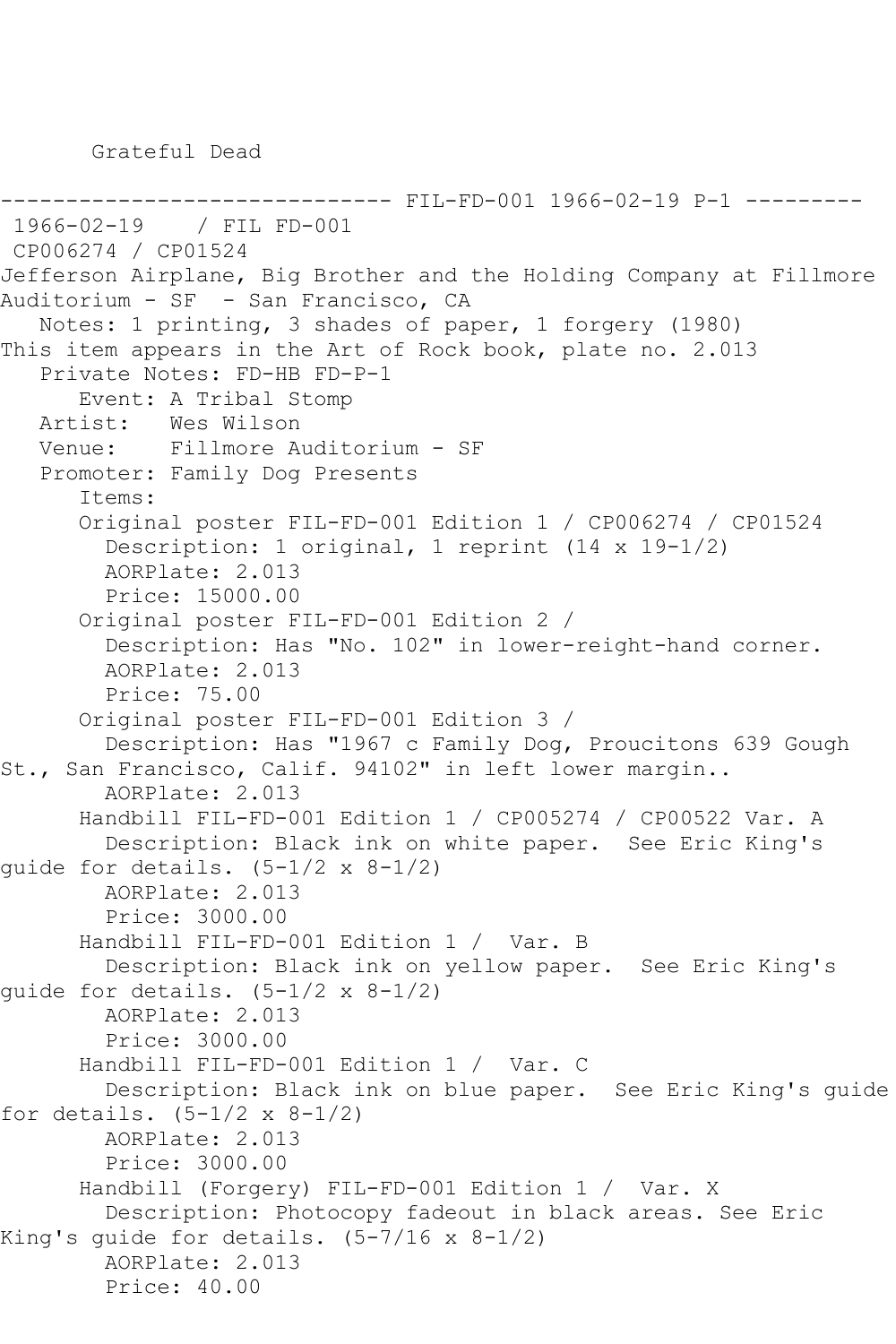Grateful Dead

------------------------------ FIL-FD-001 1966-02-19 P-1 ---------

1966-02-19 / FIL FD-001

CP006274 / CP01524

Jefferson Airplane, Big Brother and the Holding Company at Fillmore Auditorium - SF - San Francisco, CA

Notes: 1 printing, 3 shades of paper, 1 forgery (1980)
This item appears in the Art of Rock book, plate no. 2.013

Private Notes: FD-HB FD-P-1

Event: A Tribal Stomp

Artist: Wes Wilson

Venue: Fillmore Auditorium - SF

Promoter: Family Dog Presents

Items:

Original poster FIL-FD-001 Edition 1 / CP006274 / CP01524
Description: 1 original, 1 reprint (14 x 19-1/2)
AORPlate: 2.013
Price: 15000.00

Original poster FIL-FD-001 Edition 2 /
Description: Has "No. 102" in lower-reight-hand corner.
AORPlate: 2.013
Price: 75.00

Original poster FIL-FD-001 Edition 3 /
Description: Has "1967 c Family Dog, Proucitons 639 Gough St., San Francisco, Calif. 94102" in left lower margin..
AORPlate: 2.013

Handbill FIL-FD-001 Edition 1 / CP005274 / CP00522 Var. A
Description: Black ink on white paper. See Eric King's guide for details. (5-1/2 x 8-1/2)
AORPlate: 2.013
Price: 3000.00

Handbill FIL-FD-001 Edition 1 / Var. B
Description: Black ink on yellow paper. See Eric King's guide for details. (5-1/2 x 8-1/2)
AORPlate: 2.013
Price: 3000.00

Handbill FIL-FD-001 Edition 1 / Var. C
Description: Black ink on blue paper. See Eric King's guide for details. (5-1/2 x 8-1/2)
AORPlate: 2.013
Price: 3000.00

Handbill (Forgery) FIL-FD-001 Edition 1 / Var. X
Description: Photocopy fadeout in black areas. See Eric King's guide for details. (5-7/16 x 8-1/2)
AORPlate: 2.013
Price: 40.00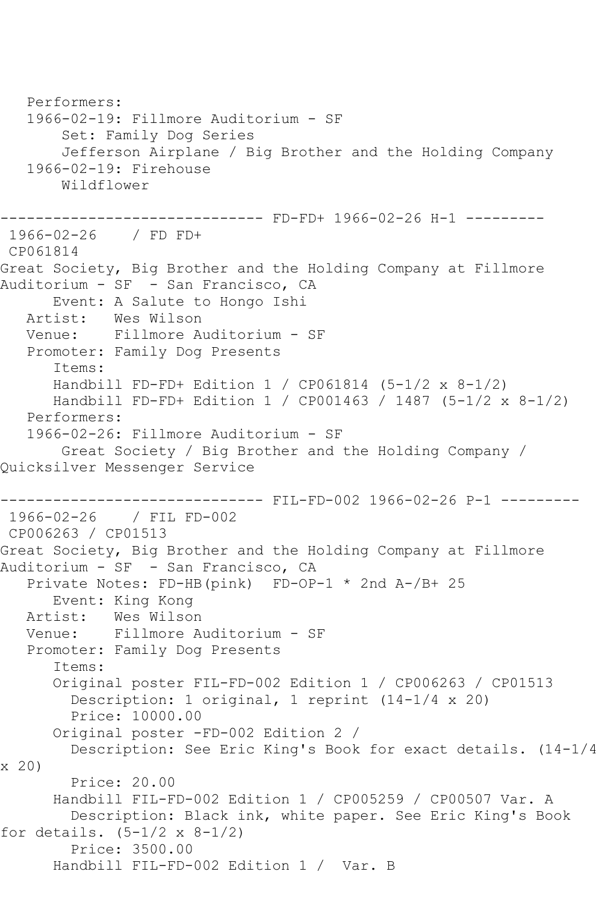Performers:
1966-02-19: Fillmore Auditorium - SF
Set: Family Dog Series
Jefferson Airplane / Big Brother and the Holding Company
1966-02-19: Firehouse
Wildflower

------------------------------ FD-FD+ 1966-02-26 H-1 ---------

1966-02-26 / FD FD+
CP061814
Great Society, Big Brother and the Holding Company at Fillmore Auditorium - SF - San Francisco, CA
Event: A Salute to Hongo Ishi
Artist: Wes Wilson
Venue: Fillmore Auditorium - SF
Promoter: Family Dog Presents
Items:
Handbill FD-FD+ Edition 1 / CP061814 (5-1/2 x 8-1/2)
Handbill FD-FD+ Edition 1 / CP001463 / 1487 (5-1/2 x 8-1/2)
Performers:
1966-02-26: Fillmore Auditorium - SF
Great Society / Big Brother and the Holding Company / Quicksilver Messenger Service

------------------------------ FIL-FD-002 1966-02-26 P-1 ---------

1966-02-26 / FIL FD-002
CP006263 / CP01513
Great Society, Big Brother and the Holding Company at Fillmore Auditorium - SF - San Francisco, CA
Private Notes: FD-HB(pink) FD-OP-1 * 2nd A-/B+ 25
Event: King Kong
Artist: Wes Wilson
Venue: Fillmore Auditorium - SF
Promoter: Family Dog Presents
Items:
Original poster FIL-FD-002 Edition 1 / CP006263 / CP01513
Description: 1 original, 1 reprint (14-1/4 x 20)
Price: 10000.00
Original poster -FD-002 Edition 2 /
Description: See Eric King's Book for exact details. (14-1/4 x 20)
Price: 20.00
Handbill FIL-FD-002 Edition 1 / CP005259 / CP00507 Var. A
Description: Black ink, white paper. See Eric King's Book for details. (5-1/2 x 8-1/2)
Price: 3500.00
Handbill FIL-FD-002 Edition 1 / Var. B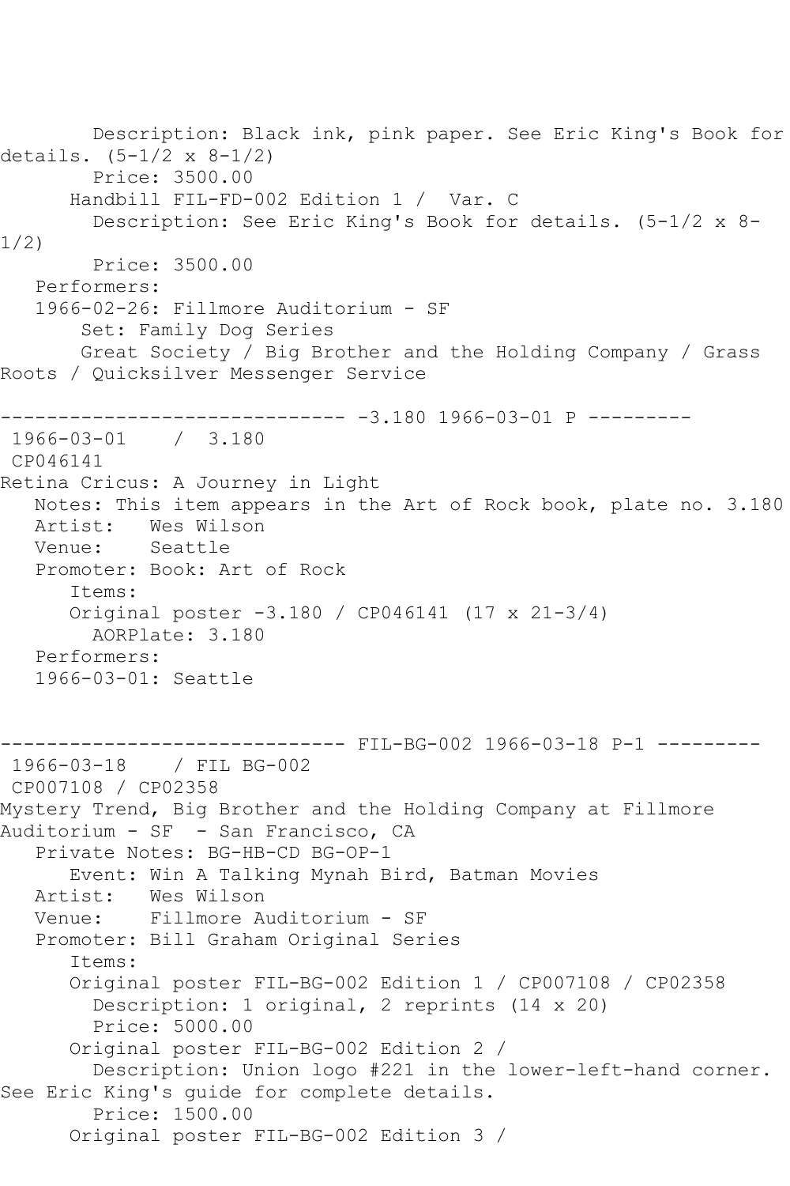```
        Description: Black ink, pink paper. See Eric King's Book for
details. (5-1/2 x 8-1/2)
        Price: 3500.00
      Handbill FIL-FD-002 Edition 1 /  Var. C
        Description: See Eric King's Book for details. (5-1/2 x 8-
1/2)
        Price: 3500.00
   Performers:
   1966-02-26: Fillmore Auditorium - SF
       Set: Family Dog Series
       Great Society / Big Brother and the Holding Company / Grass
Roots / Quicksilver Messenger Service

------------------------------ -3.180 1966-03-01 P ---------
 1966-03-01    /  3.180
 CP046141
Retina Cricus: A Journey in Light
   Notes: This item appears in the Art of Rock book, plate no. 3.180
   Artist:   Wes Wilson
   Venue:    Seattle
   Promoter: Book: Art of Rock
      Items:
      Original poster -3.180 / CP046141 (17 x 21-3/4)
        AORPlate: 3.180
   Performers:
   1966-03-01: Seattle


------------------------------ FIL-BG-002 1966-03-18 P-1 ---------
 1966-03-18    / FIL BG-002
 CP007108 / CP02358
Mystery Trend, Big Brother and the Holding Company at Fillmore
Auditorium - SF  - San Francisco, CA
   Private Notes: BG-HB-CD BG-OP-1
      Event: Win A Talking Mynah Bird, Batman Movies
   Artist:   Wes Wilson
   Venue:    Fillmore Auditorium - SF
   Promoter: Bill Graham Original Series
      Items:
      Original poster FIL-BG-002 Edition 1 / CP007108 / CP02358
        Description: 1 original, 2 reprints (14 x 20)
        Price: 5000.00
      Original poster FIL-BG-002 Edition 2 /
        Description: Union logo #221 in the lower-left-hand corner.
See Eric King's guide for complete details.
        Price: 1500.00
      Original poster FIL-BG-002 Edition 3 /
```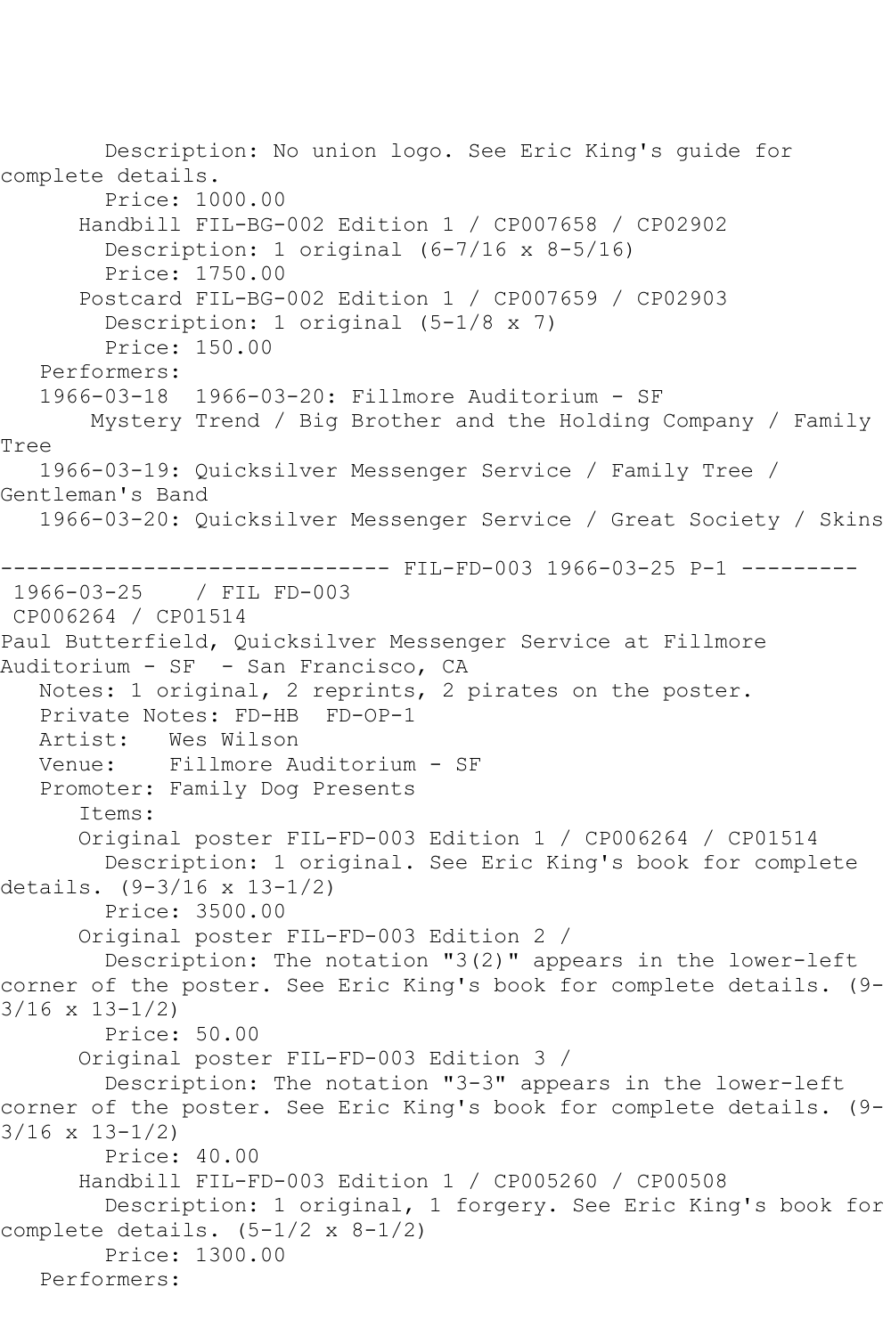Description: No union logo. See Eric King's guide for complete details.

Price: 1000.00

Handbill FIL-BG-002 Edition 1 / CP007658 / CP02902

Description: 1 original (6-7/16 x 8-5/16)

Price: 1750.00

Postcard FIL-BG-002 Edition 1 / CP007659 / CP02903

Description: 1 original (5-1/8 x 7)

Price: 150.00

Performers:

1966-03-18 1966-03-20: Fillmore Auditorium - SF

Mystery Trend / Big Brother and the Holding Company / Family Tree

1966-03-19: Quicksilver Messenger Service / Family Tree / Gentleman's Band

1966-03-20: Quicksilver Messenger Service / Great Society / Skins

------------------------------ FIL-FD-003 1966-03-25 P-1 ---------

1966-03-25 / FIL FD-003

CP006264 / CP01514

Paul Butterfield, Quicksilver Messenger Service at Fillmore Auditorium - SF - San Francisco, CA

Notes: 1 original, 2 reprints, 2 pirates on the poster.

Private Notes: FD-HB FD-OP-1

Artist: Wes Wilson

Venue: Fillmore Auditorium - SF

Promoter: Family Dog Presents

Items:

Original poster FIL-FD-003 Edition 1 / CP006264 / CP01514

Description: 1 original. See Eric King's book for complete details. (9-3/16 x 13-1/2)

Price: 3500.00

Original poster FIL-FD-003 Edition 2 /

Description: The notation "3(2)" appears in the lower-left corner of the poster. See Eric King's book for complete details. (9-3/16 x 13-1/2)

Price: 50.00

Original poster FIL-FD-003 Edition 3 /

Description: The notation "3-3" appears in the lower-left corner of the poster. See Eric King's book for complete details. (9-3/16 x 13-1/2)

Price: 40.00

Handbill FIL-FD-003 Edition 1 / CP005260 / CP00508

Description: 1 original, 1 forgery. See Eric King's book for complete details. (5-1/2 x 8-1/2)

Price: 1300.00

Performers: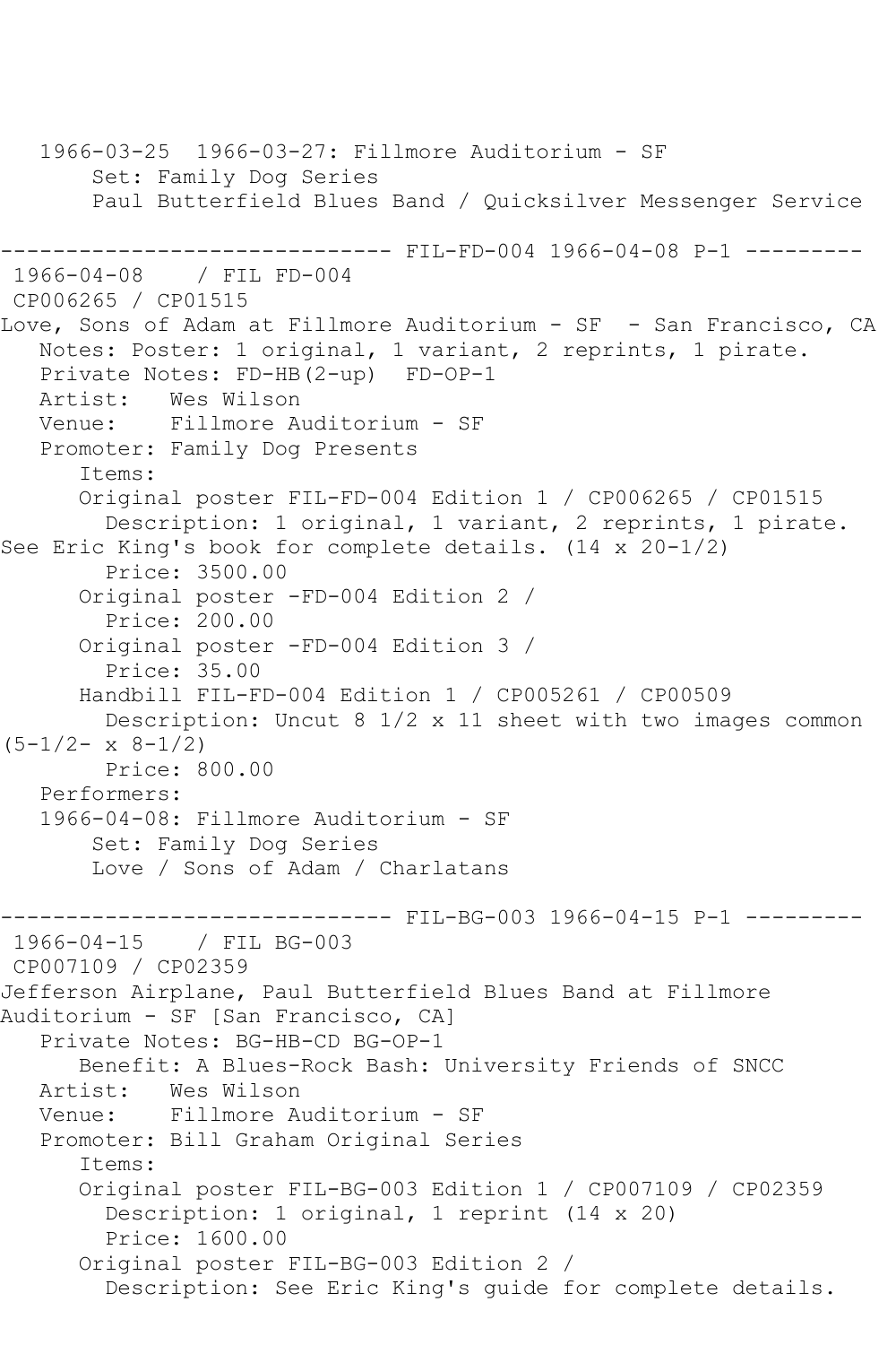1966-03-25  1966-03-27: Fillmore Auditorium - SF
    Set: Family Dog Series
    Paul Butterfield Blues Band / Quicksilver Messenger Service

------------------------------ FIL-FD-004 1966-04-08 P-1 ---------

1966-04-08    / FIL FD-004
CP006265 / CP01515
Love, Sons of Adam at Fillmore Auditorium - SF  - San Francisco, CA
   Notes: Poster: 1 original, 1 variant, 2 reprints, 1 pirate.
   Private Notes: FD-HB(2-up)  FD-OP-1
   Artist:   Wes Wilson
   Venue:    Fillmore Auditorium - SF
   Promoter: Family Dog Presents
      Items:
      Original poster FIL-FD-004 Edition 1 / CP006265 / CP01515
        Description: 1 original, 1 variant, 2 reprints, 1 pirate. See Eric King's book for complete details. (14 x 20-1/2)
        Price: 3500.00
      Original poster -FD-004 Edition 2 /
        Price: 200.00
      Original poster -FD-004 Edition 3 /
        Price: 35.00
      Handbill FIL-FD-004 Edition 1 / CP005261 / CP00509
        Description: Uncut 8 1/2 x 11 sheet with two images common (5-1/2- x 8-1/2)
        Price: 800.00
   Performers:
   1966-04-08: Fillmore Auditorium - SF
    Set: Family Dog Series
    Love / Sons of Adam / Charlatans

------------------------------ FIL-BG-003 1966-04-15 P-1 ---------

1966-04-15    / FIL BG-003
CP007109 / CP02359
Jefferson Airplane, Paul Butterfield Blues Band at Fillmore Auditorium - SF [San Francisco, CA]
   Private Notes: BG-HB-CD BG-OP-1
      Benefit: A Blues-Rock Bash: University Friends of SNCC
   Artist:   Wes Wilson
   Venue:    Fillmore Auditorium - SF
   Promoter: Bill Graham Original Series
      Items:
      Original poster FIL-BG-003 Edition 1 / CP007109 / CP02359
        Description: 1 original, 1 reprint (14 x 20)
        Price: 1600.00
      Original poster FIL-BG-003 Edition 2 /
        Description: See Eric King's guide for complete details.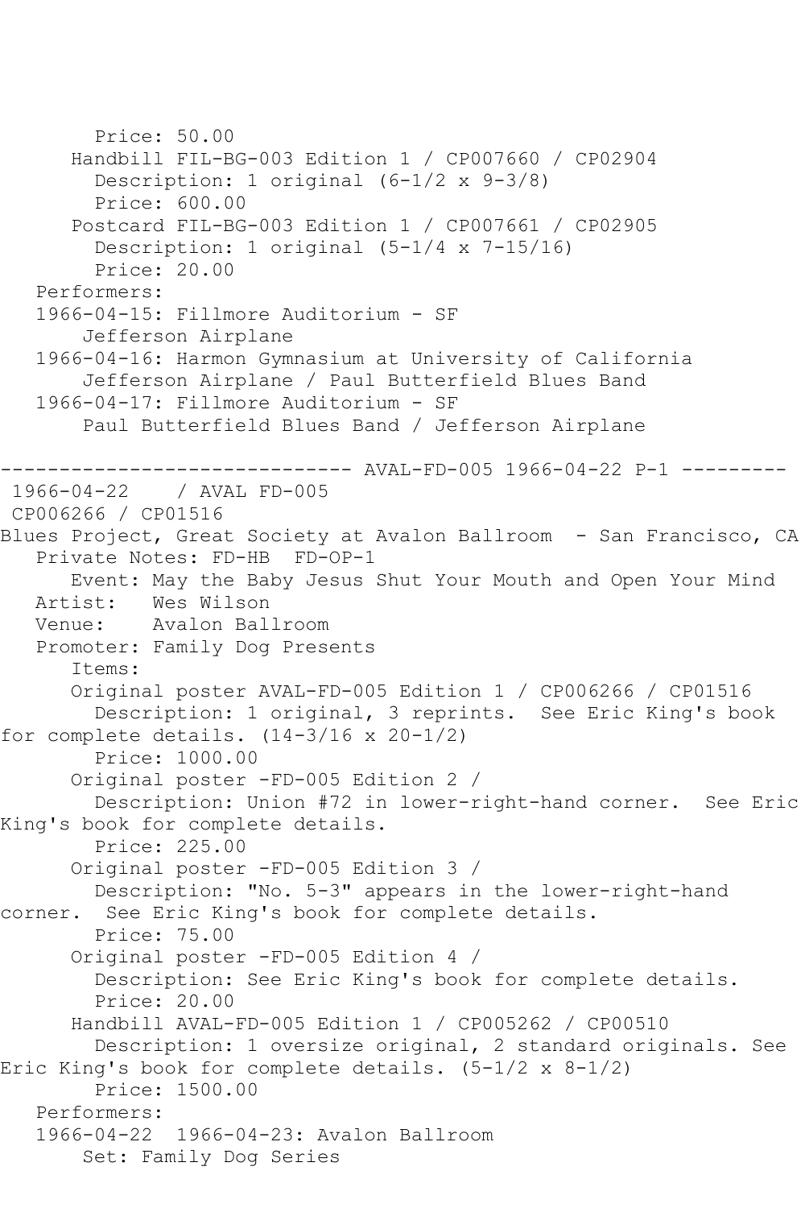Price: 50.00
Handbill FIL-BG-003 Edition 1 / CP007660 / CP02904
Description: 1 original (6-1/2 x 9-3/8)
Price: 600.00
Postcard FIL-BG-003 Edition 1 / CP007661 / CP02905
Description: 1 original (5-1/4 x 7-15/16)
Price: 20.00
Performers:
1966-04-15: Fillmore Auditorium - SF
Jefferson Airplane
1966-04-16: Harmon Gymnasium at University of California
Jefferson Airplane / Paul Butterfield Blues Band
1966-04-17: Fillmore Auditorium - SF
Paul Butterfield Blues Band / Jefferson Airplane

------------------------------ AVAL-FD-005 1966-04-22 P-1 ---------

1966-04-22 / AVAL FD-005
CP006266 / CP01516
Blues Project, Great Society at Avalon Ballroom - San Francisco, CA
Private Notes: FD-HB FD-OP-1
Event: May the Baby Jesus Shut Your Mouth and Open Your Mind
Artist: Wes Wilson
Venue: Avalon Ballroom
Promoter: Family Dog Presents
Items:
Original poster AVAL-FD-005 Edition 1 / CP006266 / CP01516
Description: 1 original, 3 reprints. See Eric King's book for complete details. (14-3/16 x 20-1/2)
Price: 1000.00
Original poster -FD-005 Edition 2 /
Description: Union #72 in lower-right-hand corner. See Eric King's book for complete details.
Price: 225.00
Original poster -FD-005 Edition 3 /
Description: "No. 5-3" appears in the lower-right-hand corner. See Eric King's book for complete details.
Price: 75.00
Original poster -FD-005 Edition 4 /
Description: See Eric King's book for complete details.
Price: 20.00
Handbill AVAL-FD-005 Edition 1 / CP005262 / CP00510
Description: 1 oversize original, 2 standard originals. See Eric King's book for complete details. (5-1/2 x 8-1/2)
Price: 1500.00
Performers:
1966-04-22 1966-04-23: Avalon Ballroom
Set: Family Dog Series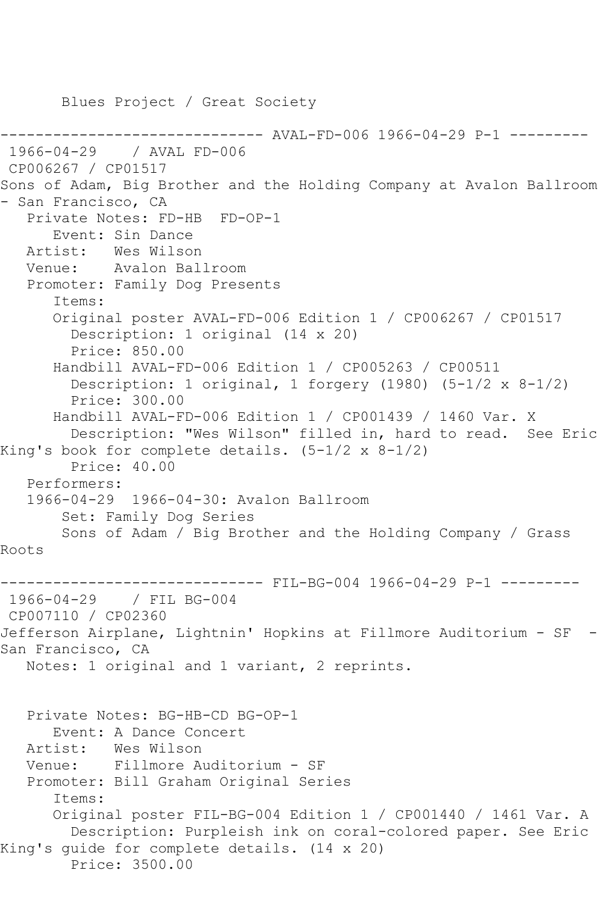Blues Project / Great Society

------------------------------ AVAL-FD-006 1966-04-29 P-1 ---------

1966-04-29 / AVAL FD-006
CP006267 / CP01517
Sons of Adam, Big Brother and the Holding Company at Avalon Ballroom - San Francisco, CA

Private Notes: FD-HB FD-OP-1
Event: Sin Dance
Artist: Wes Wilson
Venue: Avalon Ballroom
Promoter: Family Dog Presents
Items:
Original poster AVAL-FD-006 Edition 1 / CP006267 / CP01517
Description: 1 original (14 x 20)
Price: 850.00
Handbill AVAL-FD-006 Edition 1 / CP005263 / CP00511
Description: 1 original, 1 forgery (1980) (5-1/2 x 8-1/2)
Price: 300.00
Handbill AVAL-FD-006 Edition 1 / CP001439 / 1460 Var. X
Description: "Wes Wilson" filled in, hard to read. See Eric King's book for complete details. (5-1/2 x 8-1/2)
Price: 40.00
Performers:
1966-04-29 1966-04-30: Avalon Ballroom
Set: Family Dog Series
Sons of Adam / Big Brother and the Holding Company / Grass Roots

------------------------------ FIL-BG-004 1966-04-29 P-1 ---------

1966-04-29 / FIL BG-004
CP007110 / CP02360
Jefferson Airplane, Lightnin' Hopkins at Fillmore Auditorium - SF - San Francisco, CA

Notes: 1 original and 1 variant, 2 reprints.

Private Notes: BG-HB-CD BG-OP-1
Event: A Dance Concert
Artist: Wes Wilson
Venue: Fillmore Auditorium - SF
Promoter: Bill Graham Original Series
Items:
Original poster FIL-BG-004 Edition 1 / CP001440 / 1461 Var. A
Description: Purpleish ink on coral-colored paper. See Eric King's guide for complete details. (14 x 20)
Price: 3500.00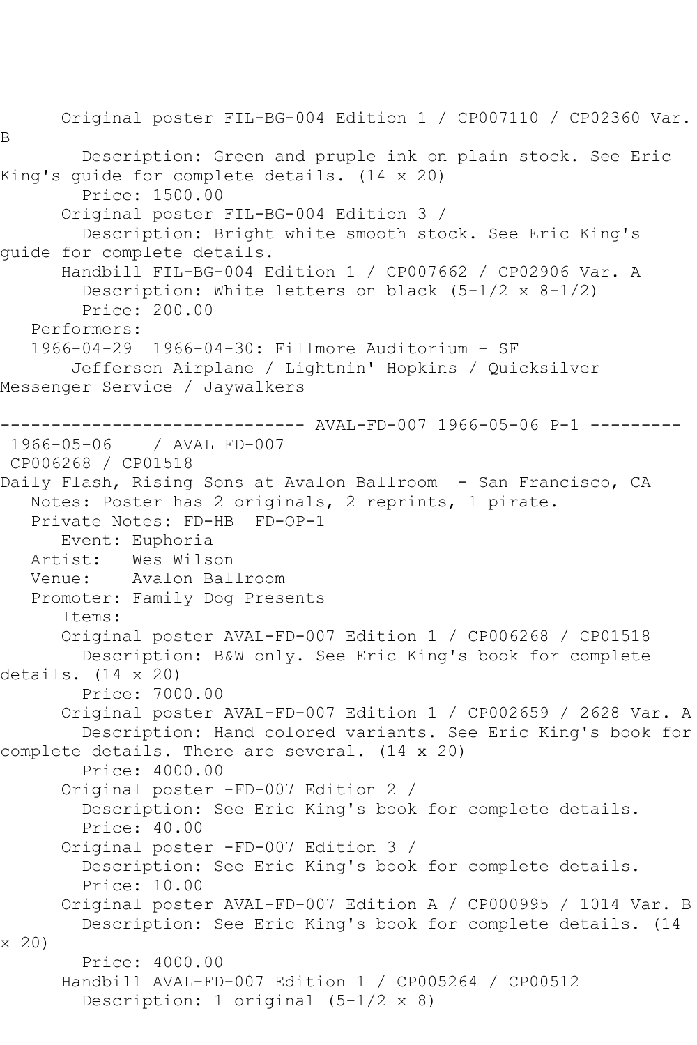Original poster FIL-BG-004 Edition 1 / CP007110 / CP02360 Var. B
Description: Green and pruple ink on plain stock. See Eric King's guide for complete details. (14 x 20)
Price: 1500.00
Original poster FIL-BG-004 Edition 3 /
Description: Bright white smooth stock. See Eric King's guide for complete details.
Handbill FIL-BG-004 Edition 1 / CP007662 / CP02906 Var. A
Description: White letters on black (5-1/2 x 8-1/2)
Price: 200.00
Performers:
1966-04-29 1966-04-30: Fillmore Auditorium - SF
Jefferson Airplane / Lightnin' Hopkins / Quicksilver Messenger Service / Jaywalkers

------------------------------ AVAL-FD-007 1966-05-06 P-1 ---------

1966-05-06 / AVAL FD-007
CP006268 / CP01518
Daily Flash, Rising Sons at Avalon Ballroom - San Francisco, CA
Notes: Poster has 2 originals, 2 reprints, 1 pirate.
Private Notes: FD-HB FD-OP-1
Event: Euphoria
Artist: Wes Wilson
Venue: Avalon Ballroom
Promoter: Family Dog Presents
Items:
Original poster AVAL-FD-007 Edition 1 / CP006268 / CP01518
Description: B&W only. See Eric King's book for complete details. (14 x 20)
Price: 7000.00
Original poster AVAL-FD-007 Edition 1 / CP002659 / 2628 Var. A
Description: Hand colored variants. See Eric King's book for complete details. There are several. (14 x 20)
Price: 4000.00
Original poster -FD-007 Edition 2 /
Description: See Eric King's book for complete details.
Price: 40.00
Original poster -FD-007 Edition 3 /
Description: See Eric King's book for complete details.
Price: 10.00
Original poster AVAL-FD-007 Edition A / CP000995 / 1014 Var. B
Description: See Eric King's book for complete details. (14 x 20)
Price: 4000.00
Handbill AVAL-FD-007 Edition 1 / CP005264 / CP00512
Description: 1 original (5-1/2 x 8)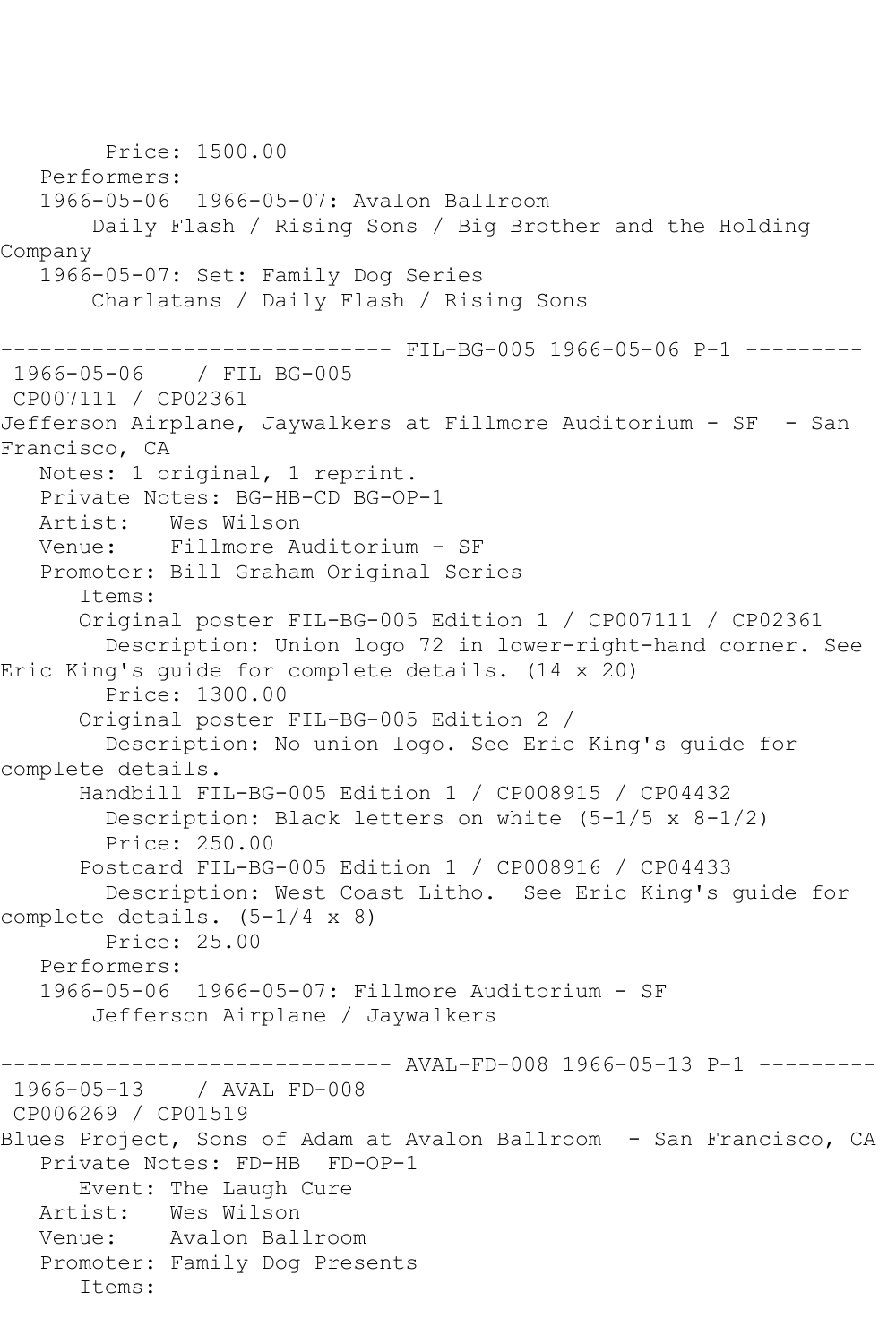Price: 1500.00
Performers:
1966-05-06  1966-05-07: Avalon Ballroom
Daily Flash / Rising Sons / Big Brother and the Holding Company
1966-05-07: Set: Family Dog Series
Charlatans / Daily Flash / Rising Sons

------------------------------ FIL-BG-005 1966-05-06 P-1 ---------

1966-05-06    / FIL BG-005
CP007111 / CP02361
Jefferson Airplane, Jaywalkers at Fillmore Auditorium - SF  - San Francisco, CA
Notes: 1 original, 1 reprint.
Private Notes: BG-HB-CD BG-OP-1
Artist:   Wes Wilson
Venue:    Fillmore Auditorium - SF
Promoter: Bill Graham Original Series
Items:
Original poster FIL-BG-005 Edition 1 / CP007111 / CP02361
Description: Union logo 72 in lower-right-hand corner. See Eric King's guide for complete details. (14 x 20)
Price: 1300.00
Original poster FIL-BG-005 Edition 2 /
Description: No union logo. See Eric King's guide for complete details.
Handbill FIL-BG-005 Edition 1 / CP008915 / CP04432
Description: Black letters on white (5-1/5 x 8-1/2)
Price: 250.00
Postcard FIL-BG-005 Edition 1 / CP008916 / CP04433
Description: West Coast Litho.  See Eric King's guide for complete details. (5-1/4 x 8)
Price: 25.00
Performers:
1966-05-06  1966-05-07: Fillmore Auditorium - SF
Jefferson Airplane / Jaywalkers

------------------------------ AVAL-FD-008 1966-05-13 P-1 ---------

1966-05-13    / AVAL FD-008
CP006269 / CP01519
Blues Project, Sons of Adam at Avalon Ballroom  - San Francisco, CA
Private Notes: FD-HB  FD-OP-1
Event: The Laugh Cure
Artist:   Wes Wilson
Venue:    Avalon Ballroom
Promoter: Family Dog Presents
Items: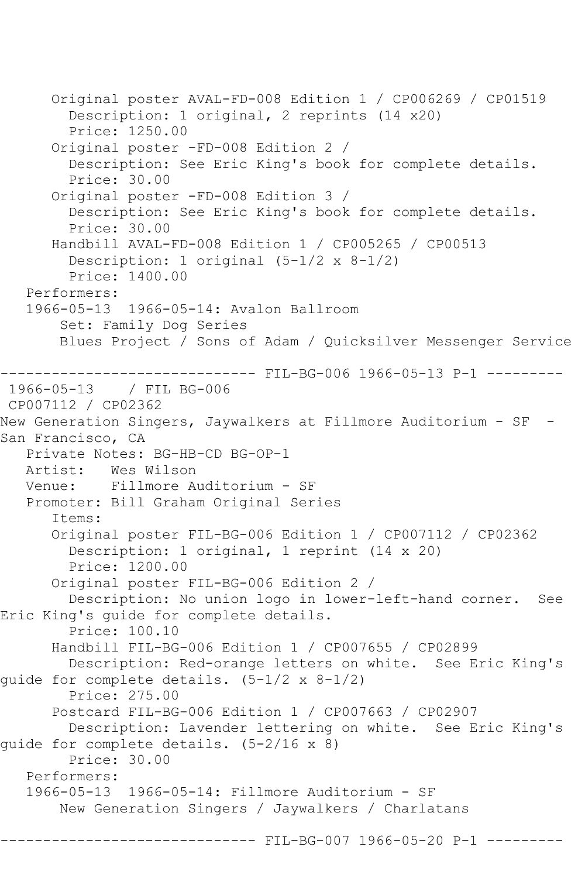```
      Original poster AVAL-FD-008 Edition 1 / CP006269 / CP01519
        Description: 1 original, 2 reprints (14 x20)
        Price: 1250.00
      Original poster -FD-008 Edition 2 / 
        Description: See Eric King's book for complete details.
        Price: 30.00
      Original poster -FD-008 Edition 3 / 
        Description: See Eric King's book for complete details.
        Price: 30.00
      Handbill AVAL-FD-008 Edition 1 / CP005265 / CP00513
        Description: 1 original (5-1/2 x 8-1/2)
        Price: 1400.00
   Performers:
   1966-05-13  1966-05-14: Avalon Ballroom
       Set: Family Dog Series
       Blues Project / Sons of Adam / Quicksilver Messenger Service

------------------------------ FIL-BG-006 1966-05-13 P-1 ---------
 1966-05-13    / FIL BG-006
 CP007112 / CP02362
New Generation Singers, Jaywalkers at Fillmore Auditorium - SF  -
San Francisco, CA
   Private Notes: BG-HB-CD BG-OP-1
   Artist:   Wes Wilson
   Venue:    Fillmore Auditorium - SF
   Promoter: Bill Graham Original Series
      Items:
      Original poster FIL-BG-006 Edition 1 / CP007112 / CP02362
        Description: 1 original, 1 reprint (14 x 20)
        Price: 1200.00
      Original poster FIL-BG-006 Edition 2 / 
        Description: No union logo in lower-left-hand corner.  See
Eric King's guide for complete details.
        Price: 100.10
      Handbill FIL-BG-006 Edition 1 / CP007655 / CP02899
        Description: Red-orange letters on white.  See Eric King's
guide for complete details. (5-1/2 x 8-1/2)
        Price: 275.00
      Postcard FIL-BG-006 Edition 1 / CP007663 / CP02907
        Description: Lavender lettering on white.  See Eric King's
guide for complete details. (5-2/16 x 8)
        Price: 30.00
   Performers:
   1966-05-13  1966-05-14: Fillmore Auditorium - SF
       New Generation Singers / Jaywalkers / Charlatans

------------------------------ FIL-BG-007 1966-05-20 P-1 ---------
```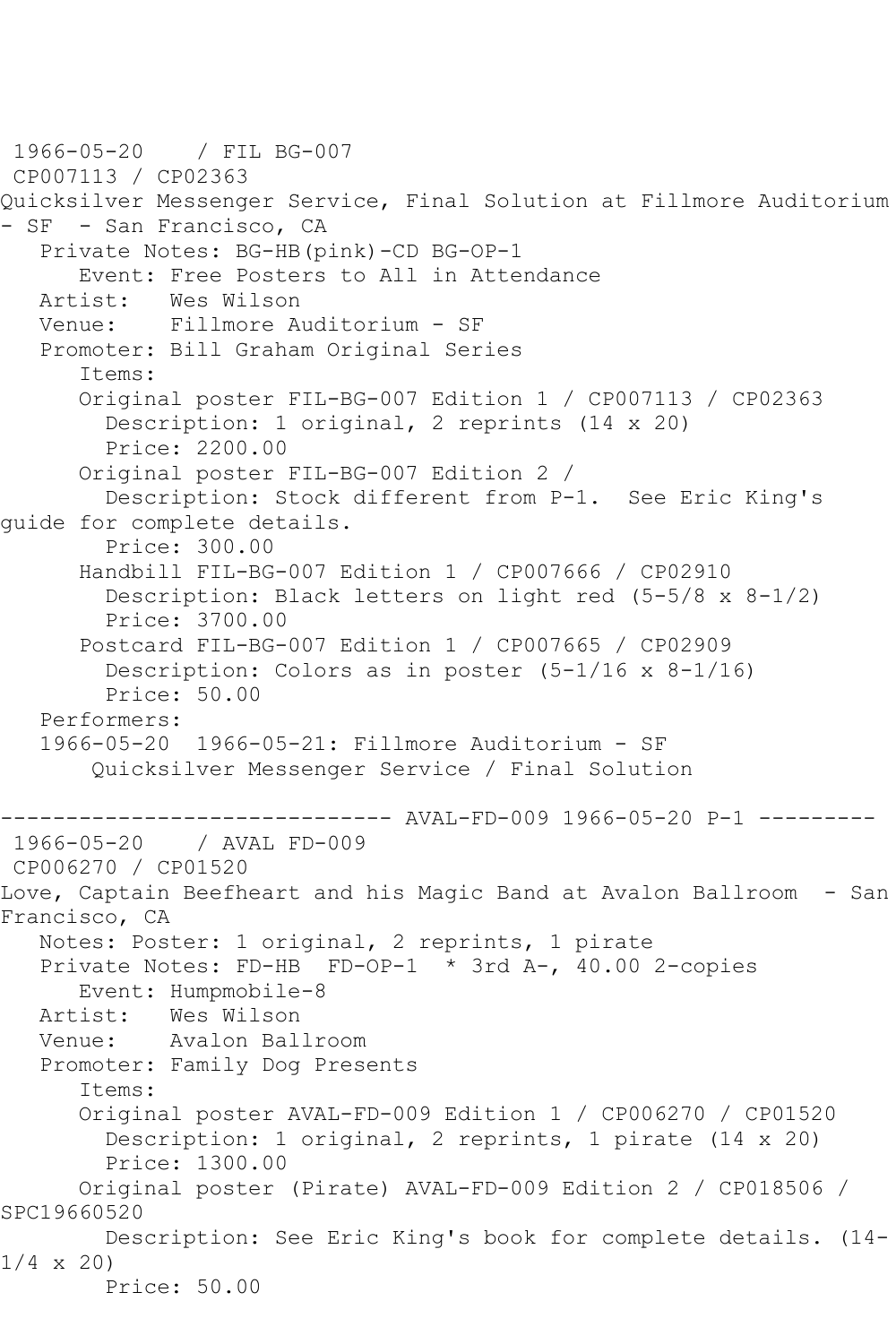1966-05-20 / FIL BG-007
CP007113 / CP02363
Quicksilver Messenger Service, Final Solution at Fillmore Auditorium - SF - San Francisco, CA
Private Notes: BG-HB(pink)-CD BG-OP-1
Event: Free Posters to All in Attendance
Artist: Wes Wilson
Venue: Fillmore Auditorium - SF
Promoter: Bill Graham Original Series
Items:
Original poster FIL-BG-007 Edition 1 / CP007113 / CP02363
Description: 1 original, 2 reprints (14 x 20)
Price: 2200.00
Original poster FIL-BG-007 Edition 2 /
Description: Stock different from P-1. See Eric King's guide for complete details.
Price: 300.00
Handbill FIL-BG-007 Edition 1 / CP007666 / CP02910
Description: Black letters on light red (5-5/8 x 8-1/2)
Price: 3700.00
Postcard FIL-BG-007 Edition 1 / CP007665 / CP02909
Description: Colors as in poster (5-1/16 x 8-1/16)
Price: 50.00
Performers:
1966-05-20 1966-05-21: Fillmore Auditorium - SF
Quicksilver Messenger Service / Final Solution

------------------------------ AVAL-FD-009 1966-05-20 P-1 ---------

1966-05-20 / AVAL FD-009
CP006270 / CP01520
Love, Captain Beefheart and his Magic Band at Avalon Ballroom - San Francisco, CA
Notes: Poster: 1 original, 2 reprints, 1 pirate
Private Notes: FD-HB FD-OP-1 * 3rd A-, 40.00 2-copies
Event: Humpmobile-8
Artist: Wes Wilson
Venue: Avalon Ballroom
Promoter: Family Dog Presents
Items:
Original poster AVAL-FD-009 Edition 1 / CP006270 / CP01520
Description: 1 original, 2 reprints, 1 pirate (14 x 20)
Price: 1300.00
Original poster (Pirate) AVAL-FD-009 Edition 2 / CP018506 / SPC19660520
Description: See Eric King's book for complete details. (14-1/4 x 20)
Price: 50.00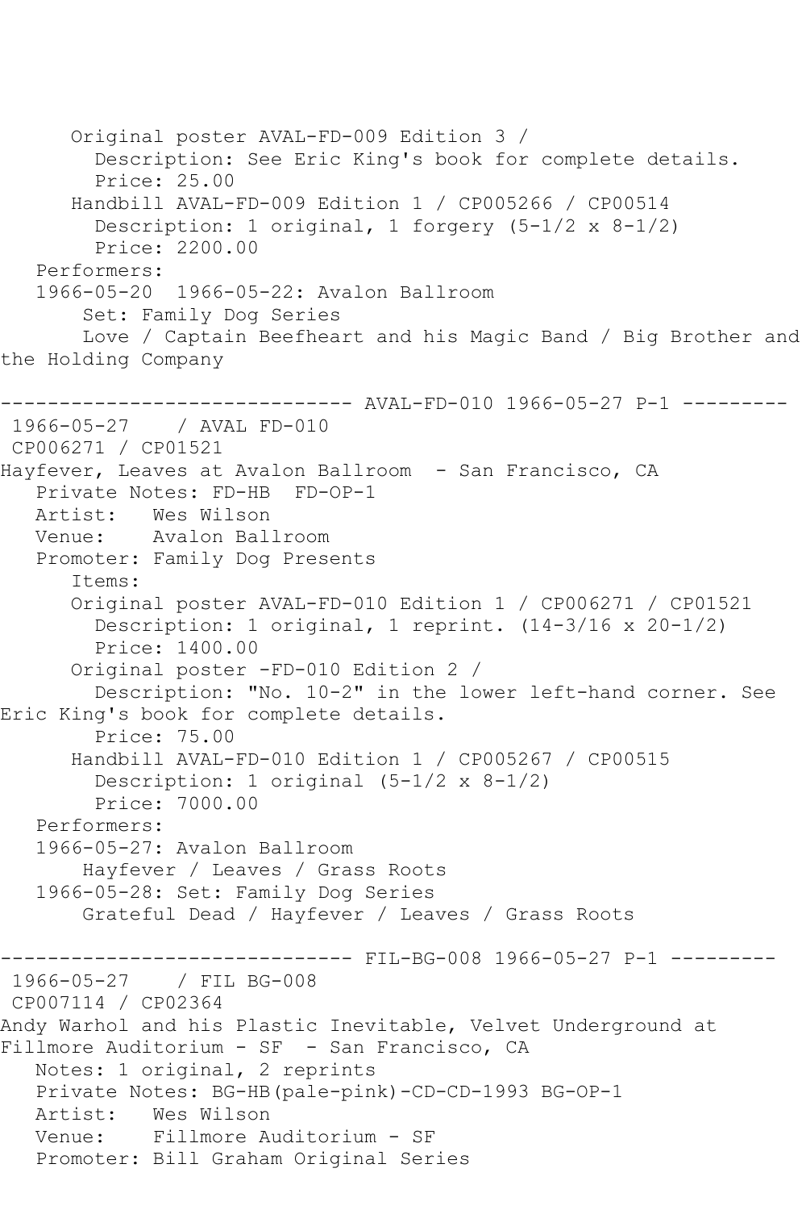```
      Original poster AVAL-FD-009 Edition 3 / 
        Description: See Eric King's book for complete details.
        Price: 25.00
      Handbill AVAL-FD-009 Edition 1 / CP005266 / CP00514
        Description: 1 original, 1 forgery (5-1/2 x 8-1/2)
        Price: 2200.00
   Performers:
   1966-05-20  1966-05-22: Avalon Ballroom
       Set: Family Dog Series
       Love / Captain Beefheart and his Magic Band / Big Brother and
the Holding Company

------------------------------ AVAL-FD-010 1966-05-27 P-1 ---------
 1966-05-27    / AVAL FD-010
 CP006271 / CP01521
Hayfever, Leaves at Avalon Ballroom  - San Francisco, CA
   Private Notes: FD-HB  FD-OP-1
   Artist:   Wes Wilson
   Venue:    Avalon Ballroom
   Promoter: Family Dog Presents
      Items:
      Original poster AVAL-FD-010 Edition 1 / CP006271 / CP01521
        Description: 1 original, 1 reprint. (14-3/16 x 20-1/2)
        Price: 1400.00
      Original poster -FD-010 Edition 2 / 
        Description: "No. 10-2" in the lower left-hand corner. See
Eric King's book for complete details.
        Price: 75.00
      Handbill AVAL-FD-010 Edition 1 / CP005267 / CP00515
        Description: 1 original (5-1/2 x 8-1/2)
        Price: 7000.00
   Performers:
   1966-05-27: Avalon Ballroom
       Hayfever / Leaves / Grass Roots
   1966-05-28: Set: Family Dog Series
       Grateful Dead / Hayfever / Leaves / Grass Roots

------------------------------ FIL-BG-008 1966-05-27 P-1 ---------
 1966-05-27    / FIL BG-008
 CP007114 / CP02364
Andy Warhol and his Plastic Inevitable, Velvet Underground at
Fillmore Auditorium - SF  - San Francisco, CA
   Notes: 1 original, 2 reprints
   Private Notes: BG-HB(pale-pink)-CD-CD-1993 BG-OP-1
   Artist:   Wes Wilson
   Venue:    Fillmore Auditorium - SF
   Promoter: Bill Graham Original Series
```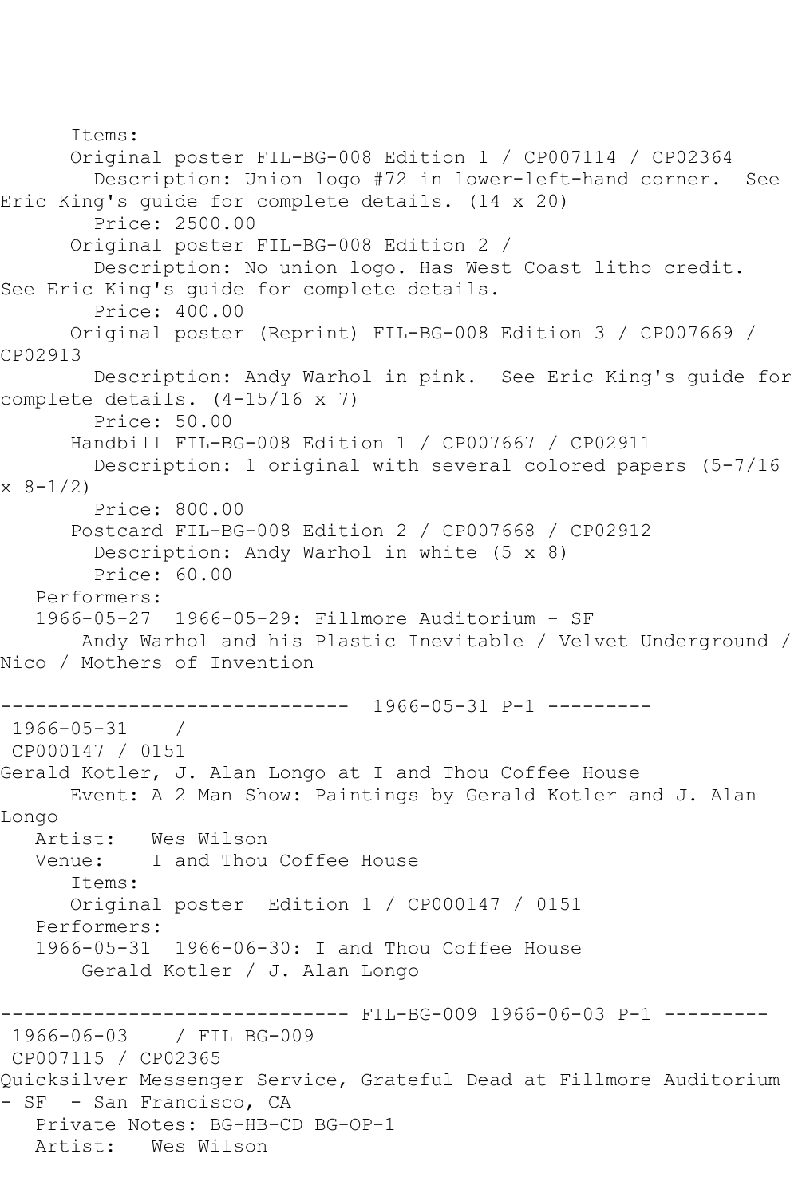Items:
Original poster FIL-BG-008 Edition 1 / CP007114 / CP02364
Description: Union logo #72 in lower-left-hand corner. See Eric King's guide for complete details. (14 x 20)
Price: 2500.00
Original poster FIL-BG-008 Edition 2 /
Description: No union logo. Has West Coast litho credit. See Eric King's guide for complete details.
Price: 400.00
Original poster (Reprint) FIL-BG-008 Edition 3 / CP007669 / CP02913
Description: Andy Warhol in pink. See Eric King's guide for complete details. (4-15/16 x 7)
Price: 50.00
Handbill FIL-BG-008 Edition 1 / CP007667 / CP02911
Description: 1 original with several colored papers (5-7/16 x 8-1/2)
Price: 800.00
Postcard FIL-BG-008 Edition 2 / CP007668 / CP02912
Description: Andy Warhol in white (5 x 8)
Price: 60.00
Performers:
1966-05-27 1966-05-29: Fillmore Auditorium - SF
Andy Warhol and his Plastic Inevitable / Velvet Underground / Nico / Mothers of Invention

------------------------------ 1966-05-31 P-1 ---------
1966-05-31 /
CP000147 / 0151
Gerald Kotler, J. Alan Longo at I and Thou Coffee House
Event: A 2 Man Show: Paintings by Gerald Kotler and J. Alan Longo
Artist: Wes Wilson
Venue: I and Thou Coffee House
Items:
Original poster Edition 1 / CP000147 / 0151
Performers:
1966-05-31 1966-06-30: I and Thou Coffee House
Gerald Kotler / J. Alan Longo

------------------------------ FIL-BG-009 1966-06-03 P-1 ---------
1966-06-03 / FIL BG-009
CP007115 / CP02365
Quicksilver Messenger Service, Grateful Dead at Fillmore Auditorium - SF - San Francisco, CA
Private Notes: BG-HB-CD BG-OP-1
Artist: Wes Wilson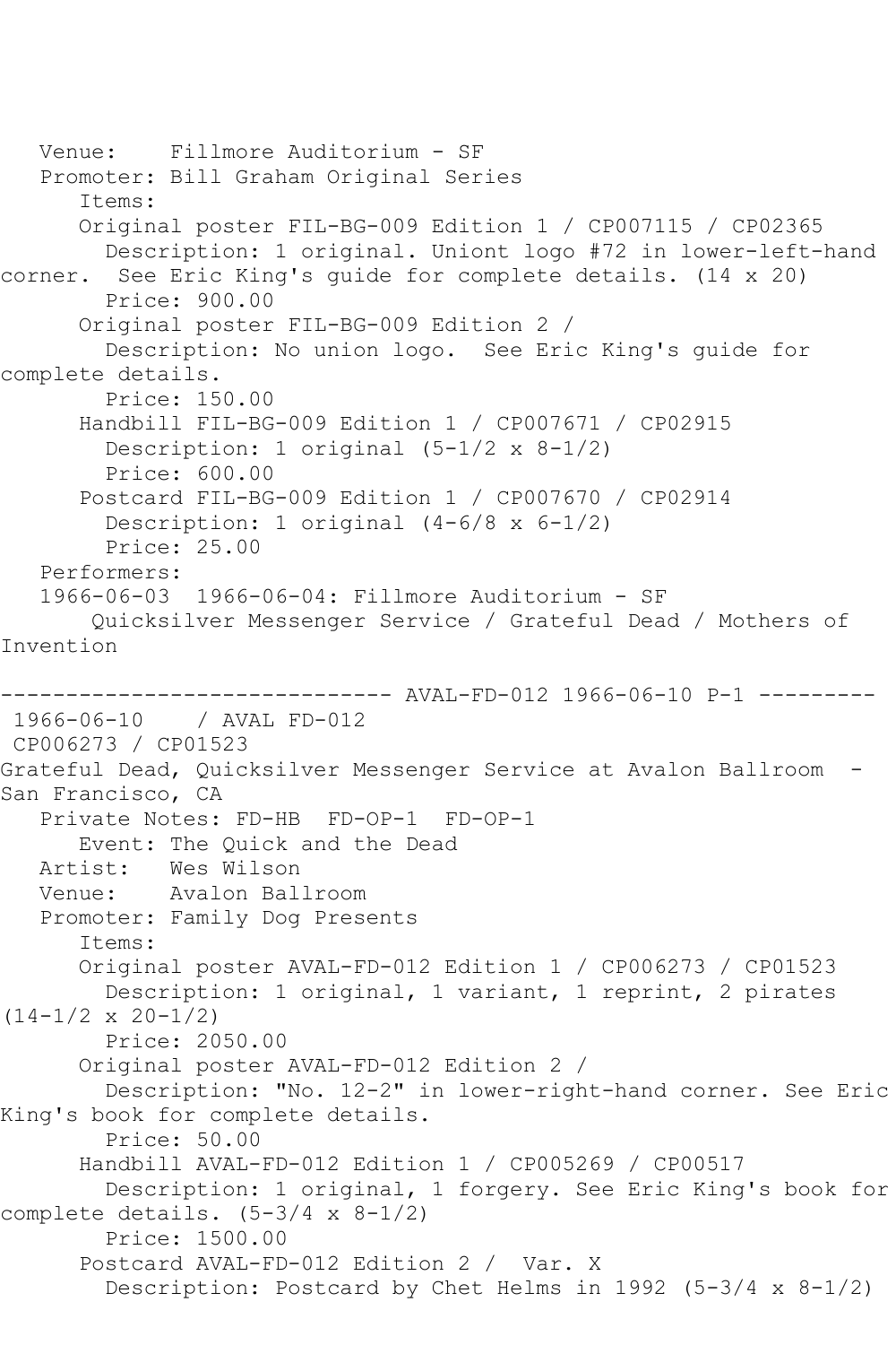Venue: Fillmore Auditorium - SF
Promoter: Bill Graham Original Series
Items:
Original poster FIL-BG-009 Edition 1 / CP007115 / CP02365
Description: 1 original. Uniont logo #72 in lower-left-hand corner. See Eric King's guide for complete details. (14 x 20)
Price: 900.00
Original poster FIL-BG-009 Edition 2 /
Description: No union logo. See Eric King's guide for complete details.
Price: 150.00
Handbill FIL-BG-009 Edition 1 / CP007671 / CP02915
Description: 1 original (5-1/2 x 8-1/2)
Price: 600.00
Postcard FIL-BG-009 Edition 1 / CP007670 / CP02914
Description: 1 original (4-6/8 x 6-1/2)
Price: 25.00
Performers:
1966-06-03 1966-06-04: Fillmore Auditorium - SF
Quicksilver Messenger Service / Grateful Dead / Mothers of Invention

------------------------------ AVAL-FD-012 1966-06-10 P-1 ---------
1966-06-10 / AVAL FD-012
CP006273 / CP01523
Grateful Dead, Quicksilver Messenger Service at Avalon Ballroom - San Francisco, CA
Private Notes: FD-HB FD-OP-1 FD-OP-1
Event: The Quick and the Dead
Artist: Wes Wilson
Venue: Avalon Ballroom
Promoter: Family Dog Presents
Items:
Original poster AVAL-FD-012 Edition 1 / CP006273 / CP01523
Description: 1 original, 1 variant, 1 reprint, 2 pirates (14-1/2 x 20-1/2)
Price: 2050.00
Original poster AVAL-FD-012 Edition 2 /
Description: "No. 12-2" in lower-right-hand corner. See Eric King's book for complete details.
Price: 50.00
Handbill AVAL-FD-012 Edition 1 / CP005269 / CP00517
Description: 1 original, 1 forgery. See Eric King's book for complete details. (5-3/4 x 8-1/2)
Price: 1500.00
Postcard AVAL-FD-012 Edition 2 / Var. X
Description: Postcard by Chet Helms in 1992 (5-3/4 x 8-1/2)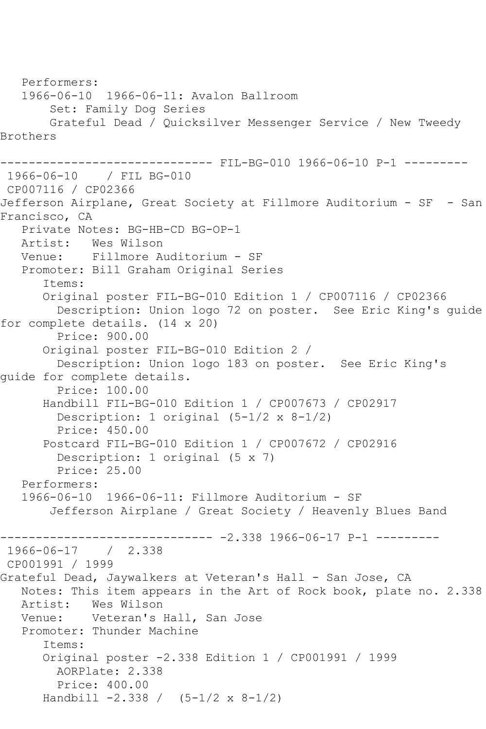Performers:
1966-06-10 1966-06-11: Avalon Ballroom
Set: Family Dog Series
Grateful Dead / Quicksilver Messenger Service / New Tweedy Brothers

------------------------------ FIL-BG-010 1966-06-10 P-1 ---------

1966-06-10 / FIL BG-010
CP007116 / CP02366
Jefferson Airplane, Great Society at Fillmore Auditorium - SF - San Francisco, CA
Private Notes: BG-HB-CD BG-OP-1
Artist: Wes Wilson
Venue: Fillmore Auditorium - SF
Promoter: Bill Graham Original Series
Items:
Original poster FIL-BG-010 Edition 1 / CP007116 / CP02366
Description: Union logo 72 on poster. See Eric King's guide for complete details. (14 x 20)
Price: 900.00
Original poster FIL-BG-010 Edition 2 /
Description: Union logo 183 on poster. See Eric King's guide for complete details.
Price: 100.00
Handbill FIL-BG-010 Edition 1 / CP007673 / CP02917
Description: 1 original (5-1/2 x 8-1/2)
Price: 450.00
Postcard FIL-BG-010 Edition 1 / CP007672 / CP02916
Description: 1 original (5 x 7)
Price: 25.00
Performers:
1966-06-10 1966-06-11: Fillmore Auditorium - SF
Jefferson Airplane / Great Society / Heavenly Blues Band

------------------------------ -2.338 1966-06-17 P-1 ---------

1966-06-17 / 2.338
CP001991 / 1999
Grateful Dead, Jaywalkers at Veteran's Hall - San Jose, CA
Notes: This item appears in the Art of Rock book, plate no. 2.338
Artist: Wes Wilson
Venue: Veteran's Hall, San Jose
Promoter: Thunder Machine
Items:
Original poster -2.338 Edition 1 / CP001991 / 1999
AORPlate: 2.338
Price: 400.00
Handbill -2.338 / (5-1/2 x 8-1/2)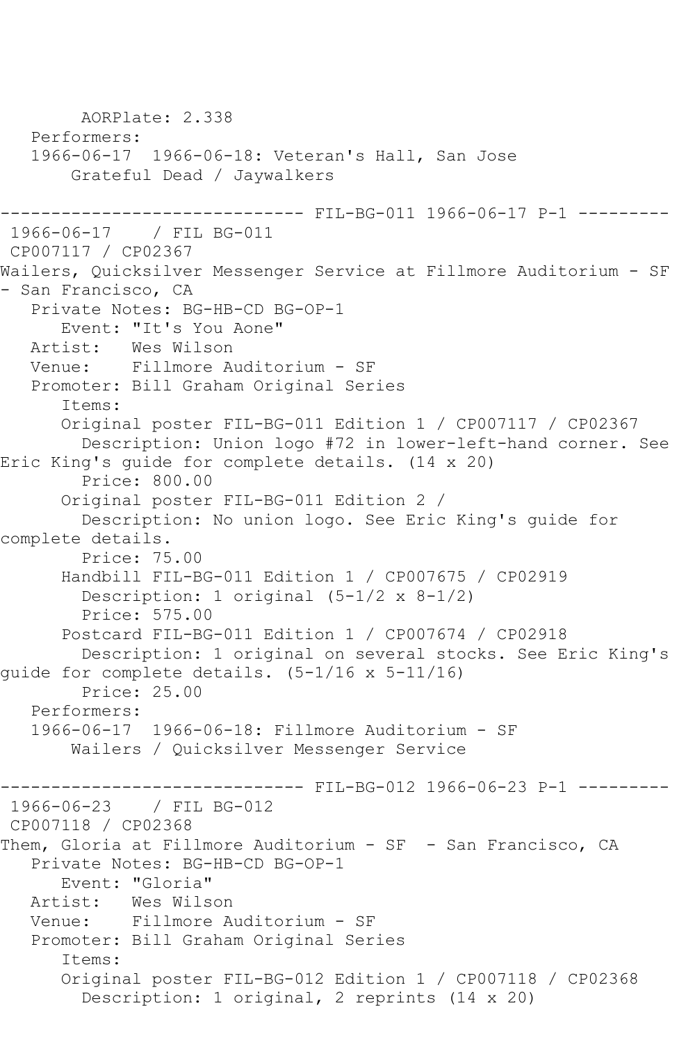AORPlate: 2.338
Performers:
1966-06-17 1966-06-18: Veteran's Hall, San Jose
Grateful Dead / Jaywalkers

------------------------------ FIL-BG-011 1966-06-17 P-1 ---------

1966-06-17 / FIL BG-011
CP007117 / CP02367
Wailers, Quicksilver Messenger Service at Fillmore Auditorium - SF - San Francisco, CA

Private Notes: BG-HB-CD BG-OP-1
Event: "It's You Aone"
Artist: Wes Wilson
Venue: Fillmore Auditorium - SF
Promoter: Bill Graham Original Series
Items:
Original poster FIL-BG-011 Edition 1 / CP007117 / CP02367
Description: Union logo #72 in lower-left-hand corner. See Eric King's guide for complete details. (14 x 20)
Price: 800.00
Original poster FIL-BG-011 Edition 2 /
Description: No union logo. See Eric King's guide for complete details.
Price: 75.00
Handbill FIL-BG-011 Edition 1 / CP007675 / CP02919
Description: 1 original (5-1/2 x 8-1/2)
Price: 575.00
Postcard FIL-BG-011 Edition 1 / CP007674 / CP02918
Description: 1 original on several stocks. See Eric King's guide for complete details. (5-1/16 x 5-11/16)
Price: 25.00
Performers:
1966-06-17 1966-06-18: Fillmore Auditorium - SF
Wailers / Quicksilver Messenger Service

------------------------------ FIL-BG-012 1966-06-23 P-1 ---------

1966-06-23 / FIL BG-012
CP007118 / CP02368
Them, Gloria at Fillmore Auditorium - SF - San Francisco, CA

Private Notes: BG-HB-CD BG-OP-1
Event: "Gloria"
Artist: Wes Wilson
Venue: Fillmore Auditorium - SF
Promoter: Bill Graham Original Series
Items:
Original poster FIL-BG-012 Edition 1 / CP007118 / CP02368
Description: 1 original, 2 reprints (14 x 20)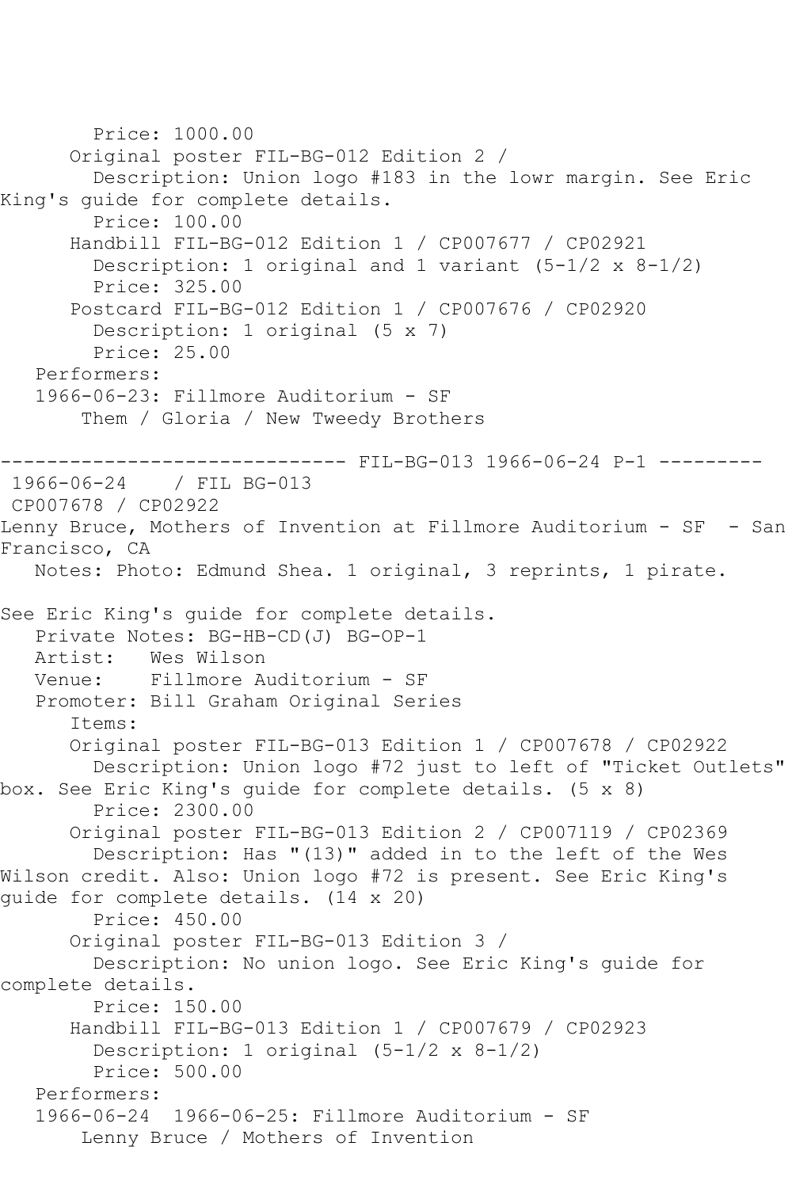Price: 1000.00

Original poster FIL-BG-012 Edition 2 /

Description: Union logo #183 in the lowr margin. See Eric King's guide for complete details.

Price: 100.00

Handbill FIL-BG-012 Edition 1 / CP007677 / CP02921

Description: 1 original and 1 variant (5-1/2 x 8-1/2)

Price: 325.00

Postcard FIL-BG-012 Edition 1 / CP007676 / CP02920

Description: 1 original (5 x 7)

Price: 25.00

Performers:

1966-06-23: Fillmore Auditorium - SF

Them / Gloria / New Tweedy Brothers

------------------------------ FIL-BG-013 1966-06-24 P-1 ---------

1966-06-24 / FIL BG-013

CP007678 / CP02922

Lenny Bruce, Mothers of Invention at Fillmore Auditorium - SF - San Francisco, CA

Notes: Photo: Edmund Shea. 1 original, 3 reprints, 1 pirate.

See Eric King's guide for complete details.

Private Notes: BG-HB-CD(J) BG-OP-1

Artist: Wes Wilson

Venue: Fillmore Auditorium - SF

Promoter: Bill Graham Original Series

Items:

Original poster FIL-BG-013 Edition 1 / CP007678 / CP02922

Description: Union logo #72 just to left of "Ticket Outlets" box. See Eric King's guide for complete details. (5 x 8)

Price: 2300.00

Original poster FIL-BG-013 Edition 2 / CP007119 / CP02369

Description: Has "(13)" added in to the left of the Wes Wilson credit. Also: Union logo #72 is present. See Eric King's guide for complete details. (14 x 20)

Price: 450.00

Original poster FIL-BG-013 Edition 3 /

Description: No union logo. See Eric King's guide for complete details.

Price: 150.00

Handbill FIL-BG-013 Edition 1 / CP007679 / CP02923

Description: 1 original (5-1/2 x 8-1/2)

Price: 500.00

Performers:

1966-06-24 1966-06-25: Fillmore Auditorium - SF

Lenny Bruce / Mothers of Invention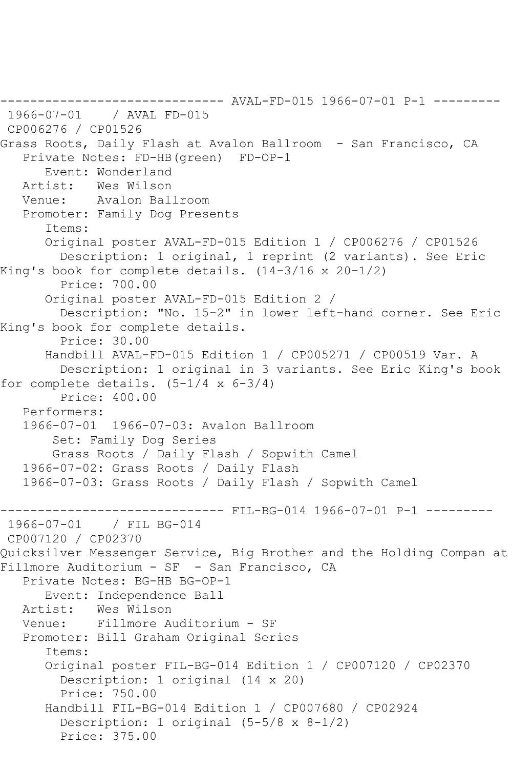------------------------------ AVAL-FD-015 1966-07-01 P-1 ---------

1966-07-01 / AVAL FD-015
CP006276 / CP01526
Grass Roots, Daily Flash at Avalon Ballroom - San Francisco, CA
Private Notes: FD-HB(green) FD-OP-1
Event: Wonderland
Artist: Wes Wilson
Venue: Avalon Ballroom
Promoter: Family Dog Presents
Items:
Original poster AVAL-FD-015 Edition 1 / CP006276 / CP01526
Description: 1 original, 1 reprint (2 variants). See Eric King's book for complete details. (14-3/16 x 20-1/2)
Price: 700.00
Original poster AVAL-FD-015 Edition 2 /
Description: "No. 15-2" in lower left-hand corner. See Eric King's book for complete details.
Price: 30.00
Handbill AVAL-FD-015 Edition 1 / CP005271 / CP00519 Var. A
Description: 1 original in 3 variants. See Eric King's book for complete details. (5-1/4 x 6-3/4)
Price: 400.00
Performers:
1966-07-01 1966-07-03: Avalon Ballroom
Set: Family Dog Series
Grass Roots / Daily Flash / Sopwith Camel
1966-07-02: Grass Roots / Daily Flash
1966-07-03: Grass Roots / Daily Flash / Sopwith Camel

------------------------------ FIL-BG-014 1966-07-01 P-1 ---------

1966-07-01 / FIL BG-014
CP007120 / CP02370
Quicksilver Messenger Service, Big Brother and the Holding Compan at Fillmore Auditorium - SF - San Francisco, CA
Private Notes: BG-HB BG-OP-1
Event: Independence Ball
Artist: Wes Wilson
Venue: Fillmore Auditorium - SF
Promoter: Bill Graham Original Series
Items:
Original poster FIL-BG-014 Edition 1 / CP007120 / CP02370
Description: 1 original (14 x 20)
Price: 750.00
Handbill FIL-BG-014 Edition 1 / CP007680 / CP02924
Description: 1 original (5-5/8 x 8-1/2)
Price: 375.00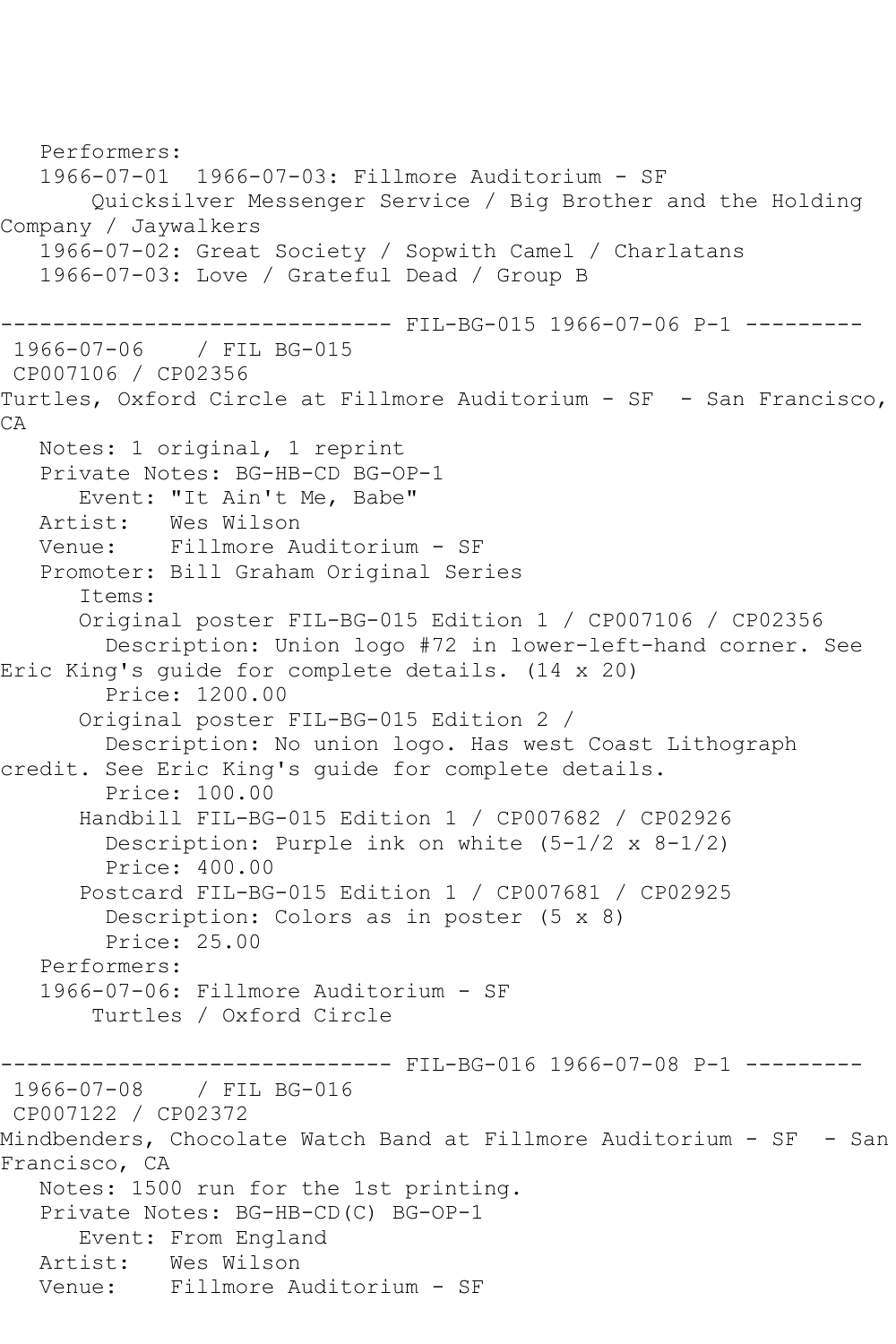Performers:
1966-07-01  1966-07-03: Fillmore Auditorium - SF
Quicksilver Messenger Service / Big Brother and the Holding Company / Jaywalkers
1966-07-02: Great Society / Sopwith Camel / Charlatans
1966-07-03: Love / Grateful Dead / Group B

------------------------------ FIL-BG-015 1966-07-06 P-1 ---------

1966-07-06    / FIL BG-015
CP007106 / CP02356
Turtles, Oxford Circle at Fillmore Auditorium - SF  - San Francisco, CA

Notes: 1 original, 1 reprint
Private Notes: BG-HB-CD BG-OP-1
Event: "It Ain't Me, Babe"
Artist:   Wes Wilson
Venue:    Fillmore Auditorium - SF
Promoter: Bill Graham Original Series
Items:
Original poster FIL-BG-015 Edition 1 / CP007106 / CP02356
Description: Union logo #72 in lower-left-hand corner. See Eric King's guide for complete details. (14 x 20)
Price: 1200.00
Original poster FIL-BG-015 Edition 2 /
Description: No union logo. Has west Coast Lithograph credit. See Eric King's guide for complete details.
Price: 100.00
Handbill FIL-BG-015 Edition 1 / CP007682 / CP02926
Description: Purple ink on white (5-1/2 x 8-1/2)
Price: 400.00
Postcard FIL-BG-015 Edition 1 / CP007681 / CP02925
Description: Colors as in poster (5 x 8)
Price: 25.00
Performers:
1966-07-06: Fillmore Auditorium - SF
Turtles / Oxford Circle

------------------------------ FIL-BG-016 1966-07-08 P-1 ---------

1966-07-08    / FIL BG-016
CP007122 / CP02372
Mindbenders, Chocolate Watch Band at Fillmore Auditorium - SF  - San Francisco, CA

Notes: 1500 run for the 1st printing.
Private Notes: BG-HB-CD(C) BG-OP-1
Event: From England
Artist:   Wes Wilson
Venue:    Fillmore Auditorium - SF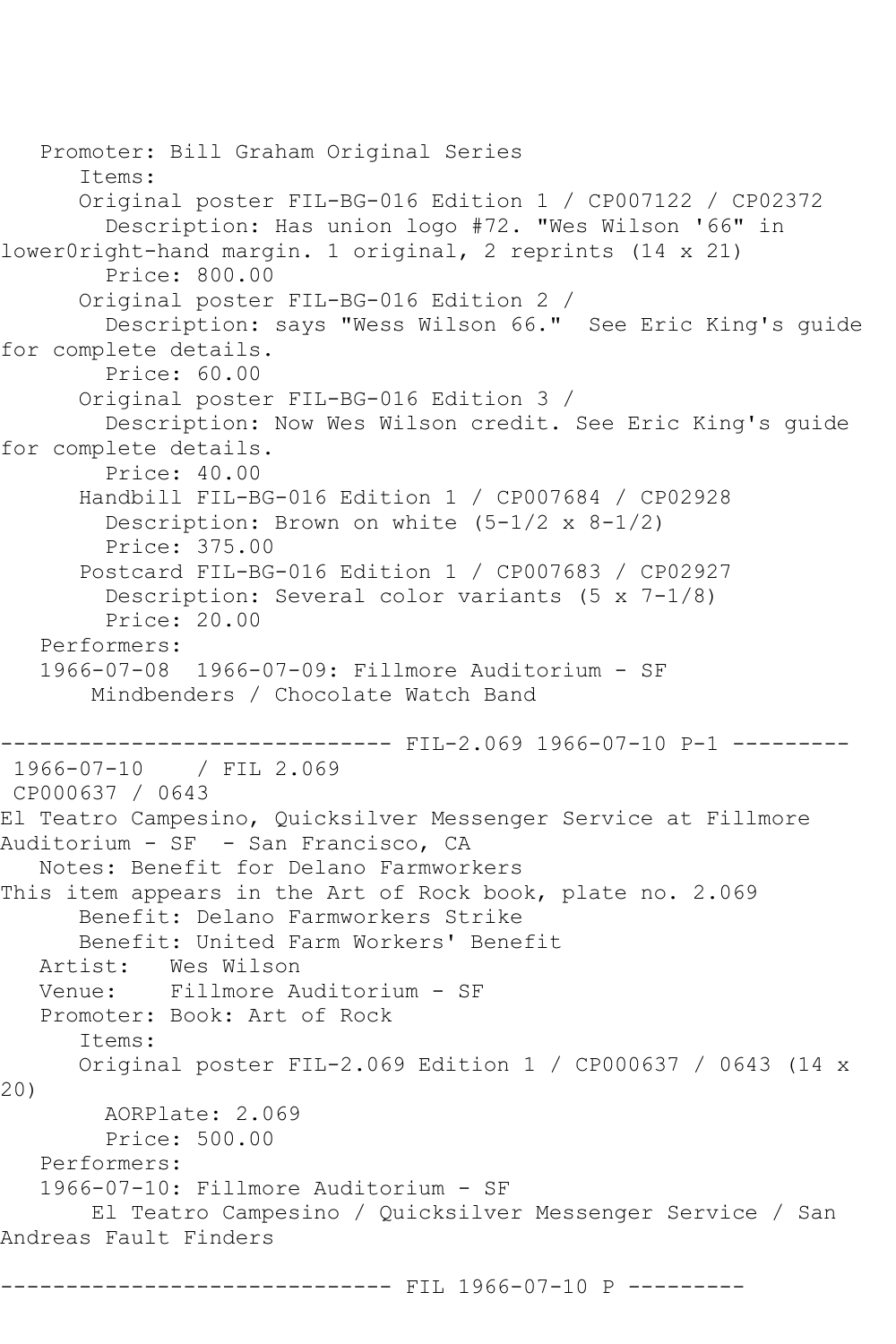Promoter: Bill Graham Original Series
Items:
Original poster FIL-BG-016 Edition 1 / CP007122 / CP02372
Description: Has union logo #72. "Wes Wilson '66" in lower0right-hand margin. 1 original, 2 reprints (14 x 21)
Price: 800.00
Original poster FIL-BG-016 Edition 2 /
Description: says "Wess Wilson 66." See Eric King's guide for complete details.
Price: 60.00
Original poster FIL-BG-016 Edition 3 /
Description: Now Wes Wilson credit. See Eric King's guide for complete details.
Price: 40.00
Handbill FIL-BG-016 Edition 1 / CP007684 / CP02928
Description: Brown on white (5-1/2 x 8-1/2)
Price: 375.00
Postcard FIL-BG-016 Edition 1 / CP007683 / CP02927
Description: Several color variants (5 x 7-1/8)
Price: 20.00
Performers:
1966-07-08 1966-07-09: Fillmore Auditorium - SF
Mindbenders / Chocolate Watch Band

------------------------------ FIL-2.069 1966-07-10 P-1 ---------

1966-07-10 / FIL 2.069
CP000637 / 0643
El Teatro Campesino, Quicksilver Messenger Service at Fillmore Auditorium - SF - San Francisco, CA
Notes: Benefit for Delano Farmworkers
This item appears in the Art of Rock book, plate no. 2.069
Benefit: Delano Farmworkers Strike
Benefit: United Farm Workers' Benefit
Artist: Wes Wilson
Venue: Fillmore Auditorium - SF
Promoter: Book: Art of Rock
Items:
Original poster FIL-2.069 Edition 1 / CP000637 / 0643 (14 x 20)
AORPlate: 2.069
Price: 500.00
Performers:
1966-07-10: Fillmore Auditorium - SF
El Teatro Campesino / Quicksilver Messenger Service / San Andreas Fault Finders

------------------------------ FIL 1966-07-10 P ---------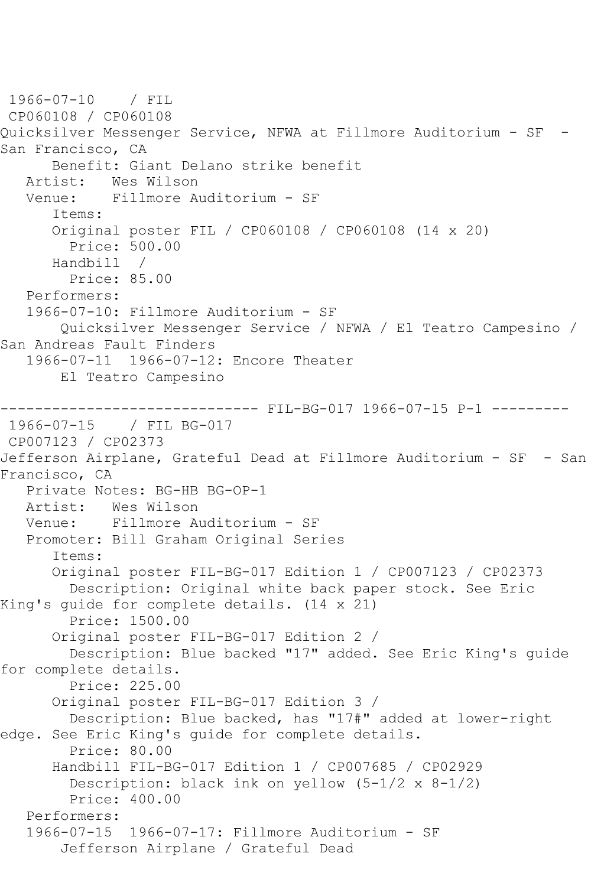1966-07-10 / FIL
CP060108 / CP060108
Quicksilver Messenger Service, NFWA at Fillmore Auditorium - SF - San Francisco, CA
Benefit: Giant Delano strike benefit
Artist: Wes Wilson
Venue: Fillmore Auditorium - SF
Items:
Original poster FIL / CP060108 / CP060108 (14 x 20)
Price: 500.00
Handbill /
Price: 85.00
Performers:
1966-07-10: Fillmore Auditorium - SF
Quicksilver Messenger Service / NFWA / El Teatro Campesino / San Andreas Fault Finders
1966-07-11 1966-07-12: Encore Theater
El Teatro Campesino

------------------------------ FIL-BG-017 1966-07-15 P-1 ---------

1966-07-15 / FIL BG-017
CP007123 / CP02373
Jefferson Airplane, Grateful Dead at Fillmore Auditorium - SF - San Francisco, CA
Private Notes: BG-HB BG-OP-1
Artist: Wes Wilson
Venue: Fillmore Auditorium - SF
Promoter: Bill Graham Original Series
Items:
Original poster FIL-BG-017 Edition 1 / CP007123 / CP02373
Description: Original white back paper stock. See Eric King's guide for complete details. (14 x 21)
Price: 1500.00
Original poster FIL-BG-017 Edition 2 /
Description: Blue backed "17" added. See Eric King's guide for complete details.
Price: 225.00
Original poster FIL-BG-017 Edition 3 /
Description: Blue backed, has "17#" added at lower-right edge. See Eric King's guide for complete details.
Price: 80.00
Handbill FIL-BG-017 Edition 1 / CP007685 / CP02929
Description: black ink on yellow (5-1/2 x 8-1/2)
Price: 400.00
Performers:
1966-07-15 1966-07-17: Fillmore Auditorium - SF
Jefferson Airplane / Grateful Dead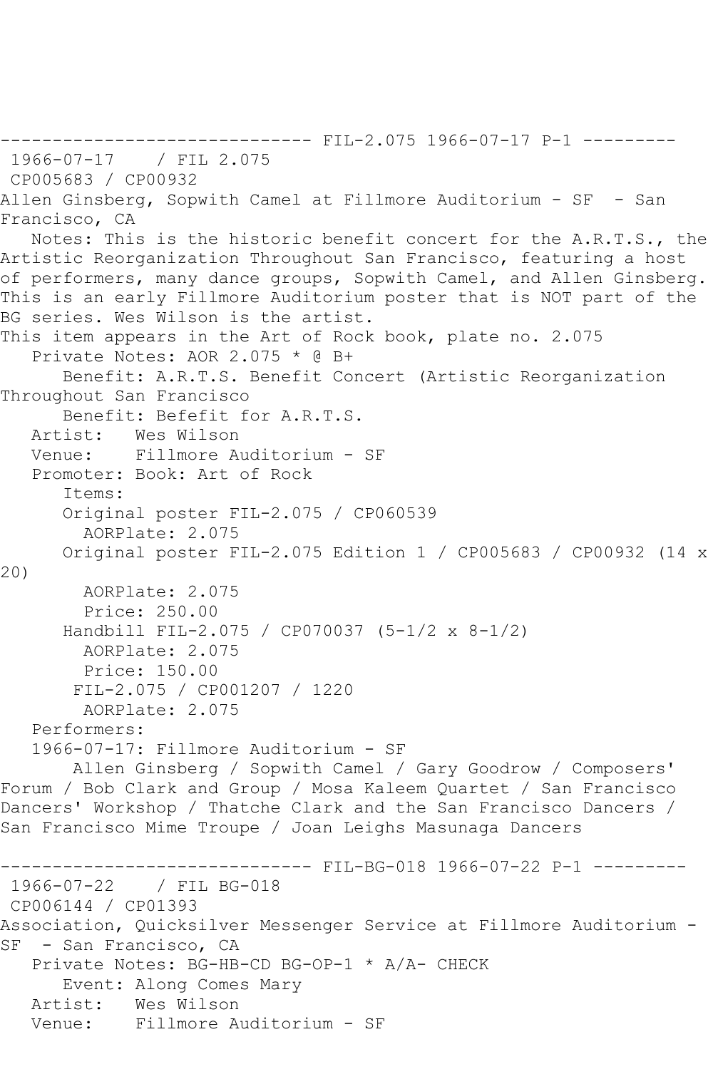------------------------------ FIL-2.075 1966-07-17 P-1 ---------
1966-07-17 / FIL 2.075
CP005683 / CP00932
Allen Ginsberg, Sopwith Camel at Fillmore Auditorium - SF - San Francisco, CA

Notes: This is the historic benefit concert for the A.R.T.S., the Artistic Reorganization Throughout San Francisco, featuring a host of performers, many dance groups, Sopwith Camel, and Allen Ginsberg. This is an early Fillmore Auditorium poster that is NOT part of the BG series. Wes Wilson is the artist.
This item appears in the Art of Rock book, plate no. 2.075

Private Notes: AOR 2.075 * @ B+

Benefit: A.R.T.S. Benefit Concert (Artistic Reorganization Throughout San Francisco

Benefit: Befefit for A.R.T.S.

Artist: Wes Wilson

Venue: Fillmore Auditorium - SF

Promoter: Book: Art of Rock

Items:

Original poster FIL-2.075 / CP060539
AORPlate: 2.075

Original poster FIL-2.075 Edition 1 / CP005683 / CP00932 (14 x 20)
AORPlate: 2.075
Price: 250.00

Handbill FIL-2.075 / CP070037 (5-1/2 x 8-1/2)
AORPlate: 2.075
Price: 150.00

FIL-2.075 / CP001207 / 1220
AORPlate: 2.075

Performers:

1966-07-17: Fillmore Auditorium - SF
Allen Ginsberg / Sopwith Camel / Gary Goodrow / Composers' Forum / Bob Clark and Group / Mosa Kaleem Quartet / San Francisco Dancers' Workshop / Thatche Clark and the San Francisco Dancers / San Francisco Mime Troupe / Joan Leighs Masunaga Dancers

------------------------------ FIL-BG-018 1966-07-22 P-1 ---------
1966-07-22 / FIL BG-018
CP006144 / CP01393
Association, Quicksilver Messenger Service at Fillmore Auditorium - SF - San Francisco, CA

Private Notes: BG-HB-CD BG-OP-1 * A/A- CHECK

Event: Along Comes Mary

Artist: Wes Wilson

Venue: Fillmore Auditorium - SF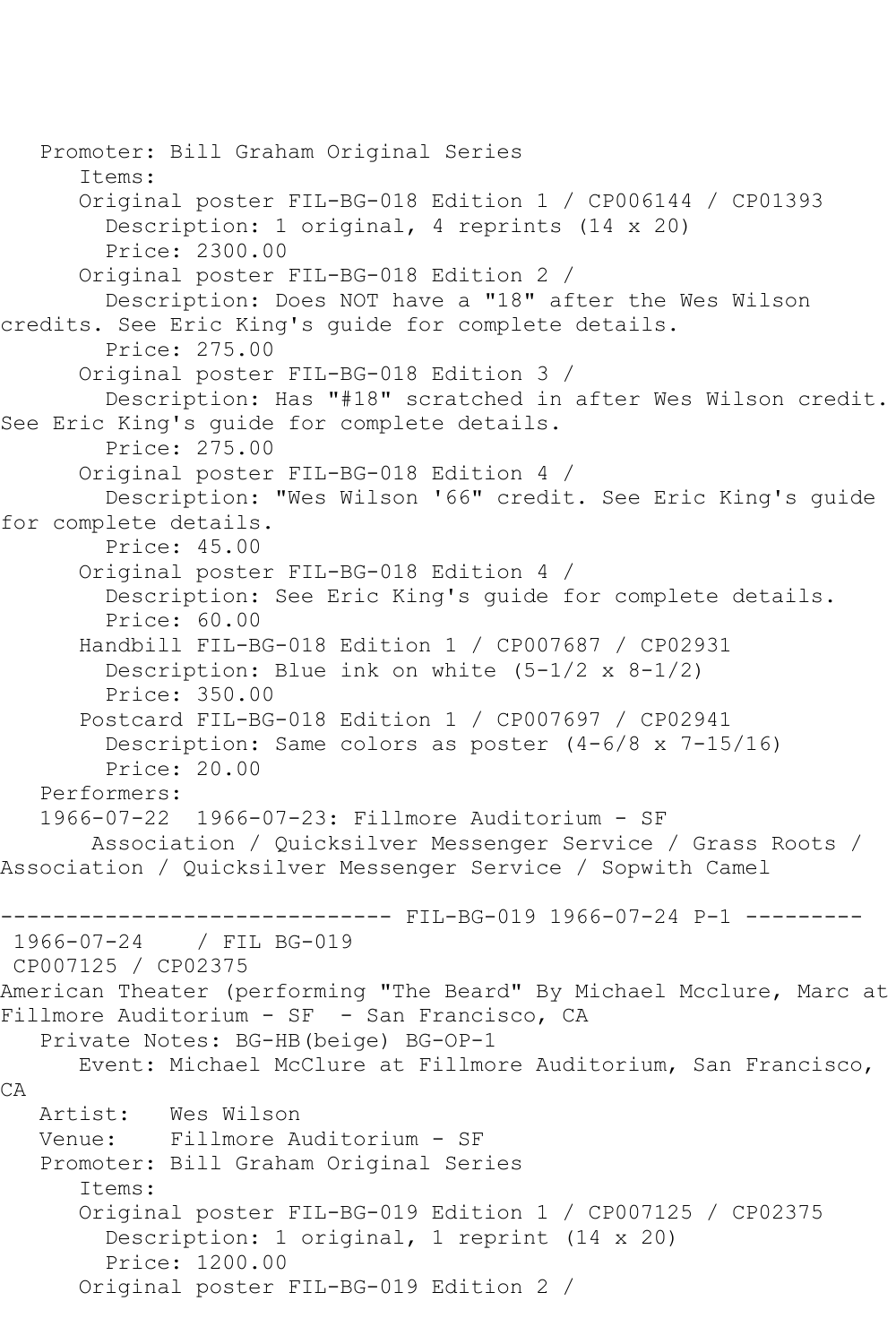Promoter: Bill Graham Original Series
Items:
Original poster FIL-BG-018 Edition 1 / CP006144 / CP01393
Description: 1 original, 4 reprints (14 x 20)
Price: 2300.00
Original poster FIL-BG-018 Edition 2 /
Description: Does NOT have a "18" after the Wes Wilson credits. See Eric King's guide for complete details.
Price: 275.00
Original poster FIL-BG-018 Edition 3 /
Description: Has "#18" scratched in after Wes Wilson credit. See Eric King's guide for complete details.
Price: 275.00
Original poster FIL-BG-018 Edition 4 /
Description: "Wes Wilson '66" credit. See Eric King's guide for complete details.
Price: 45.00
Original poster FIL-BG-018 Edition 4 /
Description: See Eric King's guide for complete details.
Price: 60.00
Handbill FIL-BG-018 Edition 1 / CP007687 / CP02931
Description: Blue ink on white (5-1/2 x 8-1/2)
Price: 350.00
Postcard FIL-BG-018 Edition 1 / CP007697 / CP02941
Description: Same colors as poster (4-6/8 x 7-15/16)
Price: 20.00
Performers:
1966-07-22 1966-07-23: Fillmore Auditorium - SF
Association / Quicksilver Messenger Service / Grass Roots / Association / Quicksilver Messenger Service / Sopwith Camel

------------------------------ FIL-BG-019 1966-07-24 P-1 ---------

1966-07-24 / FIL BG-019
CP007125 / CP02375
American Theater (performing "The Beard" By Michael Mcclure, Marc at Fillmore Auditorium - SF - San Francisco, CA
Private Notes: BG-HB(beige) BG-OP-1
Event: Michael McClure at Fillmore Auditorium, San Francisco, CA
Artist: Wes Wilson
Venue: Fillmore Auditorium - SF
Promoter: Bill Graham Original Series
Items:
Original poster FIL-BG-019 Edition 1 / CP007125 / CP02375
Description: 1 original, 1 reprint (14 x 20)
Price: 1200.00
Original poster FIL-BG-019 Edition 2 /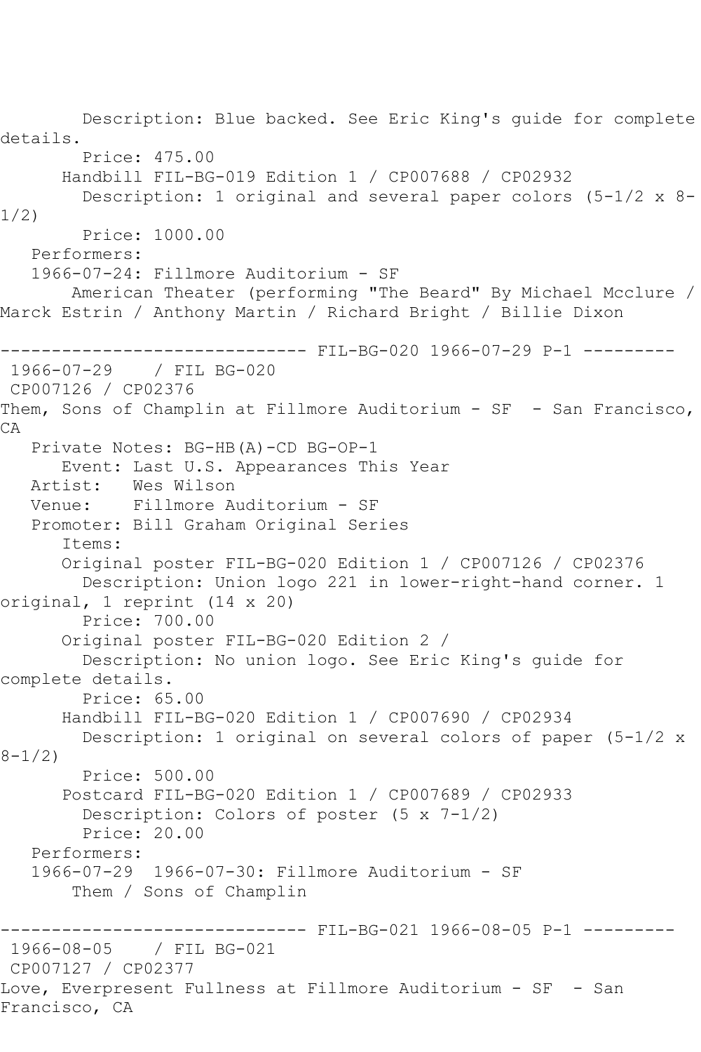Description: Blue backed. See Eric King's guide for complete details.
Price: 475.00
Handbill FIL-BG-019 Edition 1 / CP007688 / CP02932
Description: 1 original and several paper colors (5-1/2 x 8-1/2)
Price: 1000.00
Performers:
1966-07-24: Fillmore Auditorium - SF
American Theater (performing "The Beard" By Michael Mcclure / Marck Estrin / Anthony Martin / Richard Bright / Billie Dixon

------------------------------ FIL-BG-020 1966-07-29 P-1 ---------

1966-07-29 / FIL BG-020
CP007126 / CP02376
Them, Sons of Champlin at Fillmore Auditorium - SF - San Francisco, CA
Private Notes: BG-HB(A)-CD BG-OP-1
Event: Last U.S. Appearances This Year
Artist: Wes Wilson
Venue: Fillmore Auditorium - SF
Promoter: Bill Graham Original Series
Items:
Original poster FIL-BG-020 Edition 1 / CP007126 / CP02376
Description: Union logo 221 in lower-right-hand corner. 1 original, 1 reprint (14 x 20)
Price: 700.00
Original poster FIL-BG-020 Edition 2 /
Description: No union logo. See Eric King's guide for complete details.
Price: 65.00
Handbill FIL-BG-020 Edition 1 / CP007690 / CP02934
Description: 1 original on several colors of paper (5-1/2 x 8-1/2)
Price: 500.00
Postcard FIL-BG-020 Edition 1 / CP007689 / CP02933
Description: Colors of poster (5 x 7-1/2)
Price: 20.00
Performers:
1966-07-29 1966-07-30: Fillmore Auditorium - SF
Them / Sons of Champlin

------------------------------ FIL-BG-021 1966-08-05 P-1 ---------

1966-08-05 / FIL BG-021
CP007127 / CP02377
Love, Everpresent Fullness at Fillmore Auditorium - SF - San Francisco, CA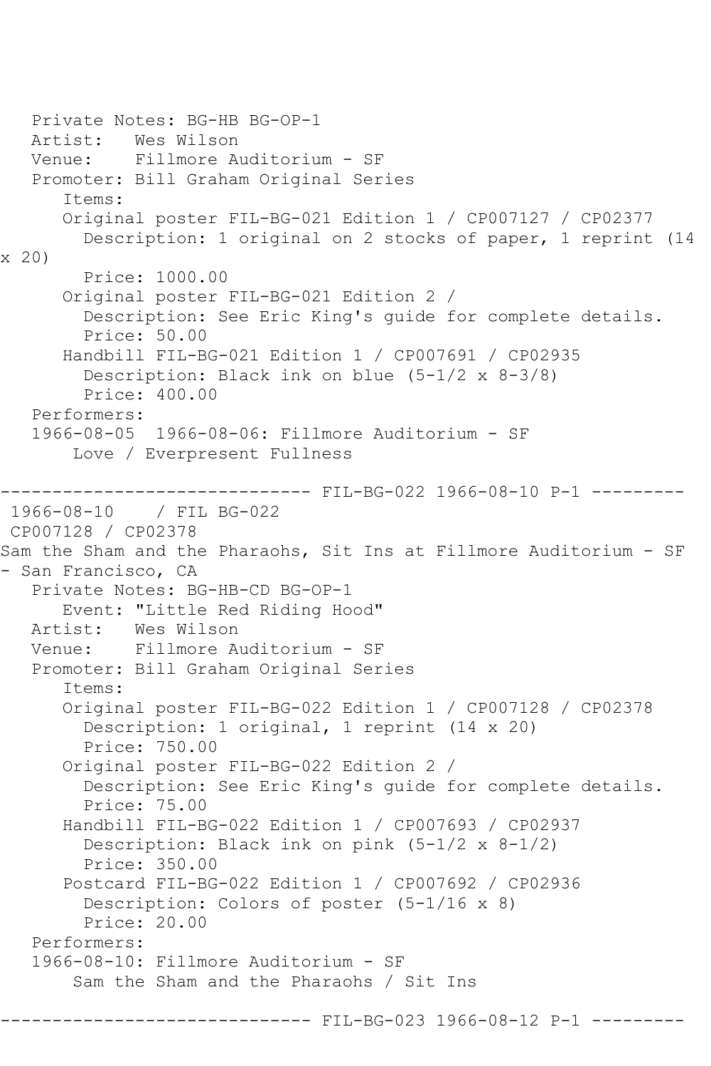Private Notes: BG-HB BG-OP-1
Artist: Wes Wilson
Venue: Fillmore Auditorium - SF
Promoter: Bill Graham Original Series
Items:
Original poster FIL-BG-021 Edition 1 / CP007127 / CP02377
Description: 1 original on 2 stocks of paper, 1 reprint (14 x 20)
Price: 1000.00
Original poster FIL-BG-021 Edition 2 /
Description: See Eric King's guide for complete details.
Price: 50.00
Handbill FIL-BG-021 Edition 1 / CP007691 / CP02935
Description: Black ink on blue (5-1/2 x 8-3/8)
Price: 400.00
Performers:
1966-08-05 1966-08-06: Fillmore Auditorium - SF
Love / Everpresent Fullness

------------------------------ FIL-BG-022 1966-08-10 P-1 ---------

1966-08-10 / FIL BG-022
CP007128 / CP02378
Sam the Sham and the Pharaohs, Sit Ins at Fillmore Auditorium - SF - San Francisco, CA
Private Notes: BG-HB-CD BG-OP-1
Event: "Little Red Riding Hood"
Artist: Wes Wilson
Venue: Fillmore Auditorium - SF
Promoter: Bill Graham Original Series
Items:
Original poster FIL-BG-022 Edition 1 / CP007128 / CP02378
Description: 1 original, 1 reprint (14 x 20)
Price: 750.00
Original poster FIL-BG-022 Edition 2 /
Description: See Eric King's guide for complete details.
Price: 75.00
Handbill FIL-BG-022 Edition 1 / CP007693 / CP02937
Description: Black ink on pink (5-1/2 x 8-1/2)
Price: 350.00
Postcard FIL-BG-022 Edition 1 / CP007692 / CP02936
Description: Colors of poster (5-1/16 x 8)
Price: 20.00
Performers:
1966-08-10: Fillmore Auditorium - SF
Sam the Sham and the Pharaohs / Sit Ins

------------------------------ FIL-BG-023 1966-08-12 P-1 ---------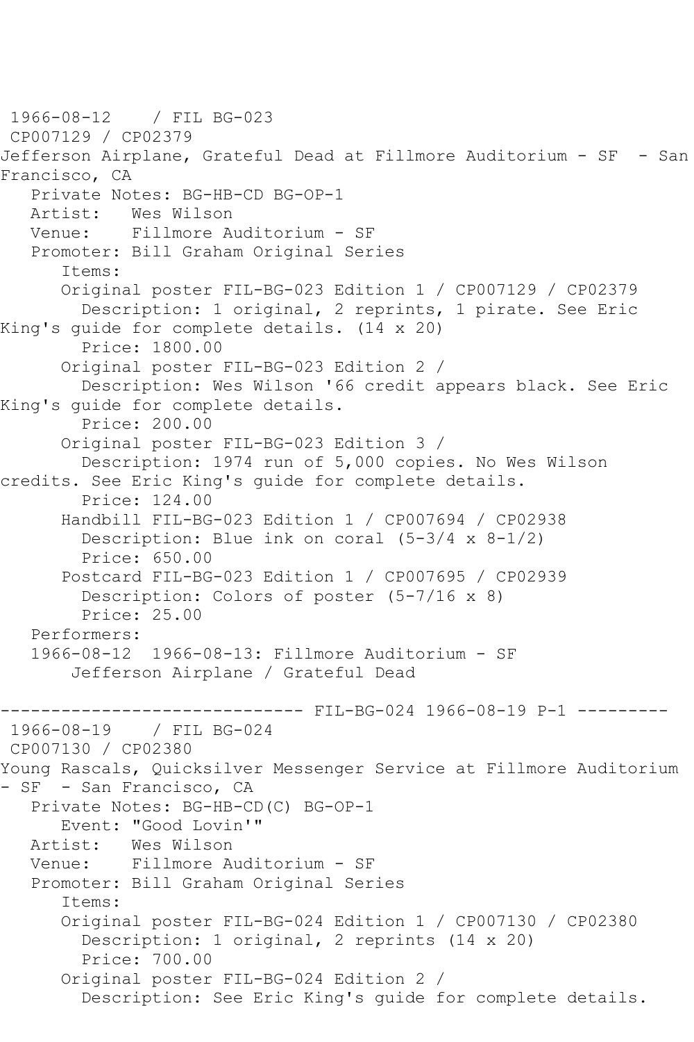1966-08-12 / FIL BG-023
CP007129 / CP02379
Jefferson Airplane, Grateful Dead at Fillmore Auditorium - SF - San Francisco, CA

Private Notes: BG-HB-CD BG-OP-1
Artist: Wes Wilson
Venue: Fillmore Auditorium - SF
Promoter: Bill Graham Original Series

Items:

Original poster FIL-BG-023 Edition 1 / CP007129 / CP02379
Description: 1 original, 2 reprints, 1 pirate. See Eric King's guide for complete details. (14 x 20)
Price: 1800.00

Original poster FIL-BG-023 Edition 2 /
Description: Wes Wilson '66 credit appears black. See Eric King's guide for complete details.
Price: 200.00

Original poster FIL-BG-023 Edition 3 /
Description: 1974 run of 5,000 copies. No Wes Wilson credits. See Eric King's guide for complete details.
Price: 124.00

Handbill FIL-BG-023 Edition 1 / CP007694 / CP02938
Description: Blue ink on coral (5-3/4 x 8-1/2)
Price: 650.00

Postcard FIL-BG-023 Edition 1 / CP007695 / CP02939
Description: Colors of poster (5-7/16 x 8)
Price: 25.00

Performers:
1966-08-12 1966-08-13: Fillmore Auditorium - SF
Jefferson Airplane / Grateful Dead

------------------------------ FIL-BG-024 1966-08-19 P-1 ---------

1966-08-19 / FIL BG-024
CP007130 / CP02380
Young Rascals, Quicksilver Messenger Service at Fillmore Auditorium - SF - San Francisco, CA

Private Notes: BG-HB-CD(C) BG-OP-1
Event: "Good Lovin'"
Artist: Wes Wilson
Venue: Fillmore Auditorium - SF
Promoter: Bill Graham Original Series

Items:

Original poster FIL-BG-024 Edition 1 / CP007130 / CP02380
Description: 1 original, 2 reprints (14 x 20)
Price: 700.00

Original poster FIL-BG-024 Edition 2 /
Description: See Eric King's guide for complete details.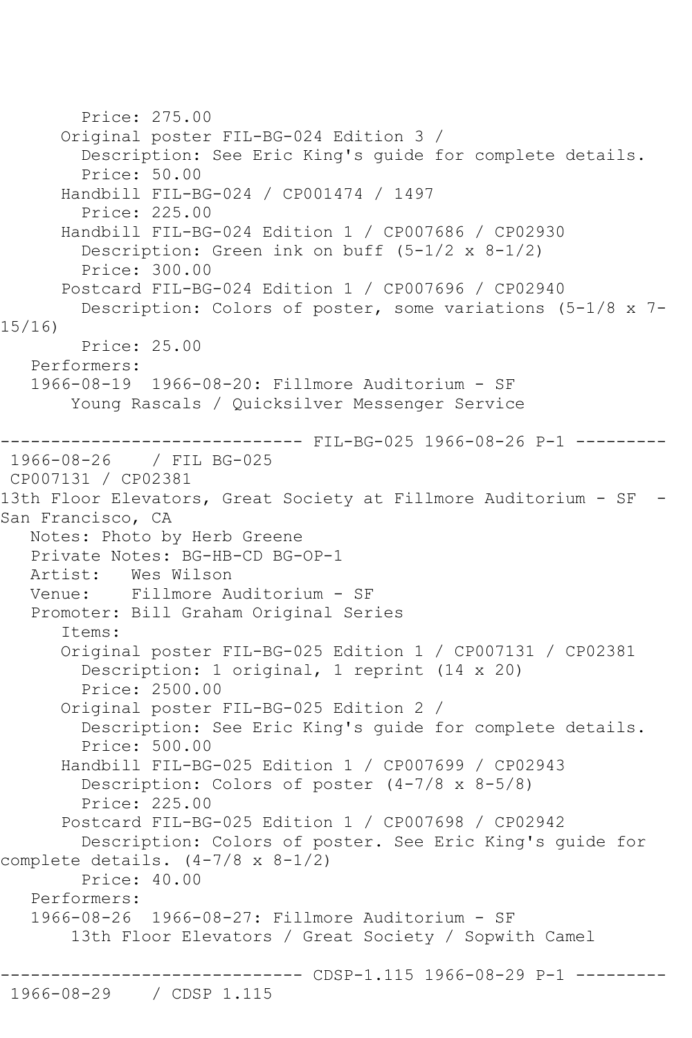```
        Price: 275.00
      Original poster FIL-BG-024 Edition 3 / 
        Description: See Eric King's guide for complete details.
        Price: 50.00
      Handbill FIL-BG-024 / CP001474 / 1497
        Price: 225.00
      Handbill FIL-BG-024 Edition 1 / CP007686 / CP02930
        Description: Green ink on buff (5-1/2 x 8-1/2)
        Price: 300.00
      Postcard FIL-BG-024 Edition 1 / CP007696 / CP02940
        Description: Colors of poster, some variations (5-1/8 x 7-
15/16)
        Price: 25.00
   Performers:
   1966-08-19  1966-08-20: Fillmore Auditorium - SF
       Young Rascals / Quicksilver Messenger Service

------------------------------ FIL-BG-025 1966-08-26 P-1 ---------
 1966-08-26    / FIL BG-025
 CP007131 / CP02381
13th Floor Elevators, Great Society at Fillmore Auditorium - SF  - 
San Francisco, CA
   Notes: Photo by Herb Greene
   Private Notes: BG-HB-CD BG-OP-1
   Artist:   Wes Wilson
   Venue:    Fillmore Auditorium - SF
   Promoter: Bill Graham Original Series
      Items:
      Original poster FIL-BG-025 Edition 1 / CP007131 / CP02381
        Description: 1 original, 1 reprint (14 x 20)
        Price: 2500.00
      Original poster FIL-BG-025 Edition 2 / 
        Description: See Eric King's guide for complete details.
        Price: 500.00
      Handbill FIL-BG-025 Edition 1 / CP007699 / CP02943
        Description: Colors of poster (4-7/8 x 8-5/8)
        Price: 225.00
      Postcard FIL-BG-025 Edition 1 / CP007698 / CP02942
        Description: Colors of poster. See Eric King's guide for 
complete details. (4-7/8 x 8-1/2)
        Price: 40.00
   Performers:
   1966-08-26  1966-08-27: Fillmore Auditorium - SF
       13th Floor Elevators / Great Society / Sopwith Camel

------------------------------ CDSP-1.115 1966-08-29 P-1 ---------
 1966-08-29    / CDSP 1.115
```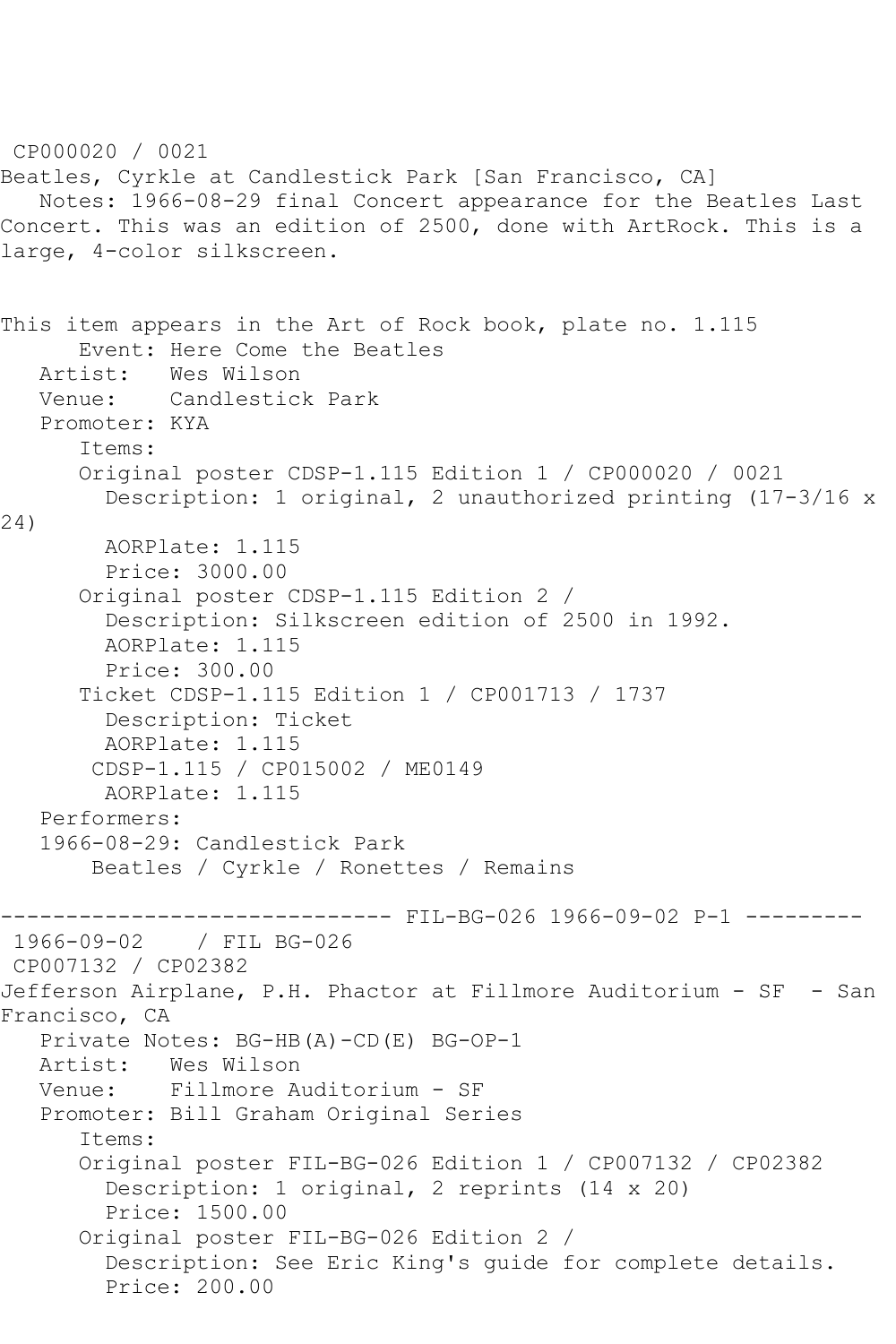CP000020 / 0021
Beatles, Cyrkle at Candlestick Park [San Francisco, CA]
Notes: 1966-08-29 final Concert appearance for the Beatles Last Concert. This was an edition of 2500, done with ArtRock. This is a large, 4-color silkscreen.

This item appears in the Art of Rock book, plate no. 1.115
Event: Here Come the Beatles
Artist: Wes Wilson
Venue: Candlestick Park
Promoter: KYA
Items:
Original poster CDSP-1.115 Edition 1 / CP000020 / 0021
Description: 1 original, 2 unauthorized printing (17-3/16 x 24)
AORPlate: 1.115
Price: 3000.00
Original poster CDSP-1.115 Edition 2 /
Description: Silkscreen edition of 2500 in 1992.
AORPlate: 1.115
Price: 300.00
Ticket CDSP-1.115 Edition 1 / CP001713 / 1737
Description: Ticket
AORPlate: 1.115
CDSP-1.115 / CP015002 / ME0149
AORPlate: 1.115
Performers:
1966-08-29: Candlestick Park
Beatles / Cyrkle / Ronettes / Remains

------------------------------ FIL-BG-026 1966-09-02 P-1 ---------
1966-09-02 / FIL BG-026
CP007132 / CP02382
Jefferson Airplane, P.H. Phactor at Fillmore Auditorium - SF - San Francisco, CA
Private Notes: BG-HB(A)-CD(E) BG-OP-1
Artist: Wes Wilson
Venue: Fillmore Auditorium - SF
Promoter: Bill Graham Original Series
Items:
Original poster FIL-BG-026 Edition 1 / CP007132 / CP02382
Description: 1 original, 2 reprints (14 x 20)
Price: 1500.00
Original poster FIL-BG-026 Edition 2 /
Description: See Eric King's guide for complete details.
Price: 200.00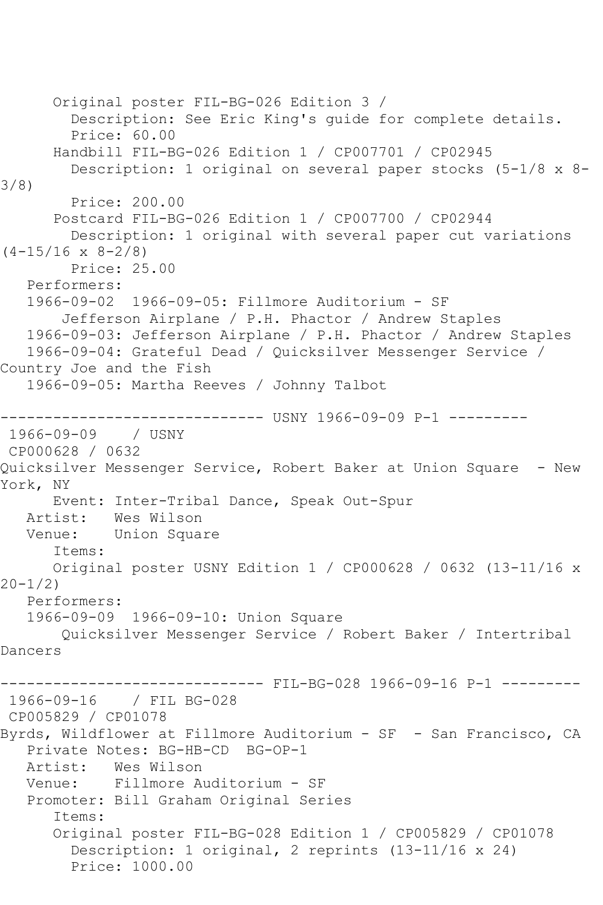Original poster FIL-BG-026 Edition 3 /
Description: See Eric King's guide for complete details.
Price: 60.00
Handbill FIL-BG-026 Edition 1 / CP007701 / CP02945
Description: 1 original on several paper stocks (5-1/8 x 8-3/8)
Price: 200.00
Postcard FIL-BG-026 Edition 1 / CP007700 / CP02944
Description: 1 original with several paper cut variations (4-15/16 x 8-2/8)
Price: 25.00
Performers:
1966-09-02 1966-09-05: Fillmore Auditorium - SF
Jefferson Airplane / P.H. Phactor / Andrew Staples
1966-09-03: Jefferson Airplane / P.H. Phactor / Andrew Staples
1966-09-04: Grateful Dead / Quicksilver Messenger Service / Country Joe and the Fish
1966-09-05: Martha Reeves / Johnny Talbot

------------------------------ USNY 1966-09-09 P-1 ---------

1966-09-09 / USNY
CP000628 / 0632
Quicksilver Messenger Service, Robert Baker at Union Square - New York, NY
Event: Inter-Tribal Dance, Speak Out-Spur
Artist: Wes Wilson
Venue: Union Square
Items:
Original poster USNY Edition 1 / CP000628 / 0632 (13-11/16 x 20-1/2)
Performers:
1966-09-09 1966-09-10: Union Square
Quicksilver Messenger Service / Robert Baker / Intertribal Dancers

------------------------------ FIL-BG-028 1966-09-16 P-1 ---------

1966-09-16 / FIL BG-028
CP005829 / CP01078
Byrds, Wildflower at Fillmore Auditorium - SF - San Francisco, CA
Private Notes: BG-HB-CD BG-OP-1
Artist: Wes Wilson
Venue: Fillmore Auditorium - SF
Promoter: Bill Graham Original Series
Items:
Original poster FIL-BG-028 Edition 1 / CP005829 / CP01078
Description: 1 original, 2 reprints (13-11/16 x 24)
Price: 1000.00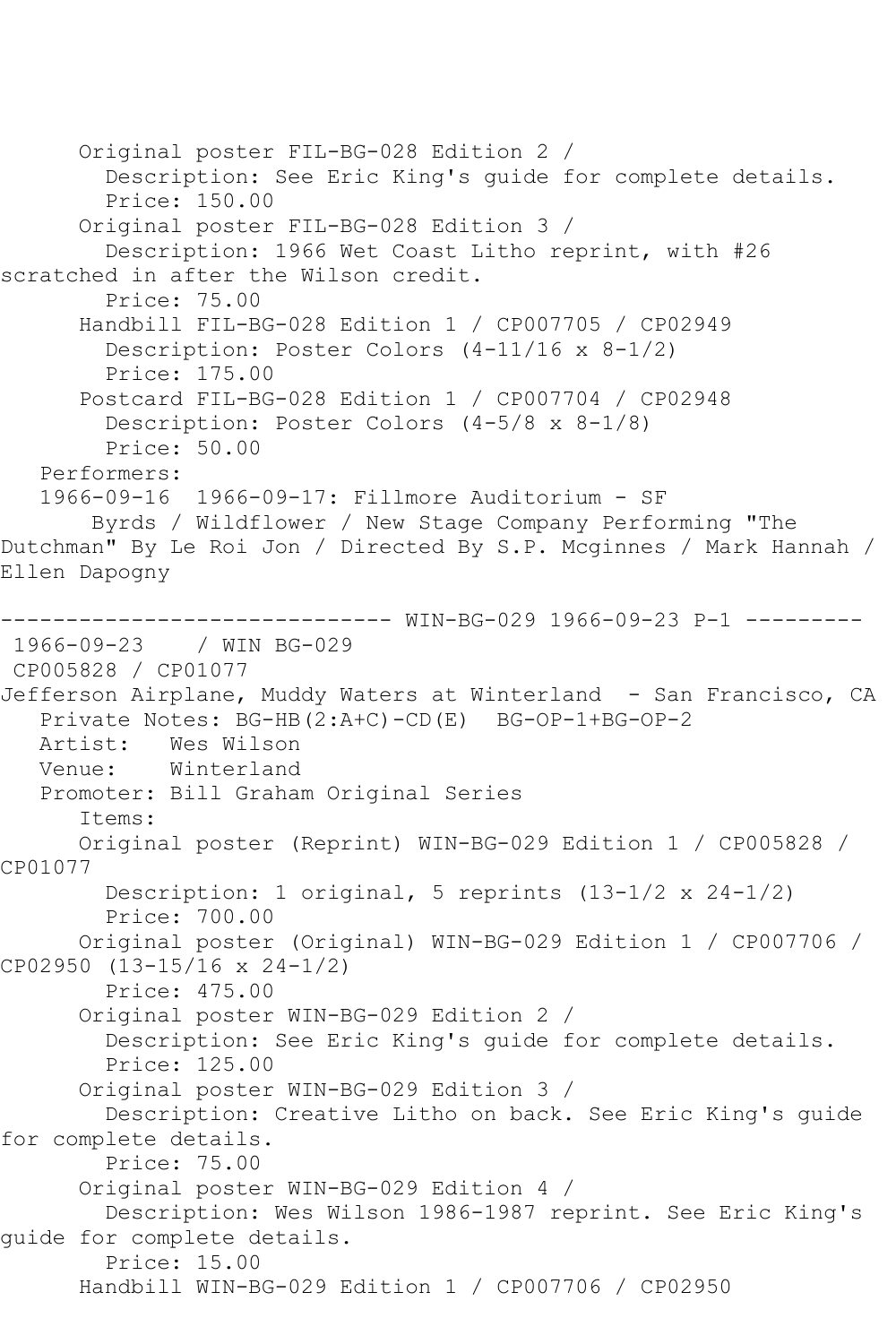Original poster FIL-BG-028 Edition 2 /
Description: See Eric King's guide for complete details.
Price: 150.00
Original poster FIL-BG-028 Edition 3 /
Description: 1966 Wet Coast Litho reprint, with #26 scratched in after the Wilson credit.
Price: 75.00
Handbill FIL-BG-028 Edition 1 / CP007705 / CP02949
Description: Poster Colors (4-11/16 x 8-1/2)
Price: 175.00
Postcard FIL-BG-028 Edition 1 / CP007704 / CP02948
Description: Poster Colors (4-5/8 x 8-1/8)
Price: 50.00
Performers:
1966-09-16 1966-09-17: Fillmore Auditorium - SF
Byrds / Wildflower / New Stage Company Performing "The Dutchman" By Le Roi Jon / Directed By S.P. Mcginnes / Mark Hannah / Ellen Dapogny

------------------------------ WIN-BG-029 1966-09-23 P-1 ---------

1966-09-23 / WIN BG-029
CP005828 / CP01077
Jefferson Airplane, Muddy Waters at Winterland - San Francisco, CA
Private Notes: BG-HB(2:A+C)-CD(E) BG-OP-1+BG-OP-2
Artist: Wes Wilson
Venue: Winterland
Promoter: Bill Graham Original Series
Items:
Original poster (Reprint) WIN-BG-029 Edition 1 / CP005828 / CP01077
Description: 1 original, 5 reprints (13-1/2 x 24-1/2)
Price: 700.00
Original poster (Original) WIN-BG-029 Edition 1 / CP007706 / CP02950 (13-15/16 x 24-1/2)
Price: 475.00
Original poster WIN-BG-029 Edition 2 /
Description: See Eric King's guide for complete details.
Price: 125.00
Original poster WIN-BG-029 Edition 3 /
Description: Creative Litho on back. See Eric King's guide for complete details.
Price: 75.00
Original poster WIN-BG-029 Edition 4 /
Description: Wes Wilson 1986-1987 reprint. See Eric King's guide for complete details.
Price: 15.00
Handbill WIN-BG-029 Edition 1 / CP007706 / CP02950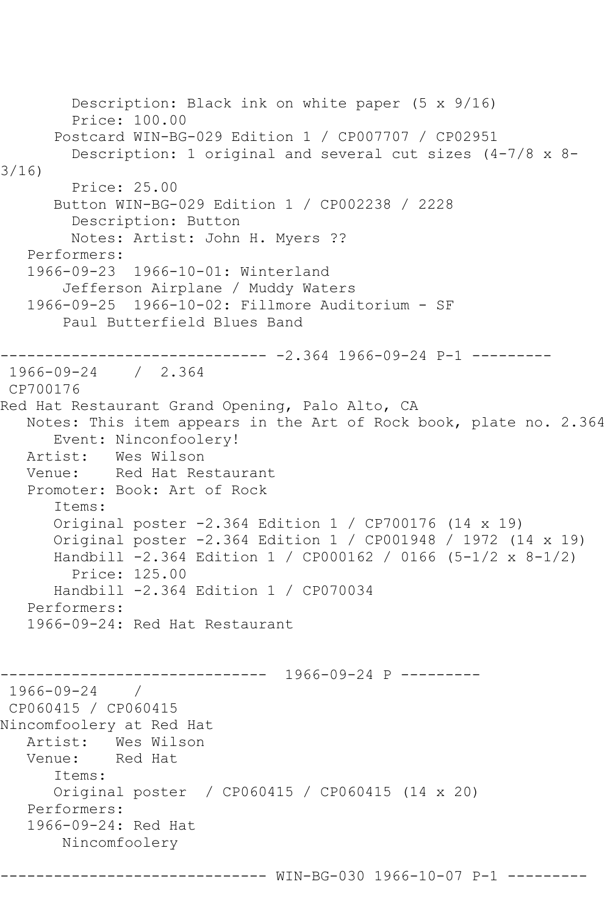```
        Description: Black ink on white paper (5 x 9/16)
        Price: 100.00
      Postcard WIN-BG-029 Edition 1 / CP007707 / CP02951
        Description: 1 original and several cut sizes (4-7/8 x 8-3/16)
        Price: 25.00
      Button WIN-BG-029 Edition 1 / CP002238 / 2228
        Description: Button
        Notes: Artist: John H. Myers ??
   Performers:
   1966-09-23  1966-10-01: Winterland
       Jefferson Airplane / Muddy Waters
   1966-09-25  1966-10-02: Fillmore Auditorium - SF
       Paul Butterfield Blues Band

------------------------------ -2.364 1966-09-24 P-1 ---------
 1966-09-24    /  2.364
 CP700176
Red Hat Restaurant Grand Opening, Palo Alto, CA
   Notes: This item appears in the Art of Rock book, plate no. 2.364
      Event: Ninconfoolery!
   Artist:   Wes Wilson
   Venue:    Red Hat Restaurant
   Promoter: Book: Art of Rock
      Items:
      Original poster -2.364 Edition 1 / CP700176 (14 x 19)
      Original poster -2.364 Edition 1 / CP001948 / 1972 (14 x 19)
      Handbill -2.364 Edition 1 / CP000162 / 0166 (5-1/2 x 8-1/2)
        Price: 125.00
      Handbill -2.364 Edition 1 / CP070034
   Performers:
   1966-09-24: Red Hat Restaurant


------------------------------  1966-09-24 P ---------
 1966-09-24    /
 CP060415 / CP060415
Nincomfoolery at Red Hat
   Artist:   Wes Wilson
   Venue:    Red Hat
      Items:
      Original poster  / CP060415 / CP060415 (14 x 20)
   Performers:
   1966-09-24: Red Hat
       Nincomfoolery

------------------------------ WIN-BG-030 1966-10-07 P-1 ---------
```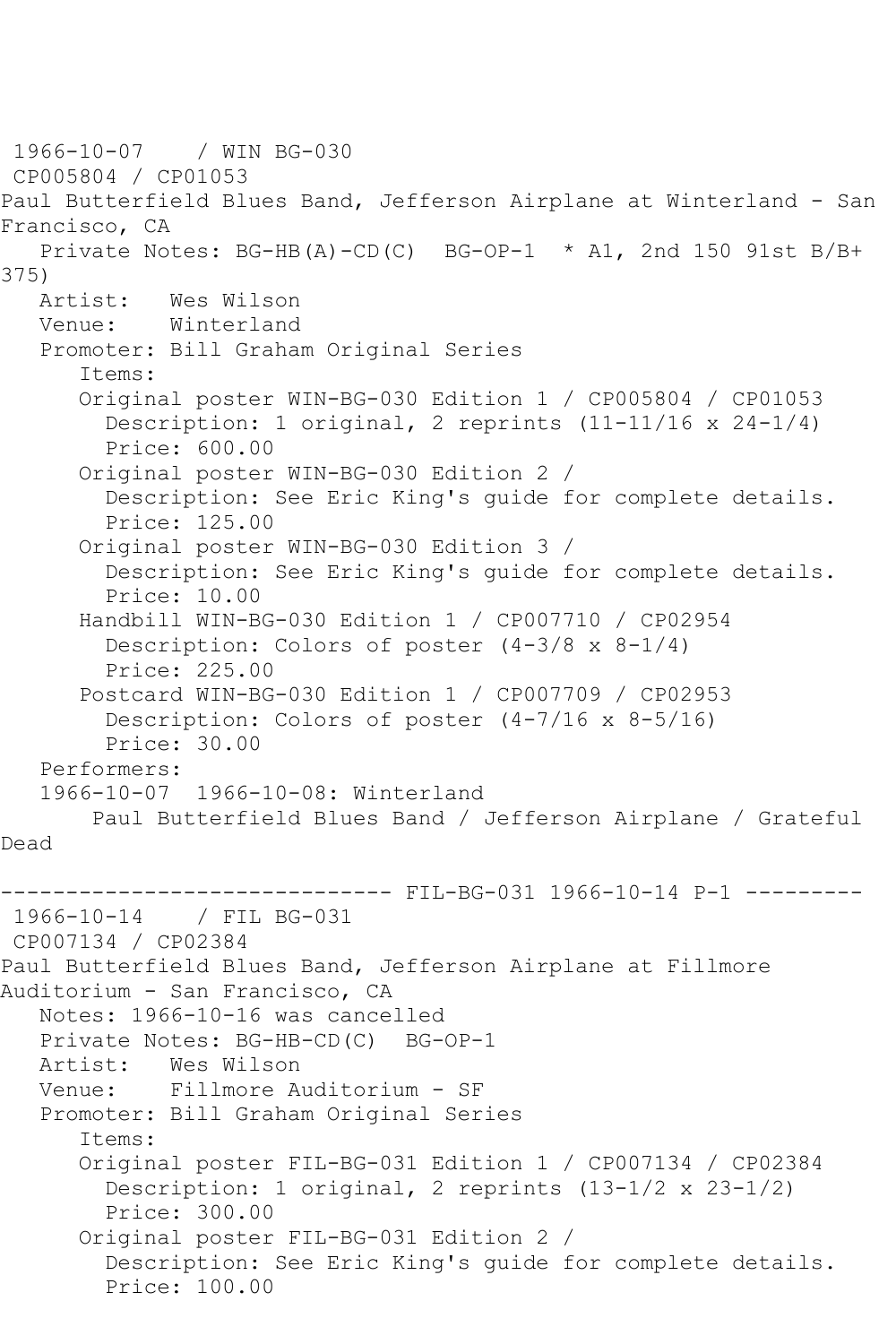```
 1966-10-07    / WIN BG-030
 CP005804 / CP01053
Paul Butterfield Blues Band, Jefferson Airplane at Winterland - San 
Francisco, CA
   Private Notes: BG-HB(A)-CD(C)  BG-OP-1  * A1, 2nd 150 91st B/B+ 
375)
   Artist:   Wes Wilson
   Venue:    Winterland
   Promoter: Bill Graham Original Series
      Items:
      Original poster WIN-BG-030 Edition 1 / CP005804 / CP01053
        Description: 1 original, 2 reprints (11-11/16 x 24-1/4)
        Price: 600.00
      Original poster WIN-BG-030 Edition 2 / 
        Description: See Eric King's guide for complete details.
        Price: 125.00
      Original poster WIN-BG-030 Edition 3 / 
        Description: See Eric King's guide for complete details.
        Price: 10.00
      Handbill WIN-BG-030 Edition 1 / CP007710 / CP02954
        Description: Colors of poster (4-3/8 x 8-1/4)
        Price: 225.00
      Postcard WIN-BG-030 Edition 1 / CP007709 / CP02953
        Description: Colors of poster (4-7/16 x 8-5/16)
        Price: 30.00
   Performers:
   1966-10-07  1966-10-08: Winterland
       Paul Butterfield Blues Band / Jefferson Airplane / Grateful 
Dead

------------------------------ FIL-BG-031 1966-10-14 P-1 ---------
 1966-10-14    / FIL BG-031
 CP007134 / CP02384
Paul Butterfield Blues Band, Jefferson Airplane at Fillmore 
Auditorium - San Francisco, CA
   Notes: 1966-10-16 was cancelled
   Private Notes: BG-HB-CD(C)  BG-OP-1
   Artist:   Wes Wilson
   Venue:    Fillmore Auditorium - SF
   Promoter: Bill Graham Original Series
      Items:
      Original poster FIL-BG-031 Edition 1 / CP007134 / CP02384
        Description: 1 original, 2 reprints (13-1/2 x 23-1/2)
        Price: 300.00
      Original poster FIL-BG-031 Edition 2 / 
        Description: See Eric King's guide for complete details.
        Price: 100.00
```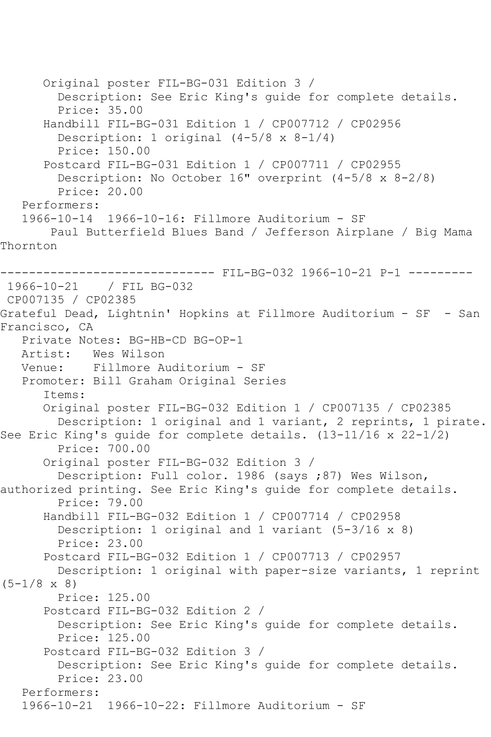Original poster FIL-BG-031 Edition 3 /
Description: See Eric King's guide for complete details.
Price: 35.00
Handbill FIL-BG-031 Edition 1 / CP007712 / CP02956
Description: 1 original (4-5/8 x 8-1/4)
Price: 150.00
Postcard FIL-BG-031 Edition 1 / CP007711 / CP02955
Description: No October 16" overprint (4-5/8 x 8-2/8)
Price: 20.00
Performers:
1966-10-14 1966-10-16: Fillmore Auditorium - SF
Paul Butterfield Blues Band / Jefferson Airplane / Big Mama Thornton

------------------------------ FIL-BG-032 1966-10-21 P-1 ---------

1966-10-21 / FIL BG-032
CP007135 / CP02385
Grateful Dead, Lightnin' Hopkins at Fillmore Auditorium - SF - San Francisco, CA
Private Notes: BG-HB-CD BG-OP-1
Artist: Wes Wilson
Venue: Fillmore Auditorium - SF
Promoter: Bill Graham Original Series
Items:
Original poster FIL-BG-032 Edition 1 / CP007135 / CP02385
Description: 1 original and 1 variant, 2 reprints, 1 pirate. See Eric King's guide for complete details. (13-11/16 x 22-1/2)
Price: 700.00
Original poster FIL-BG-032 Edition 3 /
Description: Full color. 1986 (says ;87) Wes Wilson, authorized printing. See Eric King's guide for complete details.
Price: 79.00
Handbill FIL-BG-032 Edition 1 / CP007714 / CP02958
Description: 1 original and 1 variant (5-3/16 x 8)
Price: 23.00
Postcard FIL-BG-032 Edition 1 / CP007713 / CP02957
Description: 1 original with paper-size variants, 1 reprint (5-1/8 x 8)
Price: 125.00
Postcard FIL-BG-032 Edition 2 /
Description: See Eric King's guide for complete details.
Price: 125.00
Postcard FIL-BG-032 Edition 3 /
Description: See Eric King's guide for complete details.
Price: 23.00
Performers:
1966-10-21 1966-10-22: Fillmore Auditorium - SF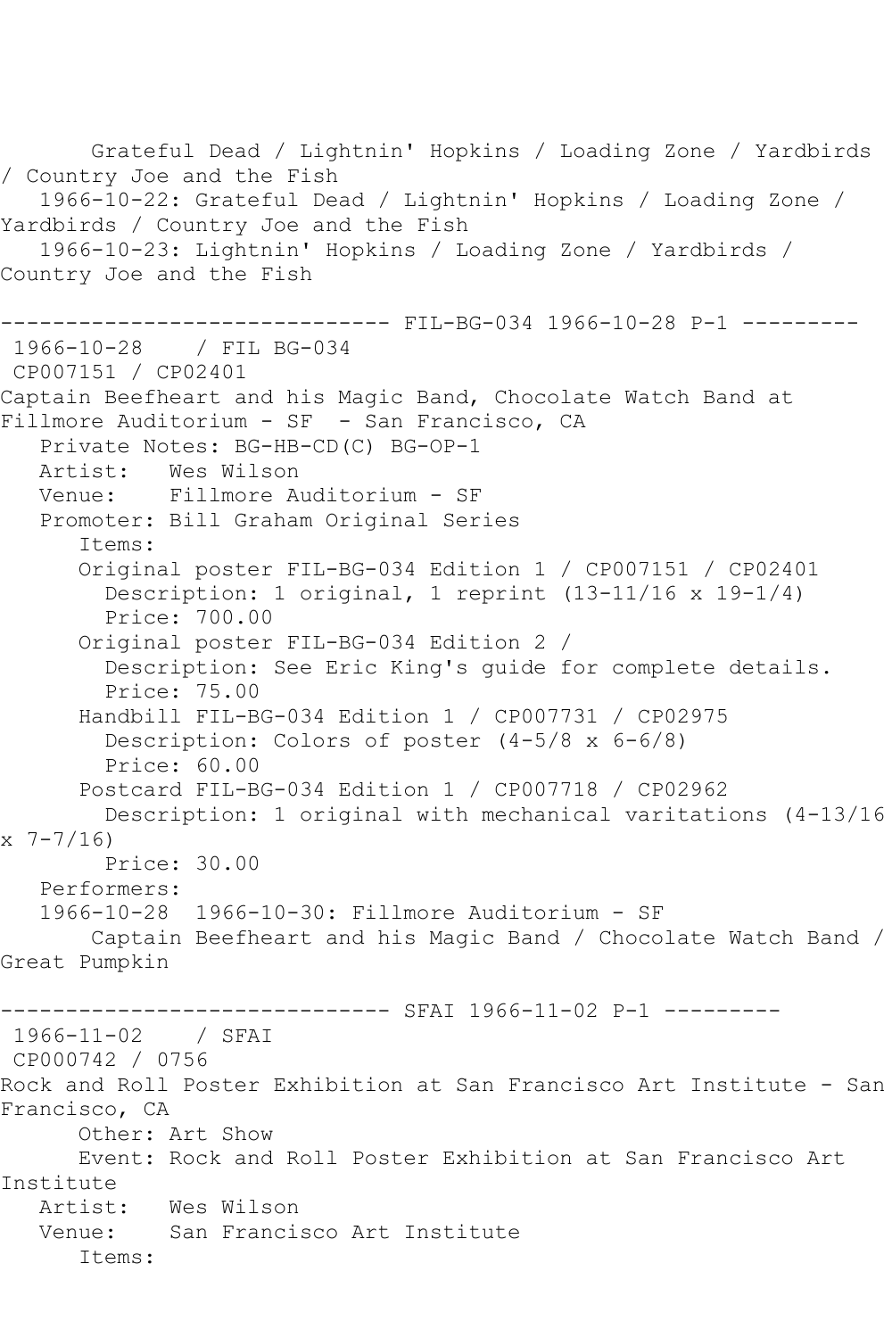Grateful Dead / Lightnin' Hopkins / Loading Zone / Yardbirds / Country Joe and the Fish
   1966-10-22: Grateful Dead / Lightnin' Hopkins / Loading Zone / Yardbirds / Country Joe and the Fish
   1966-10-23: Lightnin' Hopkins / Loading Zone / Yardbirds / Country Joe and the Fish

------------------------------ FIL-BG-034 1966-10-28 P-1 ---------

1966-10-28 / FIL BG-034
CP007151 / CP02401
Captain Beefheart and his Magic Band, Chocolate Watch Band at Fillmore Auditorium - SF - San Francisco, CA
   Private Notes: BG-HB-CD(C) BG-OP-1
   Artist: Wes Wilson
   Venue: Fillmore Auditorium - SF
   Promoter: Bill Graham Original Series
      Items:
      Original poster FIL-BG-034 Edition 1 / CP007151 / CP02401
        Description: 1 original, 1 reprint (13-11/16 x 19-1/4)
        Price: 700.00
      Original poster FIL-BG-034 Edition 2 /
        Description: See Eric King's guide for complete details.
        Price: 75.00
      Handbill FIL-BG-034 Edition 1 / CP007731 / CP02975
        Description: Colors of poster (4-5/8 x 6-6/8)
        Price: 60.00
      Postcard FIL-BG-034 Edition 1 / CP007718 / CP02962
        Description: 1 original with mechanical varitations (4-13/16 x 7-7/16)
        Price: 30.00
   Performers:
   1966-10-28 1966-10-30: Fillmore Auditorium - SF
      Captain Beefheart and his Magic Band / Chocolate Watch Band / Great Pumpkin

------------------------------ SFAI 1966-11-02 P-1 ---------

1966-11-02 / SFAI
CP000742 / 0756
Rock and Roll Poster Exhibition at San Francisco Art Institute - San Francisco, CA
      Other: Art Show
      Event: Rock and Roll Poster Exhibition at San Francisco Art Institute
   Artist: Wes Wilson
   Venue: San Francisco Art Institute
      Items: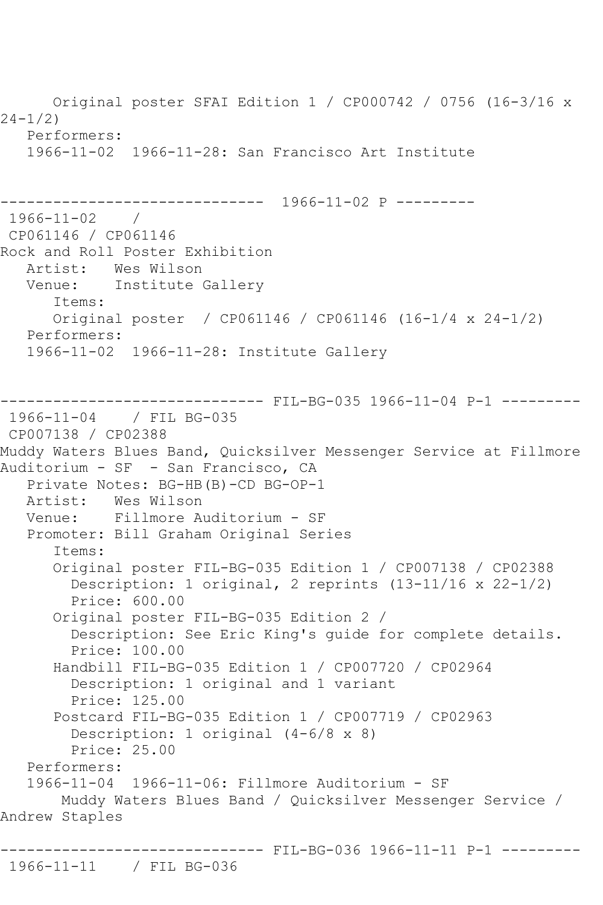```
      Original poster SFAI Edition 1 / CP000742 / 0756 (16-3/16 x 
24-1/2)
   Performers:
   1966-11-02  1966-11-28: San Francisco Art Institute


------------------------------  1966-11-02 P ---------
 1966-11-02    / 
 CP061146 / CP061146
Rock and Roll Poster Exhibition
   Artist:   Wes Wilson
   Venue:    Institute Gallery
      Items:
      Original poster  / CP061146 / CP061146 (16-1/4 x 24-1/2)
   Performers:
   1966-11-02  1966-11-28: Institute Gallery


------------------------------ FIL-BG-035 1966-11-04 P-1 ---------
 1966-11-04    / FIL BG-035
 CP007138 / CP02388
Muddy Waters Blues Band, Quicksilver Messenger Service at Fillmore 
Auditorium - SF  - San Francisco, CA
   Private Notes: BG-HB(B)-CD BG-OP-1
   Artist:   Wes Wilson
   Venue:    Fillmore Auditorium - SF
   Promoter: Bill Graham Original Series
      Items:
      Original poster FIL-BG-035 Edition 1 / CP007138 / CP02388
        Description: 1 original, 2 reprints (13-11/16 x 22-1/2)
        Price: 600.00
      Original poster FIL-BG-035 Edition 2 / 
        Description: See Eric King's guide for complete details.
        Price: 100.00
      Handbill FIL-BG-035 Edition 1 / CP007720 / CP02964
        Description: 1 original and 1 variant
        Price: 125.00
      Postcard FIL-BG-035 Edition 1 / CP007719 / CP02963
        Description: 1 original (4-6/8 x 8)
        Price: 25.00
   Performers:
   1966-11-04  1966-11-06: Fillmore Auditorium - SF
       Muddy Waters Blues Band / Quicksilver Messenger Service / 
Andrew Staples

------------------------------ FIL-BG-036 1966-11-11 P-1 ---------
 1966-11-11    / FIL BG-036
```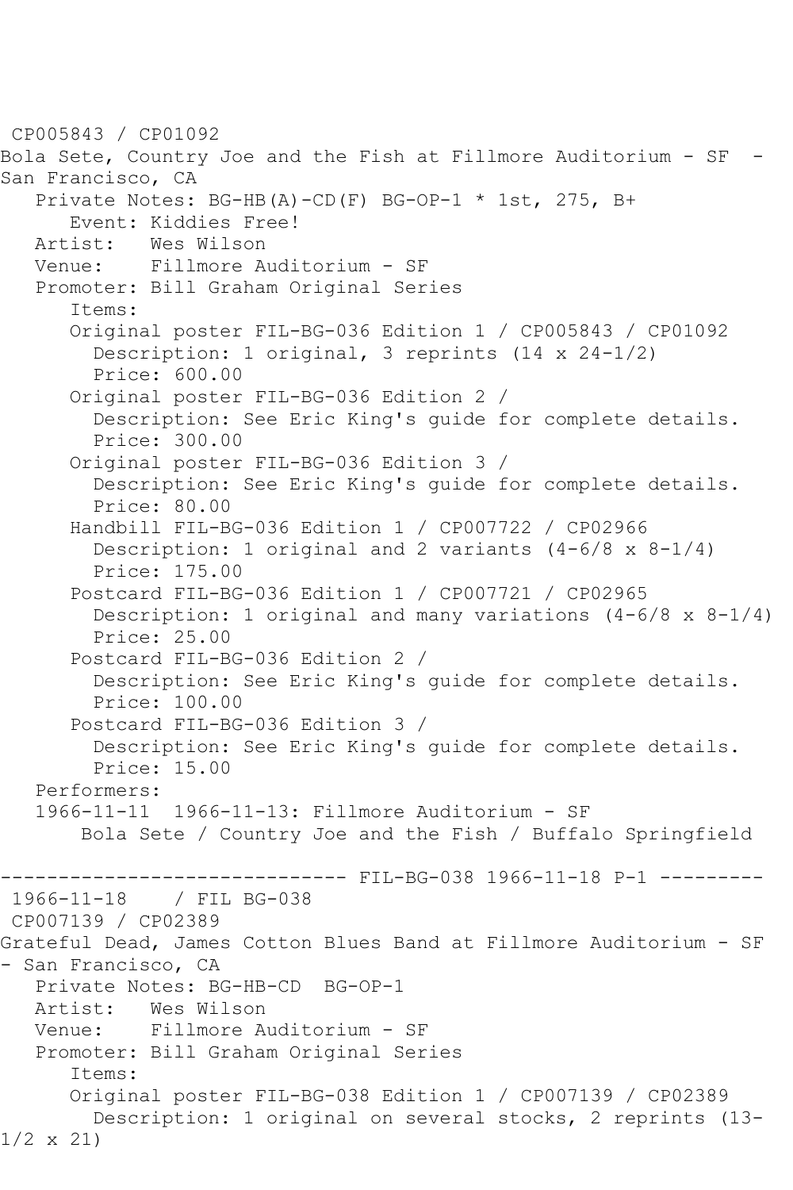CP005843 / CP01092
Bola Sete, Country Joe and the Fish at Fillmore Auditorium - SF - San Francisco, CA

Private Notes: BG-HB(A)-CD(F) BG-OP-1 * 1st, 275, B+
Event: Kiddies Free!
Artist: Wes Wilson
Venue: Fillmore Auditorium - SF
Promoter: Bill Graham Original Series
Items:

- Original poster FIL-BG-036 Edition 1 / CP005843 / CP01092
  Description: 1 original, 3 reprints (14 x 24-1/2)
  Price: 600.00
- Original poster FIL-BG-036 Edition 2 /
  Description: See Eric King's guide for complete details.
  Price: 300.00
- Original poster FIL-BG-036 Edition 3 /
  Description: See Eric King's guide for complete details.
  Price: 80.00
- Handbill FIL-BG-036 Edition 1 / CP007722 / CP02966
  Description: 1 original and 2 variants (4-6/8 x 8-1/4)
  Price: 175.00
- Postcard FIL-BG-036 Edition 1 / CP007721 / CP02965
  Description: 1 original and many variations (4-6/8 x 8-1/4)
  Price: 25.00
- Postcard FIL-BG-036 Edition 2 /
  Description: See Eric King's guide for complete details.
  Price: 100.00
- Postcard FIL-BG-036 Edition 3 /
  Description: See Eric King's guide for complete details.
  Price: 15.00

Performers:
1966-11-11 1966-11-13: Fillmore Auditorium - SF
Bola Sete / Country Joe and the Fish / Buffalo Springfield

------------------------------ FIL-BG-038 1966-11-18 P-1 ---------

1966-11-18 / FIL BG-038
CP007139 / CP02389
Grateful Dead, James Cotton Blues Band at Fillmore Auditorium - SF - San Francisco, CA

Private Notes: BG-HB-CD BG-OP-1
Artist: Wes Wilson
Venue: Fillmore Auditorium - SF
Promoter: Bill Graham Original Series
Items:

- Original poster FIL-BG-038 Edition 1 / CP007139 / CP02389
  Description: 1 original on several stocks, 2 reprints (13-1/2 x 21)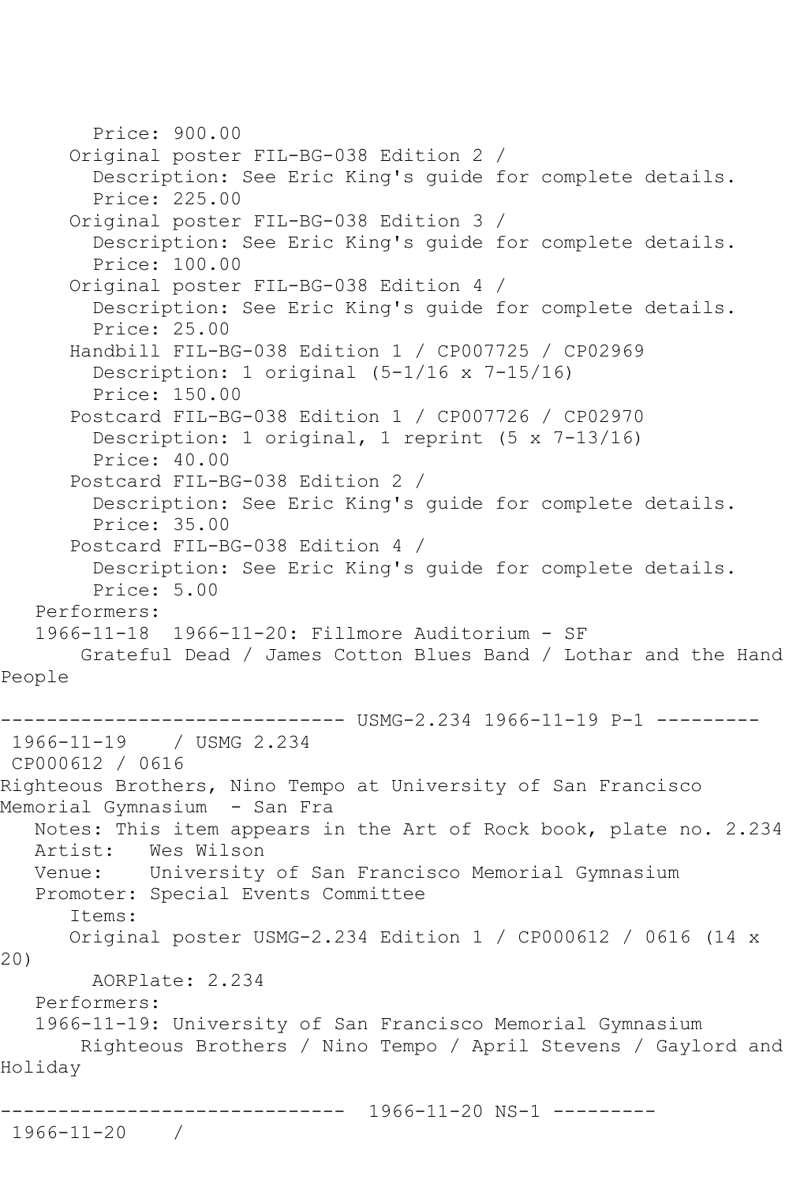```
        Price: 900.00
      Original poster FIL-BG-038 Edition 2 /
        Description: See Eric King's guide for complete details.
        Price: 225.00
      Original poster FIL-BG-038 Edition 3 /
        Description: See Eric King's guide for complete details.
        Price: 100.00
      Original poster FIL-BG-038 Edition 4 /
        Description: See Eric King's guide for complete details.
        Price: 25.00
      Handbill FIL-BG-038 Edition 1 / CP007725 / CP02969
        Description: 1 original (5-1/16 x 7-15/16)
        Price: 150.00
      Postcard FIL-BG-038 Edition 1 / CP007726 / CP02970
        Description: 1 original, 1 reprint (5 x 7-13/16)
        Price: 40.00
      Postcard FIL-BG-038 Edition 2 /
        Description: See Eric King's guide for complete details.
        Price: 35.00
      Postcard FIL-BG-038 Edition 4 /
        Description: See Eric King's guide for complete details.
        Price: 5.00
   Performers:
   1966-11-18  1966-11-20: Fillmore Auditorium - SF
       Grateful Dead / James Cotton Blues Band / Lothar and the Hand
People

------------------------------ USMG-2.234 1966-11-19 P-1 ---------
 1966-11-19    / USMG 2.234
 CP000612 / 0616
Righteous Brothers, Nino Tempo at University of San Francisco
Memorial Gymnasium  - San Fra
   Notes: This item appears in the Art of Rock book, plate no. 2.234
   Artist:   Wes Wilson
   Venue:    University of San Francisco Memorial Gymnasium
   Promoter: Special Events Committee
      Items:
      Original poster USMG-2.234 Edition 1 / CP000612 / 0616 (14 x
20)
        AORPlate: 2.234
   Performers:
   1966-11-19: University of San Francisco Memorial Gymnasium
       Righteous Brothers / Nino Tempo / April Stevens / Gaylord and
Holiday

------------------------------  1966-11-20 NS-1 ---------
 1966-11-20    /
```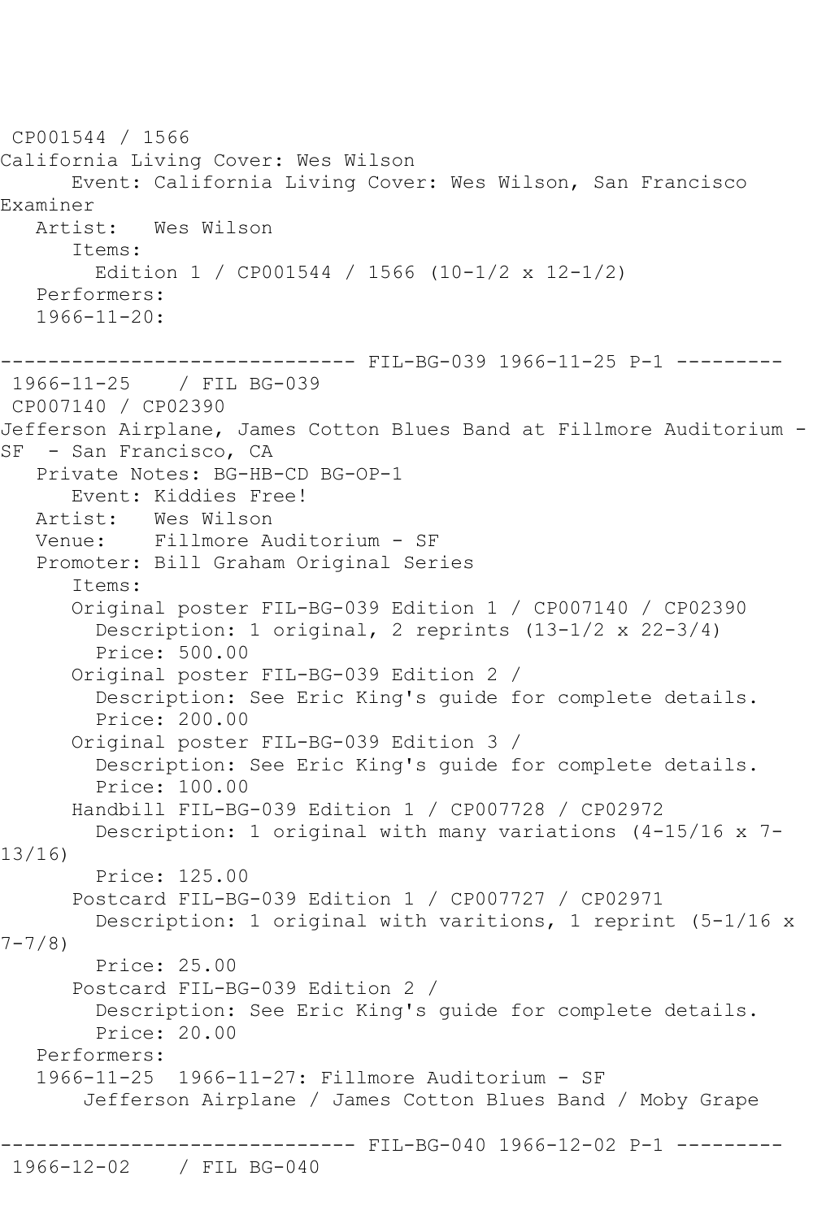CP001544 / 1566
California Living Cover: Wes Wilson
Event: California Living Cover: Wes Wilson, San Francisco Examiner
Artist: Wes Wilson
Items:
Edition 1 / CP001544 / 1566 (10-1/2 x 12-1/2)
Performers:
1966-11-20:

------------------------------ FIL-BG-039 1966-11-25 P-1 ---------

1966-11-25 / FIL BG-039
CP007140 / CP02390
Jefferson Airplane, James Cotton Blues Band at Fillmore Auditorium - SF - San Francisco, CA
Private Notes: BG-HB-CD BG-OP-1
Event: Kiddies Free!
Artist: Wes Wilson
Venue: Fillmore Auditorium - SF
Promoter: Bill Graham Original Series
Items:
Original poster FIL-BG-039 Edition 1 / CP007140 / CP02390
Description: 1 original, 2 reprints (13-1/2 x 22-3/4)
Price: 500.00
Original poster FIL-BG-039 Edition 2 /
Description: See Eric King's guide for complete details.
Price: 200.00
Original poster FIL-BG-039 Edition 3 /
Description: See Eric King's guide for complete details.
Price: 100.00
Handbill FIL-BG-039 Edition 1 / CP007728 / CP02972
Description: 1 original with many variations (4-15/16 x 7-13/16)
Price: 125.00
Postcard FIL-BG-039 Edition 1 / CP007727 / CP02971
Description: 1 original with varitions, 1 reprint (5-1/16 x 7-7/8)
Price: 25.00
Postcard FIL-BG-039 Edition 2 /
Description: See Eric King's guide for complete details.
Price: 20.00
Performers:
1966-11-25 1966-11-27: Fillmore Auditorium - SF
Jefferson Airplane / James Cotton Blues Band / Moby Grape

------------------------------ FIL-BG-040 1966-12-02 P-1 ---------

1966-12-02 / FIL BG-040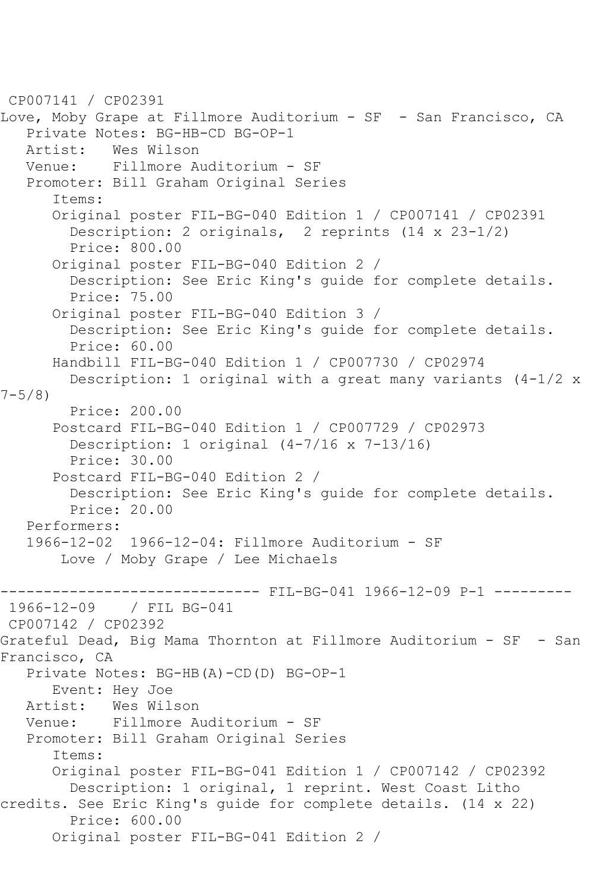CP007141 / CP02391
Love, Moby Grape at Fillmore Auditorium - SF - San Francisco, CA
   Private Notes: BG-HB-CD BG-OP-1
   Artist: Wes Wilson
   Venue: Fillmore Auditorium - SF
   Promoter: Bill Graham Original Series
      Items:
      Original poster FIL-BG-040 Edition 1 / CP007141 / CP02391
        Description: 2 originals, 2 reprints (14 x 23-1/2)
        Price: 800.00
      Original poster FIL-BG-040 Edition 2 /
        Description: See Eric King's guide for complete details.
        Price: 75.00
      Original poster FIL-BG-040 Edition 3 /
        Description: See Eric King's guide for complete details.
        Price: 60.00
      Handbill FIL-BG-040 Edition 1 / CP007730 / CP02974
        Description: 1 original with a great many variants (4-1/2 x 7-5/8)
        Price: 200.00
      Postcard FIL-BG-040 Edition 1 / CP007729 / CP02973
        Description: 1 original (4-7/16 x 7-13/16)
        Price: 30.00
      Postcard FIL-BG-040 Edition 2 /
        Description: See Eric King's guide for complete details.
        Price: 20.00
   Performers:
   1966-12-02 1966-12-04: Fillmore Auditorium - SF
       Love / Moby Grape / Lee Michaels

------------------------------ FIL-BG-041 1966-12-09 P-1 ---------
1966-12-09 / FIL BG-041
CP007142 / CP02392
Grateful Dead, Big Mama Thornton at Fillmore Auditorium - SF - San Francisco, CA
   Private Notes: BG-HB(A)-CD(D) BG-OP-1
      Event: Hey Joe
   Artist: Wes Wilson
   Venue: Fillmore Auditorium - SF
   Promoter: Bill Graham Original Series
      Items:
      Original poster FIL-BG-041 Edition 1 / CP007142 / CP02392
        Description: 1 original, 1 reprint. West Coast Litho credits. See Eric King's guide for complete details. (14 x 22)
        Price: 600.00
      Original poster FIL-BG-041 Edition 2 /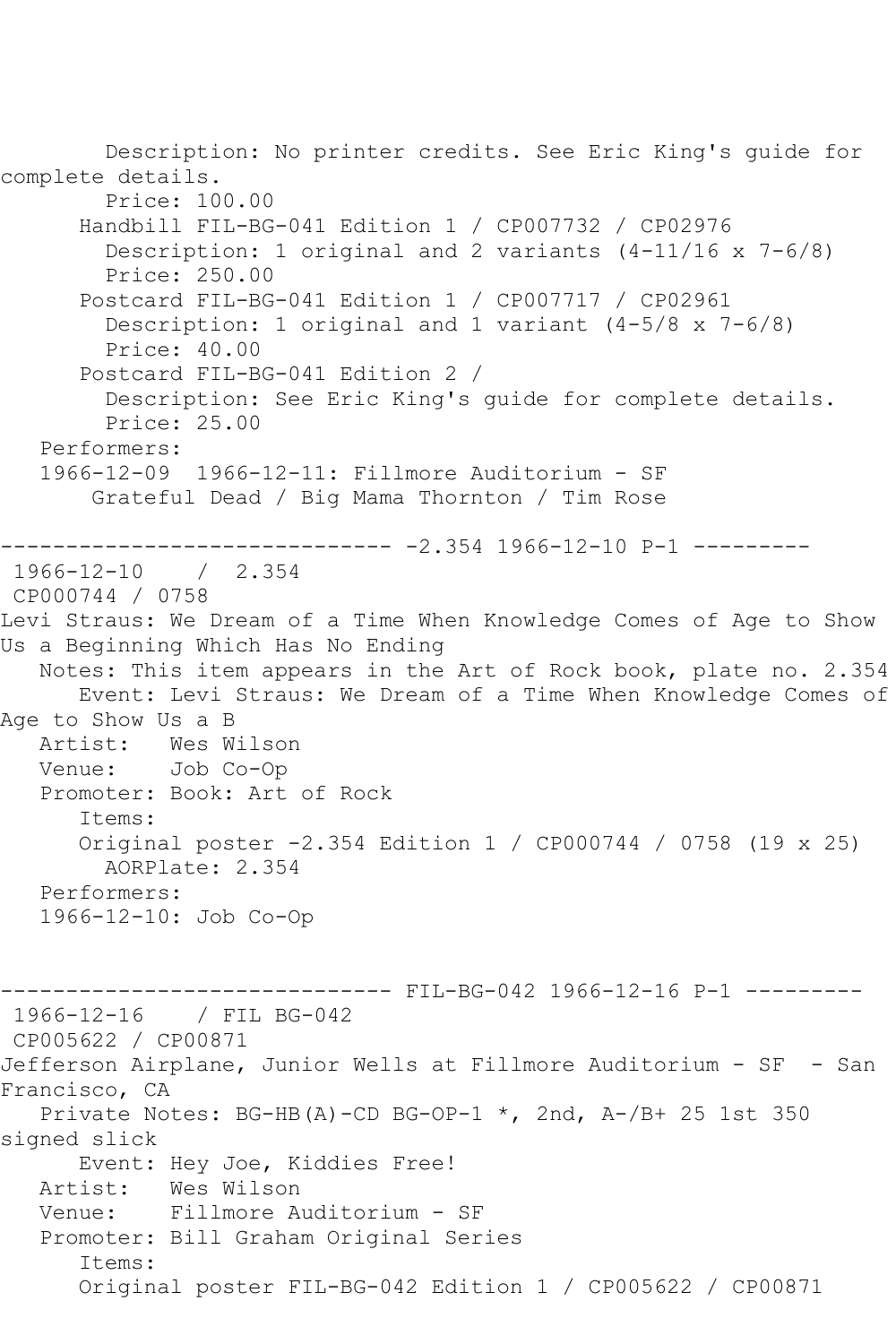```
        Description: No printer credits. See Eric King's guide for
complete details.
        Price: 100.00
      Handbill FIL-BG-041 Edition 1 / CP007732 / CP02976
        Description: 1 original and 2 variants (4-11/16 x 7-6/8)
        Price: 250.00
      Postcard FIL-BG-041 Edition 1 / CP007717 / CP02961
        Description: 1 original and 1 variant (4-5/8 x 7-6/8)
        Price: 40.00
      Postcard FIL-BG-041 Edition 2 /
        Description: See Eric King's guide for complete details.
        Price: 25.00
   Performers:
   1966-12-09  1966-12-11: Fillmore Auditorium - SF
       Grateful Dead / Big Mama Thornton / Tim Rose

------------------------------ -2.354 1966-12-10 P-1 ---------
 1966-12-10    /  2.354
 CP000744 / 0758
Levi Straus: We Dream of a Time When Knowledge Comes of Age to Show
Us a Beginning Which Has No Ending
   Notes: This item appears in the Art of Rock book, plate no. 2.354
      Event: Levi Straus: We Dream of a Time When Knowledge Comes of
Age to Show Us a B
   Artist:   Wes Wilson
   Venue:    Job Co-Op
   Promoter: Book: Art of Rock
      Items:
      Original poster -2.354 Edition 1 / CP000744 / 0758 (19 x 25)
        AORPlate: 2.354
   Performers:
   1966-12-10: Job Co-Op


------------------------------ FIL-BG-042 1966-12-16 P-1 ---------
 1966-12-16    / FIL BG-042
 CP005622 / CP00871
Jefferson Airplane, Junior Wells at Fillmore Auditorium - SF  - San
Francisco, CA
   Private Notes: BG-HB(A)-CD BG-OP-1 *, 2nd, A-/B+ 25 1st 350
signed slick
      Event: Hey Joe, Kiddies Free!
   Artist:   Wes Wilson
   Venue:    Fillmore Auditorium - SF
   Promoter: Bill Graham Original Series
      Items:
      Original poster FIL-BG-042 Edition 1 / CP005622 / CP00871
```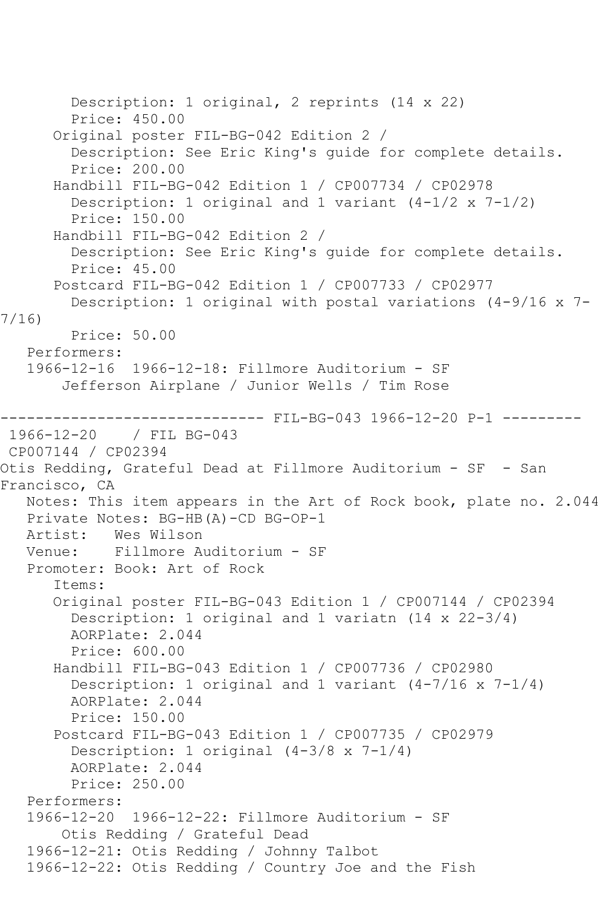```
        Description: 1 original, 2 reprints (14 x 22)
        Price: 450.00
      Original poster FIL-BG-042 Edition 2 /
        Description: See Eric King's guide for complete details.
        Price: 200.00
      Handbill FIL-BG-042 Edition 1 / CP007734 / CP02978
        Description: 1 original and 1 variant (4-1/2 x 7-1/2)
        Price: 150.00
      Handbill FIL-BG-042 Edition 2 /
        Description: See Eric King's guide for complete details.
        Price: 45.00
      Postcard FIL-BG-042 Edition 1 / CP007733 / CP02977
        Description: 1 original with postal variations (4-9/16 x 7-
7/16)
        Price: 50.00
   Performers:
   1966-12-16  1966-12-18: Fillmore Auditorium - SF
       Jefferson Airplane / Junior Wells / Tim Rose

------------------------------ FIL-BG-043 1966-12-20 P-1 ---------
 1966-12-20    / FIL BG-043
 CP007144 / CP02394
Otis Redding, Grateful Dead at Fillmore Auditorium - SF  - San
Francisco, CA
   Notes: This item appears in the Art of Rock book, plate no. 2.044
   Private Notes: BG-HB(A)-CD BG-OP-1
   Artist:   Wes Wilson
   Venue:    Fillmore Auditorium - SF
   Promoter: Book: Art of Rock
      Items:
      Original poster FIL-BG-043 Edition 1 / CP007144 / CP02394
        Description: 1 original and 1 variatn (14 x 22-3/4)
        AORPlate: 2.044
        Price: 600.00
      Handbill FIL-BG-043 Edition 1 / CP007736 / CP02980
        Description: 1 original and 1 variant (4-7/16 x 7-1/4)
        AORPlate: 2.044
        Price: 150.00
      Postcard FIL-BG-043 Edition 1 / CP007735 / CP02979
        Description: 1 original (4-3/8 x 7-1/4)
        AORPlate: 2.044
        Price: 250.00
   Performers:
   1966-12-20  1966-12-22: Fillmore Auditorium - SF
       Otis Redding / Grateful Dead
   1966-12-21: Otis Redding / Johnny Talbot
   1966-12-22: Otis Redding / Country Joe and the Fish
```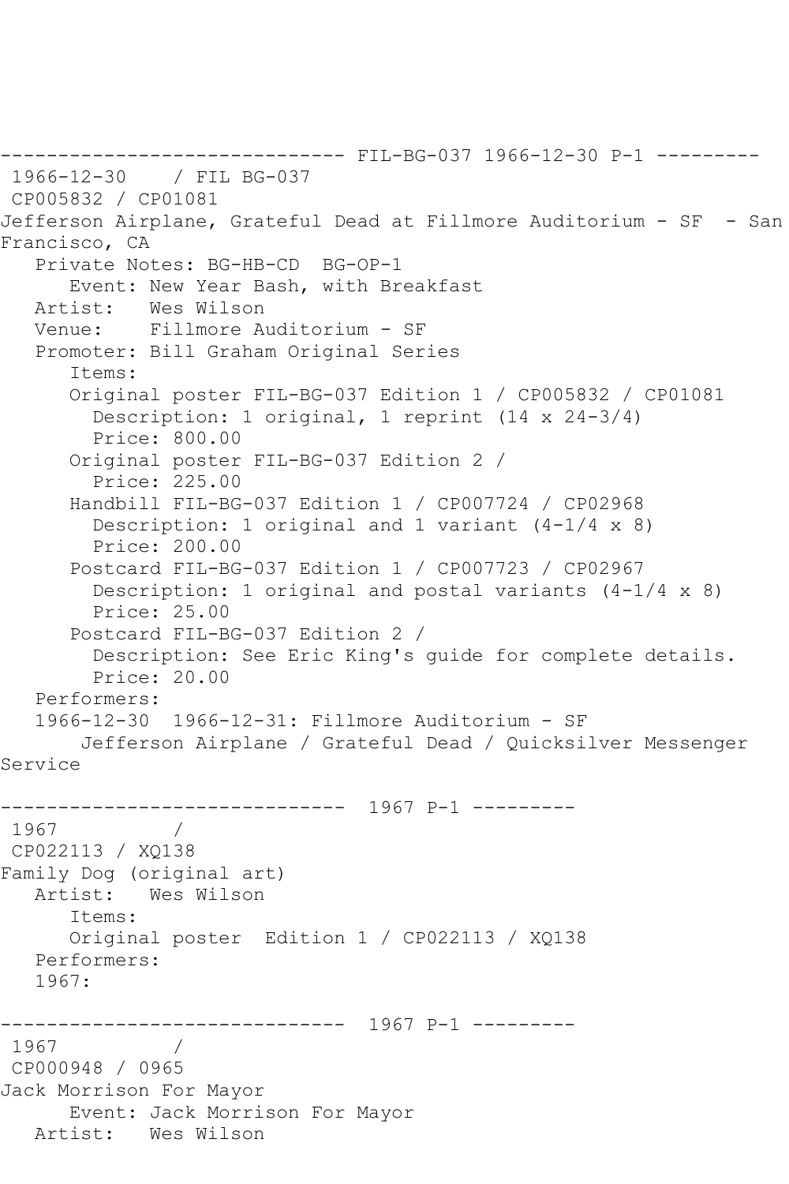------------------------------ FIL-BG-037 1966-12-30 P-1 ---------

1966-12-30 / FIL BG-037
CP005832 / CP01081
Jefferson Airplane, Grateful Dead at Fillmore Auditorium - SF - San Francisco, CA

Private Notes: BG-HB-CD BG-OP-1
Event: New Year Bash, with Breakfast
Artist: Wes Wilson
Venue: Fillmore Auditorium - SF
Promoter: Bill Graham Original Series
Items:
Original poster FIL-BG-037 Edition 1 / CP005832 / CP01081
Description: 1 original, 1 reprint (14 x 24-3/4)
Price: 800.00
Original poster FIL-BG-037 Edition 2 /
Price: 225.00
Handbill FIL-BG-037 Edition 1 / CP007724 / CP02968
Description: 1 original and 1 variant (4-1/4 x 8)
Price: 200.00
Postcard FIL-BG-037 Edition 1 / CP007723 / CP02967
Description: 1 original and postal variants (4-1/4 x 8)
Price: 25.00
Postcard FIL-BG-037 Edition 2 /
Description: See Eric King's guide for complete details.
Price: 20.00
Performers:
1966-12-30 1966-12-31: Fillmore Auditorium - SF
Jefferson Airplane / Grateful Dead / Quicksilver Messenger Service

------------------------------ 1967 P-1 ---------

1967 /
CP022113 / XQ138
Family Dog (original art)
Artist: Wes Wilson
Items:
Original poster Edition 1 / CP022113 / XQ138
Performers:
1967:

------------------------------ 1967 P-1 ---------

1967 /
CP000948 / 0965
Jack Morrison For Mayor
Event: Jack Morrison For Mayor
Artist: Wes Wilson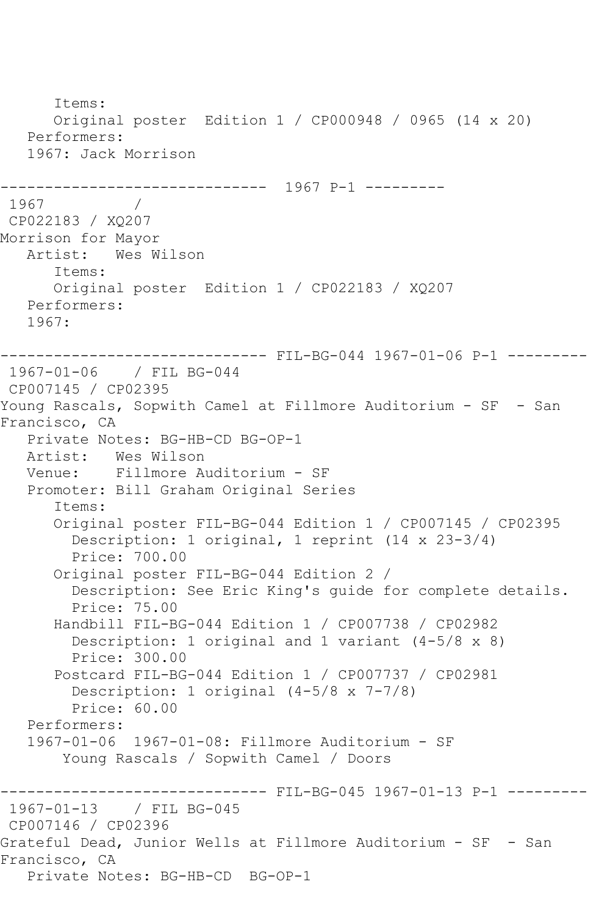```
      Items:
      Original poster  Edition 1 / CP000948 / 0965 (14 x 20)
   Performers:
   1967: Jack Morrison

------------------------------  1967 P-1 ---------
 1967          /
 CP022183 / XQ207
Morrison for Mayor
   Artist:   Wes Wilson
      Items:
      Original poster  Edition 1 / CP022183 / XQ207
   Performers:
   1967:

------------------------------ FIL-BG-044 1967-01-06 P-1 ---------
 1967-01-06    / FIL BG-044
 CP007145 / CP02395
Young Rascals, Sopwith Camel at Fillmore Auditorium - SF  - San 
Francisco, CA
   Private Notes: BG-HB-CD BG-OP-1
   Artist:   Wes Wilson
   Venue:    Fillmore Auditorium - SF
   Promoter: Bill Graham Original Series
      Items:
      Original poster FIL-BG-044 Edition 1 / CP007145 / CP02395
        Description: 1 original, 1 reprint (14 x 23-3/4)
        Price: 700.00
      Original poster FIL-BG-044 Edition 2 / 
        Description: See Eric King's guide for complete details.
        Price: 75.00
      Handbill FIL-BG-044 Edition 1 / CP007738 / CP02982
        Description: 1 original and 1 variant (4-5/8 x 8)
        Price: 300.00
      Postcard FIL-BG-044 Edition 1 / CP007737 / CP02981
        Description: 1 original (4-5/8 x 7-7/8)
        Price: 60.00
   Performers:
   1967-01-06  1967-01-08: Fillmore Auditorium - SF
       Young Rascals / Sopwith Camel / Doors

------------------------------ FIL-BG-045 1967-01-13 P-1 ---------
 1967-01-13    / FIL BG-045
 CP007146 / CP02396
Grateful Dead, Junior Wells at Fillmore Auditorium - SF  - San 
Francisco, CA
   Private Notes: BG-HB-CD  BG-OP-1
```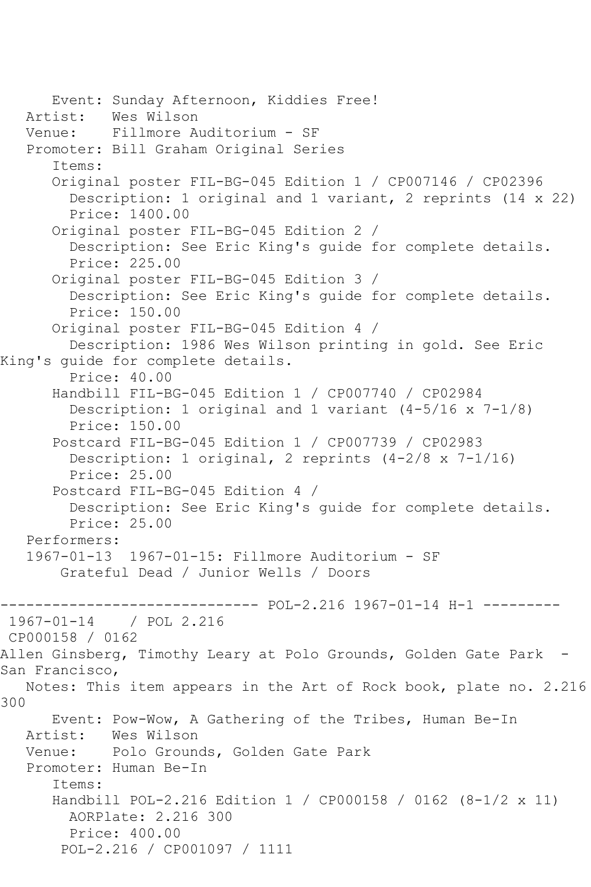Event: Sunday Afternoon, Kiddies Free!
Artist: Wes Wilson
Venue: Fillmore Auditorium - SF
Promoter: Bill Graham Original Series
Items:
Original poster FIL-BG-045 Edition 1 / CP007146 / CP02396
Description: 1 original and 1 variant, 2 reprints (14 x 22)
Price: 1400.00
Original poster FIL-BG-045 Edition 2 /
Description: See Eric King's guide for complete details.
Price: 225.00
Original poster FIL-BG-045 Edition 3 /
Description: See Eric King's guide for complete details.
Price: 150.00
Original poster FIL-BG-045 Edition 4 /
Description: 1986 Wes Wilson printing in gold. See Eric King's guide for complete details.
Price: 40.00
Handbill FIL-BG-045 Edition 1 / CP007740 / CP02984
Description: 1 original and 1 variant (4-5/16 x 7-1/8)
Price: 150.00
Postcard FIL-BG-045 Edition 1 / CP007739 / CP02983
Description: 1 original, 2 reprints (4-2/8 x 7-1/16)
Price: 25.00
Postcard FIL-BG-045 Edition 4 /
Description: See Eric King's guide for complete details.
Price: 25.00
Performers:
1967-01-13 1967-01-15: Fillmore Auditorium - SF
Grateful Dead / Junior Wells / Doors

------------------------------ POL-2.216 1967-01-14 H-1 ---------
1967-01-14 / POL 2.216
CP000158 / 0162
Allen Ginsberg, Timothy Leary at Polo Grounds, Golden Gate Park - San Francisco,
Notes: This item appears in the Art of Rock book, plate no. 2.216 300
Event: Pow-Wow, A Gathering of the Tribes, Human Be-In
Artist: Wes Wilson
Venue: Polo Grounds, Golden Gate Park
Promoter: Human Be-In
Items:
Handbill POL-2.216 Edition 1 / CP000158 / 0162 (8-1/2 x 11)
AORPlate: 2.216 300
Price: 400.00
POL-2.216 / CP001097 / 1111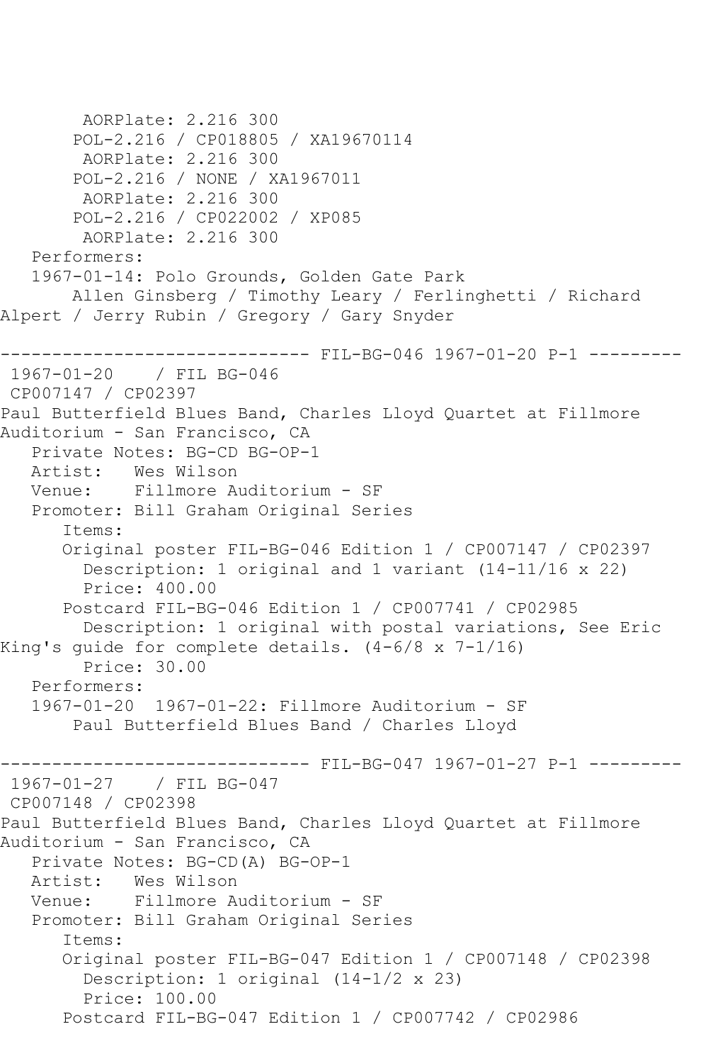AORPlate: 2.216 300
POL-2.216 / CP018805 / XA19670114
AORPlate: 2.216 300
POL-2.216 / NONE / XA1967011
AORPlate: 2.216 300
POL-2.216 / CP022002 / XP085
AORPlate: 2.216 300

Performers:

1967-01-14: Polo Grounds, Golden Gate Park
Allen Ginsberg / Timothy Leary / Ferlinghetti / Richard Alpert / Jerry Rubin / Gregory / Gary Snyder

------------------------------ FIL-BG-046 1967-01-20 P-1 ---------

1967-01-20 / FIL BG-046
CP007147 / CP02397

Paul Butterfield Blues Band, Charles Lloyd Quartet at Fillmore Auditorium - San Francisco, CA

Private Notes: BG-CD BG-OP-1
Artist: Wes Wilson
Venue: Fillmore Auditorium - SF
Promoter: Bill Graham Original Series

Items:

Original poster FIL-BG-046 Edition 1 / CP007147 / CP02397
Description: 1 original and 1 variant (14-11/16 x 22)
Price: 400.00

Postcard FIL-BG-046 Edition 1 / CP007741 / CP02985
Description: 1 original with postal variations, See Eric King's guide for complete details. (4-6/8 x 7-1/16)
Price: 30.00

Performers:

1967-01-20 1967-01-22: Fillmore Auditorium - SF
Paul Butterfield Blues Band / Charles Lloyd

------------------------------ FIL-BG-047 1967-01-27 P-1 ---------

1967-01-27 / FIL BG-047
CP007148 / CP02398

Paul Butterfield Blues Band, Charles Lloyd Quartet at Fillmore Auditorium - San Francisco, CA

Private Notes: BG-CD(A) BG-OP-1
Artist: Wes Wilson
Venue: Fillmore Auditorium - SF
Promoter: Bill Graham Original Series

Items:

Original poster FIL-BG-047 Edition 1 / CP007148 / CP02398
Description: 1 original (14-1/2 x 23)
Price: 100.00

Postcard FIL-BG-047 Edition 1 / CP007742 / CP02986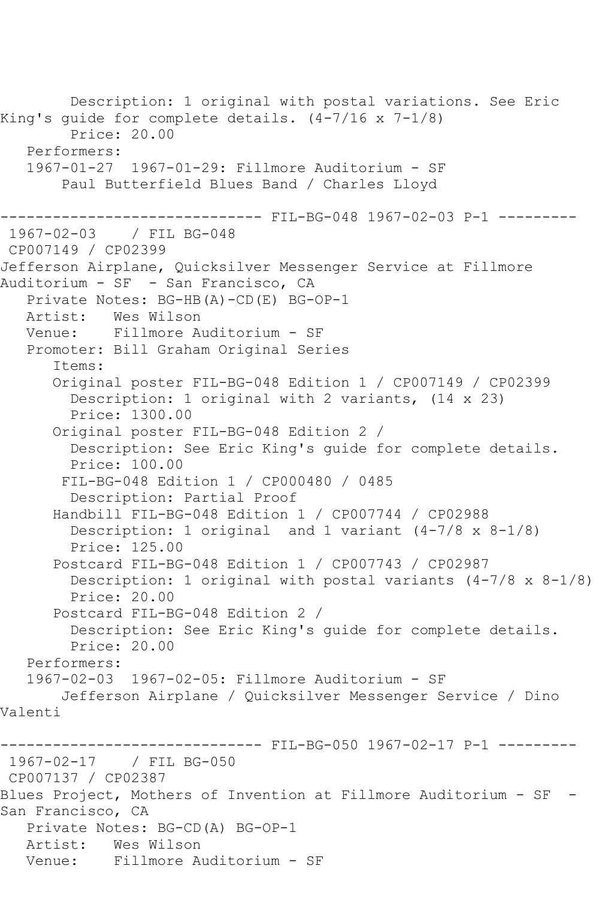Description: 1 original with postal variations. See Eric King's guide for complete details. (4-7/16 x 7-1/8)
Price: 20.00
Performers:
1967-01-27 1967-01-29: Fillmore Auditorium - SF
Paul Butterfield Blues Band / Charles Lloyd

------------------------------ FIL-BG-048 1967-02-03 P-1 ---------

1967-02-03 / FIL BG-048
CP007149 / CP02399
Jefferson Airplane, Quicksilver Messenger Service at Fillmore Auditorium - SF - San Francisco, CA
Private Notes: BG-HB(A)-CD(E) BG-OP-1
Artist: Wes Wilson
Venue: Fillmore Auditorium - SF
Promoter: Bill Graham Original Series
Items:
Original poster FIL-BG-048 Edition 1 / CP007149 / CP02399
Description: 1 original with 2 variants, (14 x 23)
Price: 1300.00
Original poster FIL-BG-048 Edition 2 /
Description: See Eric King's guide for complete details.
Price: 100.00
FIL-BG-048 Edition 1 / CP000480 / 0485
Description: Partial Proof
Handbill FIL-BG-048 Edition 1 / CP007744 / CP02988
Description: 1 original and 1 variant (4-7/8 x 8-1/8)
Price: 125.00
Postcard FIL-BG-048 Edition 1 / CP007743 / CP02987
Description: 1 original with postal variants (4-7/8 x 8-1/8)
Price: 20.00
Postcard FIL-BG-048 Edition 2 /
Description: See Eric King's guide for complete details.
Price: 20.00
Performers:
1967-02-03 1967-02-05: Fillmore Auditorium - SF
Jefferson Airplane / Quicksilver Messenger Service / Dino Valenti

------------------------------ FIL-BG-050 1967-02-17 P-1 ---------

1967-02-17 / FIL BG-050
CP007137 / CP02387
Blues Project, Mothers of Invention at Fillmore Auditorium - SF - San Francisco, CA
Private Notes: BG-CD(A) BG-OP-1
Artist: Wes Wilson
Venue: Fillmore Auditorium - SF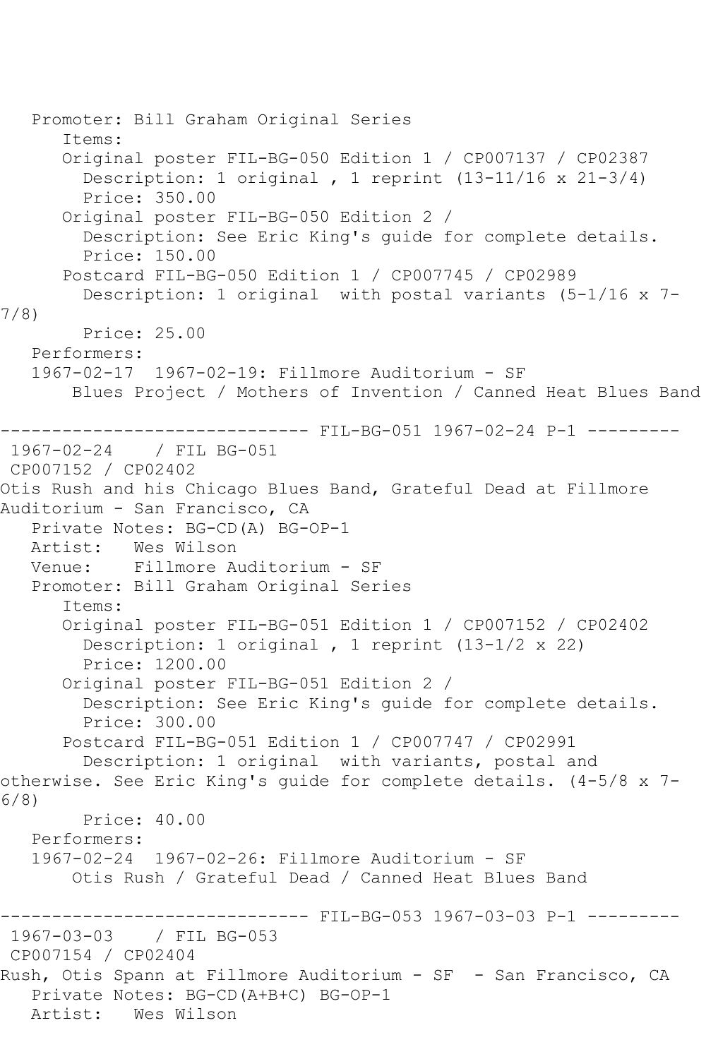Promoter: Bill Graham Original Series
   Items:
   Original poster FIL-BG-050 Edition 1 / CP007137 / CP02387
     Description: 1 original , 1 reprint (13-11/16 x 21-3/4)
     Price: 350.00
   Original poster FIL-BG-050 Edition 2 /
     Description: See Eric King's guide for complete details.
     Price: 150.00
   Postcard FIL-BG-050 Edition 1 / CP007745 / CP02989
     Description: 1 original with postal variants (5-1/16 x 7-7/8)
     Price: 25.00
Performers:
1967-02-17 1967-02-19: Fillmore Auditorium - SF
   Blues Project / Mothers of Invention / Canned Heat Blues Band

------------------------------ FIL-BG-051 1967-02-24 P-1 ---------

1967-02-24 / FIL BG-051
CP007152 / CP02402
Otis Rush and his Chicago Blues Band, Grateful Dead at Fillmore Auditorium - San Francisco, CA
Private Notes: BG-CD(A) BG-OP-1
Artist: Wes Wilson
Venue: Fillmore Auditorium - SF
Promoter: Bill Graham Original Series
   Items:
   Original poster FIL-BG-051 Edition 1 / CP007152 / CP02402
     Description: 1 original , 1 reprint (13-1/2 x 22)
     Price: 1200.00
   Original poster FIL-BG-051 Edition 2 /
     Description: See Eric King's guide for complete details.
     Price: 300.00
   Postcard FIL-BG-051 Edition 1 / CP007747 / CP02991
     Description: 1 original with variants, postal and otherwise. See Eric King's guide for complete details. (4-5/8 x 7-6/8)
     Price: 40.00
Performers:
1967-02-24 1967-02-26: Fillmore Auditorium - SF
   Otis Rush / Grateful Dead / Canned Heat Blues Band

------------------------------ FIL-BG-053 1967-03-03 P-1 ---------

1967-03-03 / FIL BG-053
CP007154 / CP02404
Rush, Otis Spann at Fillmore Auditorium - SF - San Francisco, CA
Private Notes: BG-CD(A+B+C) BG-OP-1
Artist: Wes Wilson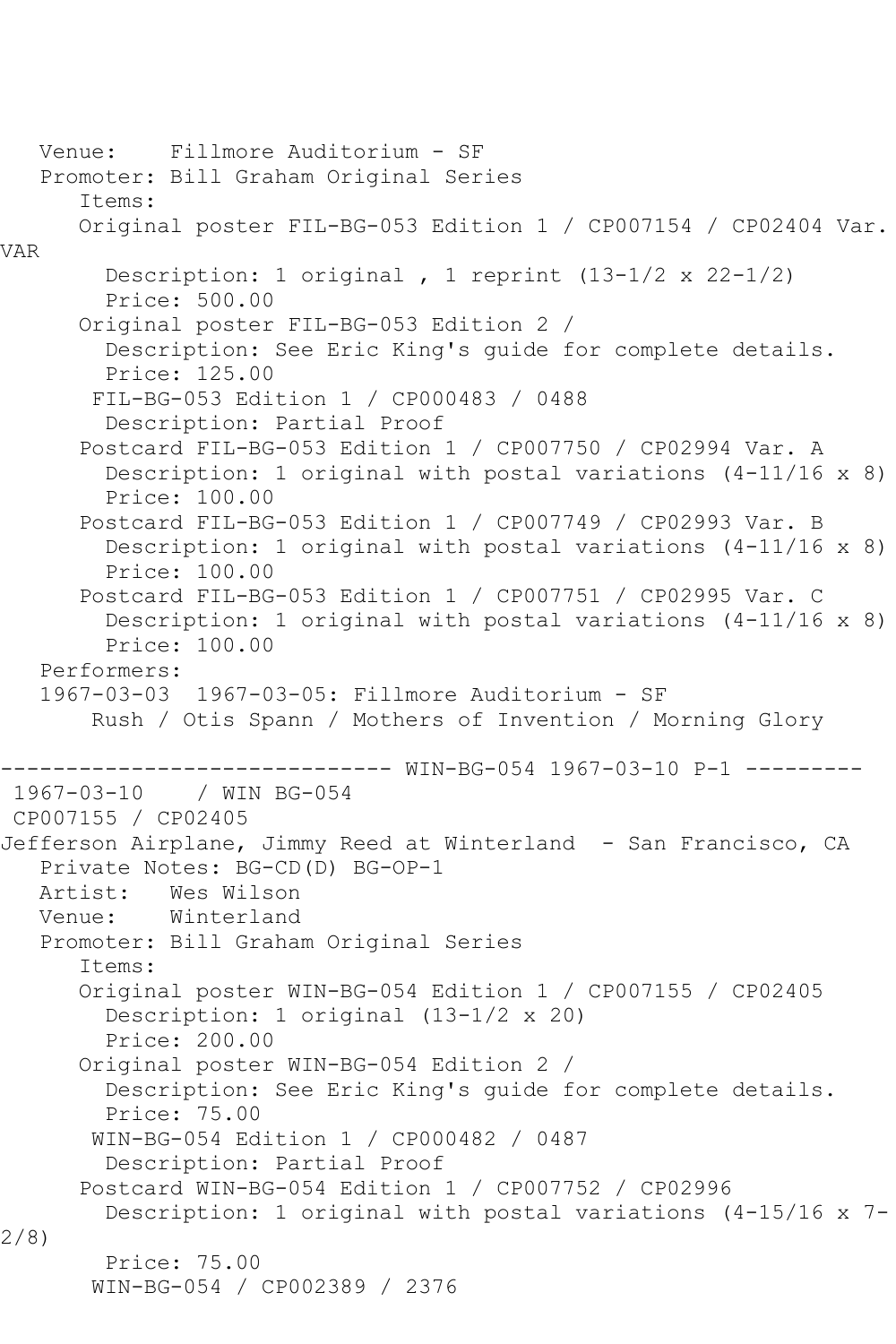Venue: Fillmore Auditorium - SF
Promoter: Bill Graham Original Series
Items:
Original poster FIL-BG-053 Edition 1 / CP007154 / CP02404 Var. VAR
Description: 1 original , 1 reprint (13-1/2 x 22-1/2)
Price: 500.00
Original poster FIL-BG-053 Edition 2 /
Description: See Eric King's guide for complete details.
Price: 125.00
FIL-BG-053 Edition 1 / CP000483 / 0488
Description: Partial Proof
Postcard FIL-BG-053 Edition 1 / CP007750 / CP02994 Var. A
Description: 1 original with postal variations (4-11/16 x 8)
Price: 100.00
Postcard FIL-BG-053 Edition 1 / CP007749 / CP02993 Var. B
Description: 1 original with postal variations (4-11/16 x 8)
Price: 100.00
Postcard FIL-BG-053 Edition 1 / CP007751 / CP02995 Var. C
Description: 1 original with postal variations (4-11/16 x 8)
Price: 100.00
Performers:
1967-03-03 1967-03-05: Fillmore Auditorium - SF
Rush / Otis Spann / Mothers of Invention / Morning Glory

------------------------------ WIN-BG-054 1967-03-10 P-1 ---------
1967-03-10 / WIN BG-054
CP007155 / CP02405
Jefferson Airplane, Jimmy Reed at Winterland - San Francisco, CA
Private Notes: BG-CD(D) BG-OP-1
Artist: Wes Wilson
Venue: Winterland
Promoter: Bill Graham Original Series
Items:
Original poster WIN-BG-054 Edition 1 / CP007155 / CP02405
Description: 1 original (13-1/2 x 20)
Price: 200.00
Original poster WIN-BG-054 Edition 2 /
Description: See Eric King's guide for complete details.
Price: 75.00
WIN-BG-054 Edition 1 / CP000482 / 0487
Description: Partial Proof
Postcard WIN-BG-054 Edition 1 / CP007752 / CP02996
Description: 1 original with postal variations (4-15/16 x 7-2/8)
Price: 75.00
WIN-BG-054 / CP002389 / 2376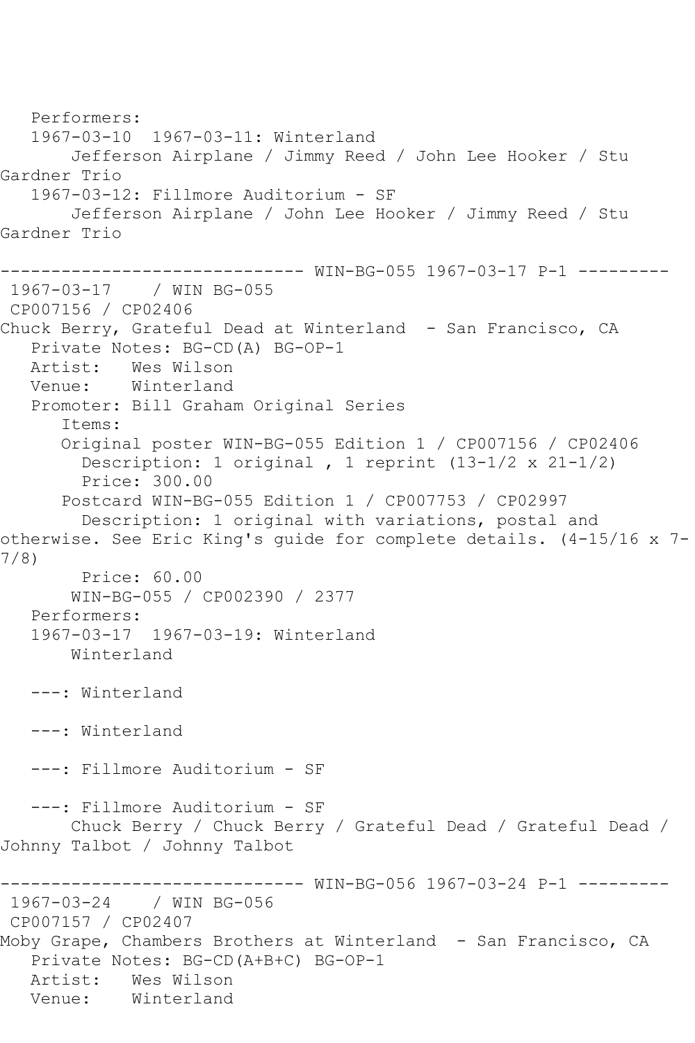Performers:
1967-03-10 1967-03-11: Winterland
Jefferson Airplane / Jimmy Reed / John Lee Hooker / Stu Gardner Trio
1967-03-12: Fillmore Auditorium - SF
Jefferson Airplane / John Lee Hooker / Jimmy Reed / Stu Gardner Trio

------------------------------ WIN-BG-055 1967-03-17 P-1 ---------

1967-03-17 / WIN BG-055
CP007156 / CP02406
Chuck Berry, Grateful Dead at Winterland - San Francisco, CA
Private Notes: BG-CD(A) BG-OP-1
Artist: Wes Wilson
Venue: Winterland
Promoter: Bill Graham Original Series
Items:
Original poster WIN-BG-055 Edition 1 / CP007156 / CP02406
Description: 1 original , 1 reprint (13-1/2 x 21-1/2)
Price: 300.00
Postcard WIN-BG-055 Edition 1 / CP007753 / CP02997
Description: 1 original with variations, postal and otherwise. See Eric King's guide for complete details. (4-15/16 x 7-7/8)
Price: 60.00
WIN-BG-055 / CP002390 / 2377
Performers:
1967-03-17 1967-03-19: Winterland
Winterland

---: Winterland

---: Winterland

---: Fillmore Auditorium - SF

---: Fillmore Auditorium - SF
Chuck Berry / Chuck Berry / Grateful Dead / Grateful Dead / Johnny Talbot / Johnny Talbot

------------------------------ WIN-BG-056 1967-03-24 P-1 ---------

1967-03-24 / WIN BG-056
CP007157 / CP02407
Moby Grape, Chambers Brothers at Winterland - San Francisco, CA
Private Notes: BG-CD(A+B+C) BG-OP-1
Artist: Wes Wilson
Venue: Winterland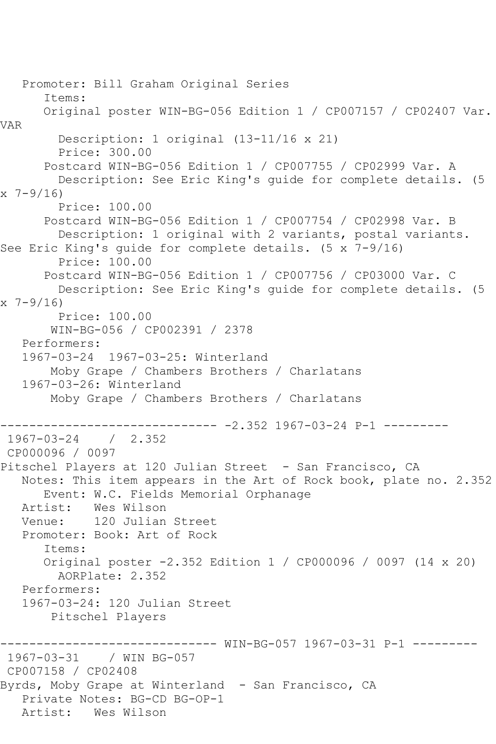Promoter: Bill Graham Original Series
      Items:
      Original poster WIN-BG-056 Edition 1 / CP007157 / CP02407 Var. VAR
        Description: 1 original (13-11/16 x 21)
        Price: 300.00
      Postcard WIN-BG-056 Edition 1 / CP007755 / CP02999 Var. A
        Description: See Eric King's guide for complete details. (5 x 7-9/16)
        Price: 100.00
      Postcard WIN-BG-056 Edition 1 / CP007754 / CP02998 Var. B
        Description: 1 original with 2 variants, postal variants. See Eric King's guide for complete details. (5 x 7-9/16)
        Price: 100.00
      Postcard WIN-BG-056 Edition 1 / CP007756 / CP03000 Var. C
        Description: See Eric King's guide for complete details. (5 x 7-9/16)
        Price: 100.00
       WIN-BG-056 / CP002391 / 2378
   Performers:
   1967-03-24  1967-03-25: Winterland
       Moby Grape / Chambers Brothers / Charlatans
   1967-03-26: Winterland
       Moby Grape / Chambers Brothers / Charlatans

------------------------------ -2.352 1967-03-24 P-1 ---------
1967-03-24    /  2.352
CP000096 / 0097
Pitschel Players at 120 Julian Street  - San Francisco, CA
   Notes: This item appears in the Art of Rock book, plate no. 2.352
      Event: W.C. Fields Memorial Orphanage
   Artist:   Wes Wilson
   Venue:    120 Julian Street
   Promoter: Book: Art of Rock
      Items:
      Original poster -2.352 Edition 1 / CP000096 / 0097 (14 x 20)
        AORPlate: 2.352
   Performers:
   1967-03-24: 120 Julian Street
       Pitschel Players

------------------------------ WIN-BG-057 1967-03-31 P-1 ---------
1967-03-31    / WIN BG-057
CP007158 / CP02408
Byrds, Moby Grape at Winterland  - San Francisco, CA
   Private Notes: BG-CD BG-OP-1
   Artist:   Wes Wilson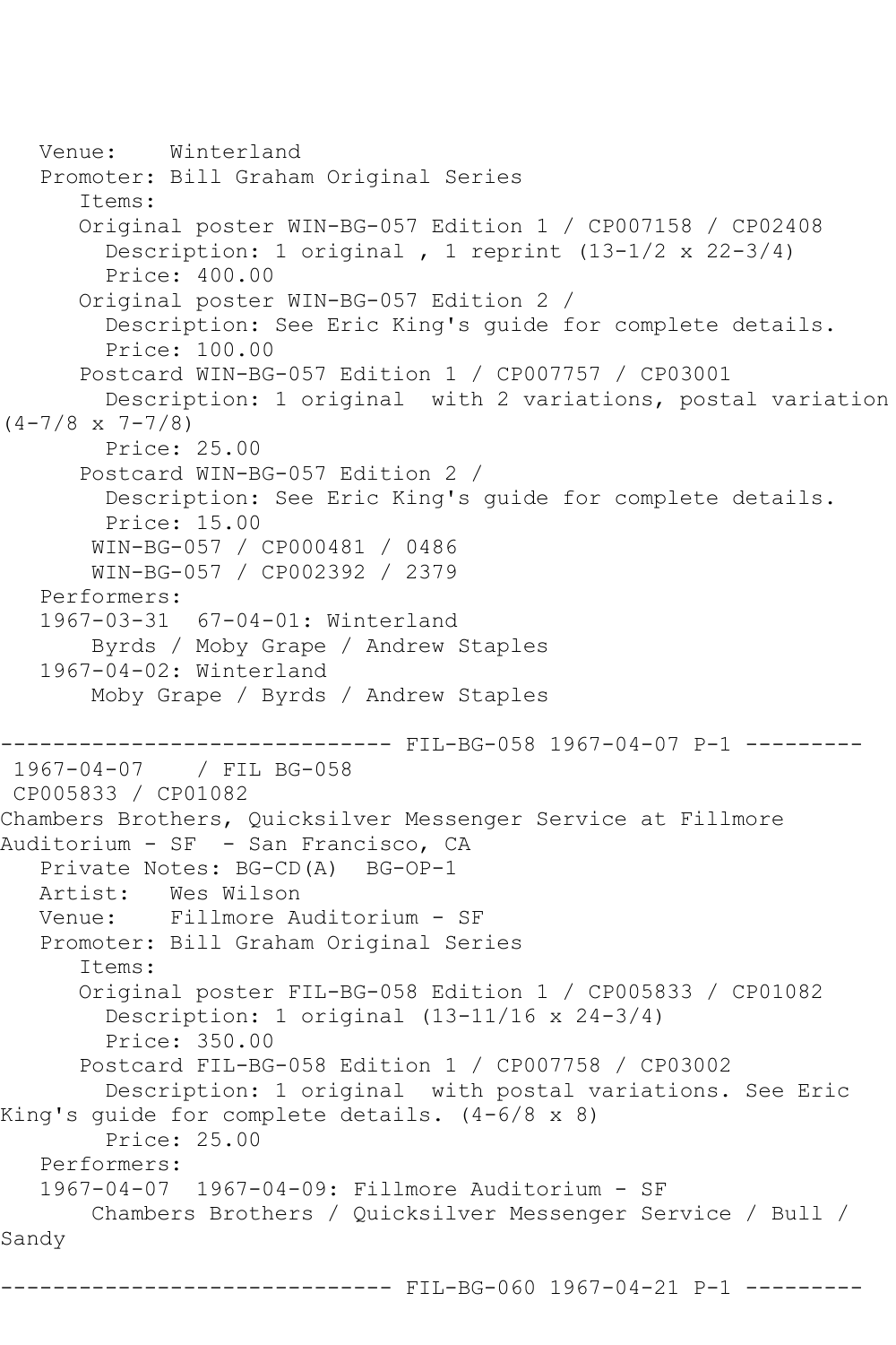Venue:    Winterland
Promoter: Bill Graham Original Series
Items:
Original poster WIN-BG-057 Edition 1 / CP007158 / CP02408
Description: 1 original , 1 reprint (13-1/2 x 22-3/4)
Price: 400.00
Original poster WIN-BG-057 Edition 2 /
Description: See Eric King's guide for complete details.
Price: 100.00
Postcard WIN-BG-057 Edition 1 / CP007757 / CP03001
Description: 1 original  with 2 variations, postal variation (4-7/8 x 7-7/8)
Price: 25.00
Postcard WIN-BG-057 Edition 2 /
Description: See Eric King's guide for complete details.
Price: 15.00
WIN-BG-057 / CP000481 / 0486
WIN-BG-057 / CP002392 / 2379
Performers:
1967-03-31  67-04-01: Winterland
Byrds / Moby Grape / Andrew Staples
1967-04-02: Winterland
Moby Grape / Byrds / Andrew Staples

------------------------------ FIL-BG-058 1967-04-07 P-1 ---------

1967-04-07    / FIL BG-058
CP005833 / CP01082
Chambers Brothers, Quicksilver Messenger Service at Fillmore Auditorium - SF  - San Francisco, CA
Private Notes: BG-CD(A)  BG-OP-1
Artist:   Wes Wilson
Venue:    Fillmore Auditorium - SF
Promoter: Bill Graham Original Series
Items:
Original poster FIL-BG-058 Edition 1 / CP005833 / CP01082
Description: 1 original (13-11/16 x 24-3/4)
Price: 350.00
Postcard FIL-BG-058 Edition 1 / CP007758 / CP03002
Description: 1 original  with postal variations. See Eric King's guide for complete details. (4-6/8 x 8)
Price: 25.00
Performers:
1967-04-07  1967-04-09: Fillmore Auditorium - SF
Chambers Brothers / Quicksilver Messenger Service / Bull / Sandy

------------------------------ FIL-BG-060 1967-04-21 P-1 ---------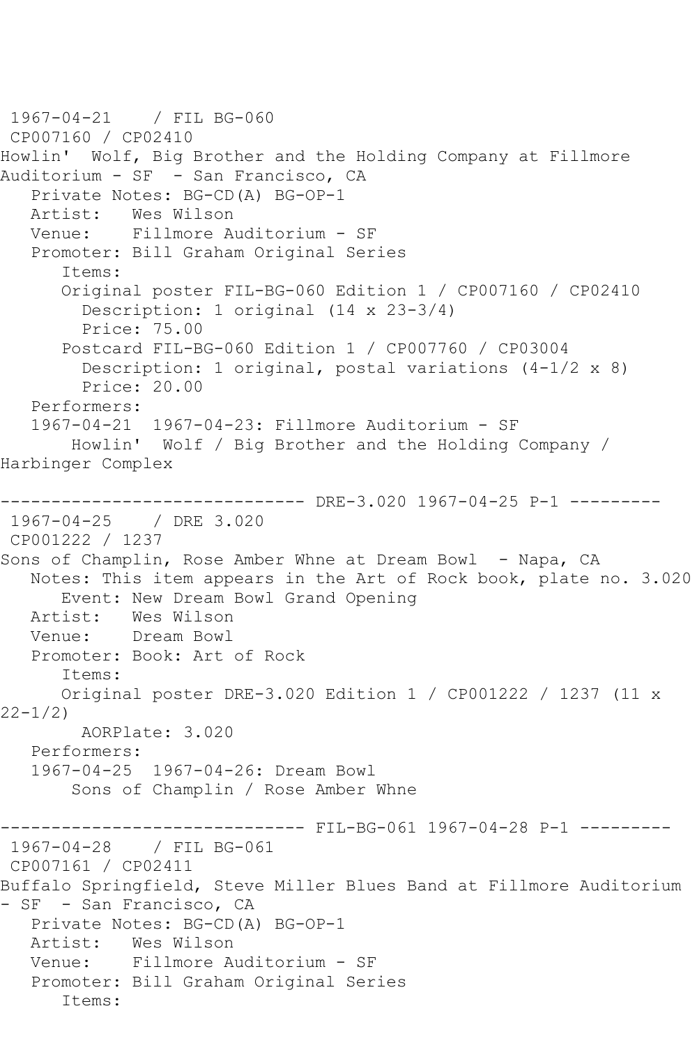1967-04-21    / FIL BG-060
CP007160 / CP02410
Howlin'  Wolf, Big Brother and the Holding Company at Fillmore Auditorium - SF  - San Francisco, CA
   Private Notes: BG-CD(A) BG-OP-1
   Artist:   Wes Wilson
   Venue:    Fillmore Auditorium - SF
   Promoter: Bill Graham Original Series
      Items:
      Original poster FIL-BG-060 Edition 1 / CP007160 / CP02410
        Description: 1 original (14 x 23-3/4)
        Price: 75.00
      Postcard FIL-BG-060 Edition 1 / CP007760 / CP03004
        Description: 1 original, postal variations (4-1/2 x 8)
        Price: 20.00
   Performers:
   1967-04-21  1967-04-23: Fillmore Auditorium - SF
       Howlin'  Wolf / Big Brother and the Holding Company / Harbinger Complex

------------------------------ DRE-3.020 1967-04-25 P-1 ---------
1967-04-25    / DRE 3.020
CP001222 / 1237
Sons of Champlin, Rose Amber Whne at Dream Bowl  - Napa, CA
   Notes: This item appears in the Art of Rock book, plate no. 3.020
      Event: New Dream Bowl Grand Opening
   Artist:   Wes Wilson
   Venue:    Dream Bowl
   Promoter: Book: Art of Rock
      Items:
      Original poster DRE-3.020 Edition 1 / CP001222 / 1237 (11 x 22-1/2)
        AORPlate: 3.020
   Performers:
   1967-04-25  1967-04-26: Dream Bowl
       Sons of Champlin / Rose Amber Whne

------------------------------ FIL-BG-061 1967-04-28 P-1 ---------
1967-04-28    / FIL BG-061
CP007161 / CP02411
Buffalo Springfield, Steve Miller Blues Band at Fillmore Auditorium - SF  - San Francisco, CA
   Private Notes: BG-CD(A) BG-OP-1
   Artist:   Wes Wilson
   Venue:    Fillmore Auditorium - SF
   Promoter: Bill Graham Original Series
      Items: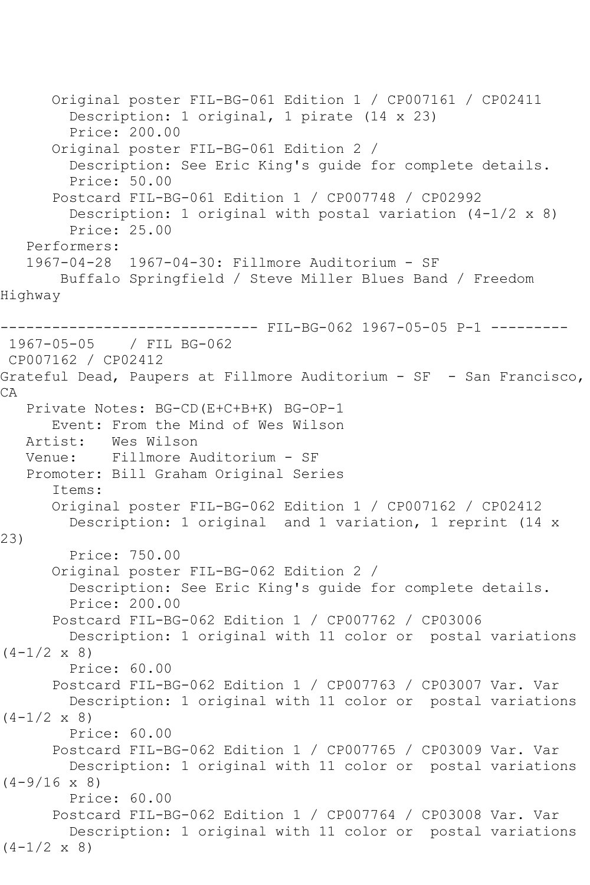Original poster FIL-BG-061 Edition 1 / CP007161 / CP02411
Description: 1 original, 1 pirate (14 x 23)
Price: 200.00
Original poster FIL-BG-061 Edition 2 /
Description: See Eric King's guide for complete details.
Price: 50.00
Postcard FIL-BG-061 Edition 1 / CP007748 / CP02992
Description: 1 original with postal variation (4-1/2 x 8)
Price: 25.00
Performers:
1967-04-28 1967-04-30: Fillmore Auditorium - SF
Buffalo Springfield / Steve Miller Blues Band / Freedom Highway

------------------------------ FIL-BG-062 1967-05-05 P-1 ---------

1967-05-05 / FIL BG-062
CP007162 / CP02412
Grateful Dead, Paupers at Fillmore Auditorium - SF - San Francisco, CA
Private Notes: BG-CD(E+C+B+K) BG-OP-1
Event: From the Mind of Wes Wilson
Artist: Wes Wilson
Venue: Fillmore Auditorium - SF
Promoter: Bill Graham Original Series
Items:
Original poster FIL-BG-062 Edition 1 / CP007162 / CP02412
Description: 1 original and 1 variation, 1 reprint (14 x 23)
Price: 750.00
Original poster FIL-BG-062 Edition 2 /
Description: See Eric King's guide for complete details.
Price: 200.00
Postcard FIL-BG-062 Edition 1 / CP007762 / CP03006
Description: 1 original with 11 color or postal variations (4-1/2 x 8)
Price: 60.00
Postcard FIL-BG-062 Edition 1 / CP007763 / CP03007 Var. Var
Description: 1 original with 11 color or postal variations (4-1/2 x 8)
Price: 60.00
Postcard FIL-BG-062 Edition 1 / CP007765 / CP03009 Var. Var
Description: 1 original with 11 color or postal variations (4-9/16 x 8)
Price: 60.00
Postcard FIL-BG-062 Edition 1 / CP007764 / CP03008 Var. Var
Description: 1 original with 11 color or postal variations (4-1/2 x 8)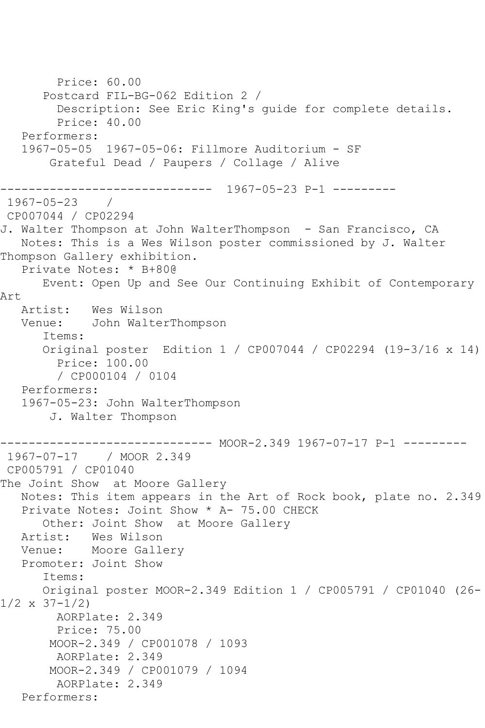```
        Price: 60.00
      Postcard FIL-BG-062 Edition 2 /
        Description: See Eric King's guide for complete details.
        Price: 40.00
   Performers:
   1967-05-05  1967-05-06: Fillmore Auditorium - SF
       Grateful Dead / Paupers / Collage / Alive

------------------------------  1967-05-23 P-1 ---------
 1967-05-23    /
 CP007044 / CP02294
J. Walter Thompson at John WalterThompson  - San Francisco, CA
   Notes: This is a Wes Wilson poster commissioned by J. Walter
Thompson Gallery exhibition.
   Private Notes: * B+80@
      Event: Open Up and See Our Continuing Exhibit of Contemporary
Art
   Artist:   Wes Wilson
   Venue:    John WalterThompson
      Items:
      Original poster  Edition 1 / CP007044 / CP02294 (19-3/16 x 14)
        Price: 100.00
        / CP000104 / 0104
   Performers:
   1967-05-23: John WalterThompson
       J. Walter Thompson

------------------------------ MOOR-2.349 1967-07-17 P-1 ---------
 1967-07-17    / MOOR 2.349
 CP005791 / CP01040
The Joint Show  at Moore Gallery
   Notes: This item appears in the Art of Rock book, plate no. 2.349
   Private Notes: Joint Show * A- 75.00 CHECK
      Other: Joint Show  at Moore Gallery
   Artist:   Wes Wilson
   Venue:    Moore Gallery
   Promoter: Joint Show
      Items:
      Original poster MOOR-2.349 Edition 1 / CP005791 / CP01040 (26-
1/2 x 37-1/2)
        AORPlate: 2.349
        Price: 75.00
       MOOR-2.349 / CP001078 / 1093
        AORPlate: 2.349
       MOOR-2.349 / CP001079 / 1094
        AORPlate: 2.349
   Performers:
```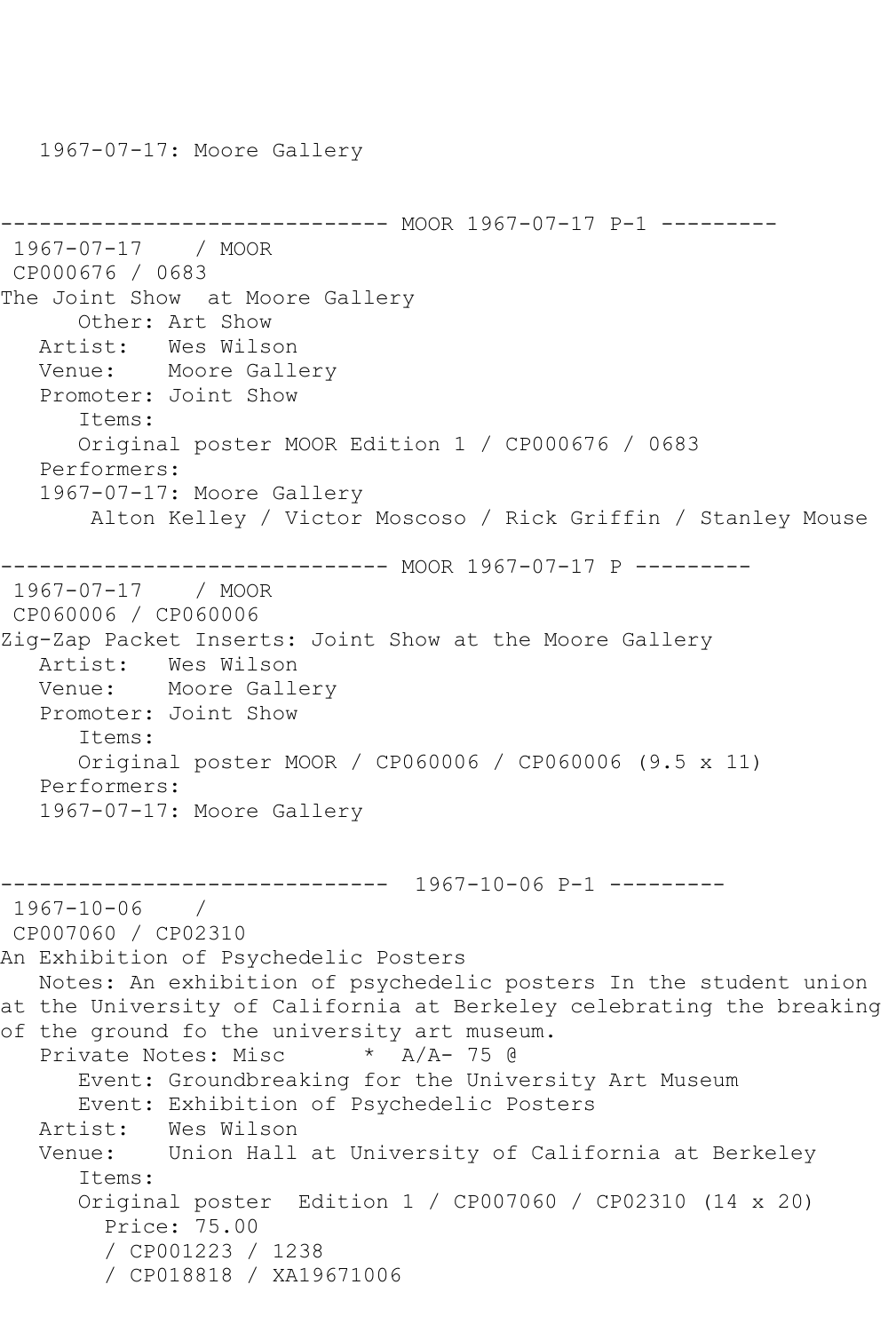1967-07-17: Moore Gallery

------------------------------ MOOR 1967-07-17 P-1 ---------

1967-07-17 / MOOR
CP000676 / 0683
The Joint Show at Moore Gallery
Other: Art Show
Artist: Wes Wilson
Venue: Moore Gallery
Promoter: Joint Show
Items:
Original poster MOOR Edition 1 / CP000676 / 0683
Performers:
1967-07-17: Moore Gallery
Alton Kelley / Victor Moscoso / Rick Griffin / Stanley Mouse

------------------------------ MOOR 1967-07-17 P ---------

1967-07-17 / MOOR
CP060006 / CP060006
Zig-Zap Packet Inserts: Joint Show at the Moore Gallery
Artist: Wes Wilson
Venue: Moore Gallery
Promoter: Joint Show
Items:
Original poster MOOR / CP060006 / CP060006 (9.5 x 11)
Performers:
1967-07-17: Moore Gallery

------------------------------ 1967-10-06 P-1 ---------

1967-10-06 /
CP007060 / CP02310
An Exhibition of Psychedelic Posters
Notes: An exhibition of psychedelic posters In the student union at the University of California at Berkeley celebrating the breaking of the ground fo the university art museum.
Private Notes: Misc * A/A- 75 @
Event: Groundbreaking for the University Art Museum
Event: Exhibition of Psychedelic Posters
Artist: Wes Wilson
Venue: Union Hall at University of California at Berkeley
Items:
Original poster Edition 1 / CP007060 / CP02310 (14 x 20)
Price: 75.00
/ CP001223 / 1238
/ CP018818 / XA19671006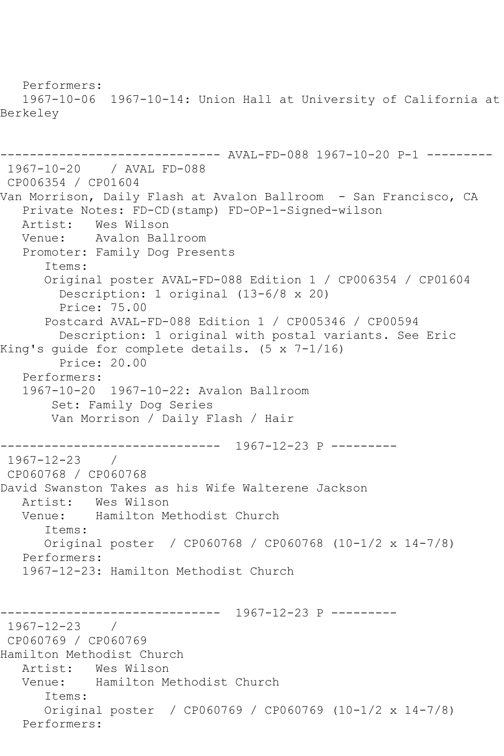```
   Performers:
   1967-10-06  1967-10-14: Union Hall at University of California at
Berkeley


------------------------------ AVAL-FD-088 1967-10-20 P-1 ---------
 1967-10-20    / AVAL FD-088
 CP006354 / CP01604
Van Morrison, Daily Flash at Avalon Ballroom  - San Francisco, CA
   Private Notes: FD-CD(stamp) FD-OP-1-Signed-wilson
   Artist:   Wes Wilson
   Venue:    Avalon Ballroom
   Promoter: Family Dog Presents
      Items:
      Original poster AVAL-FD-088 Edition 1 / CP006354 / CP01604
        Description: 1 original (13-6/8 x 20)
        Price: 75.00
      Postcard AVAL-FD-088 Edition 1 / CP005346 / CP00594
        Description: 1 original with postal variants. See Eric
King's guide for complete details. (5 x 7-1/16)
        Price: 20.00
   Performers:
   1967-10-20  1967-10-22: Avalon Ballroom
       Set: Family Dog Series
       Van Morrison / Daily Flash / Hair

------------------------------  1967-12-23 P ---------
 1967-12-23    /
 CP060768 / CP060768
David Swanston Takes as his Wife Walterene Jackson
   Artist:   Wes Wilson
   Venue:    Hamilton Methodist Church
      Items:
      Original poster  / CP060768 / CP060768 (10-1/2 x 14-7/8)
   Performers:
   1967-12-23: Hamilton Methodist Church


------------------------------  1967-12-23 P ---------
 1967-12-23    /
 CP060769 / CP060769
Hamilton Methodist Church
   Artist:   Wes Wilson
   Venue:    Hamilton Methodist Church
      Items:
      Original poster  / CP060769 / CP060769 (10-1/2 x 14-7/8)
   Performers:
```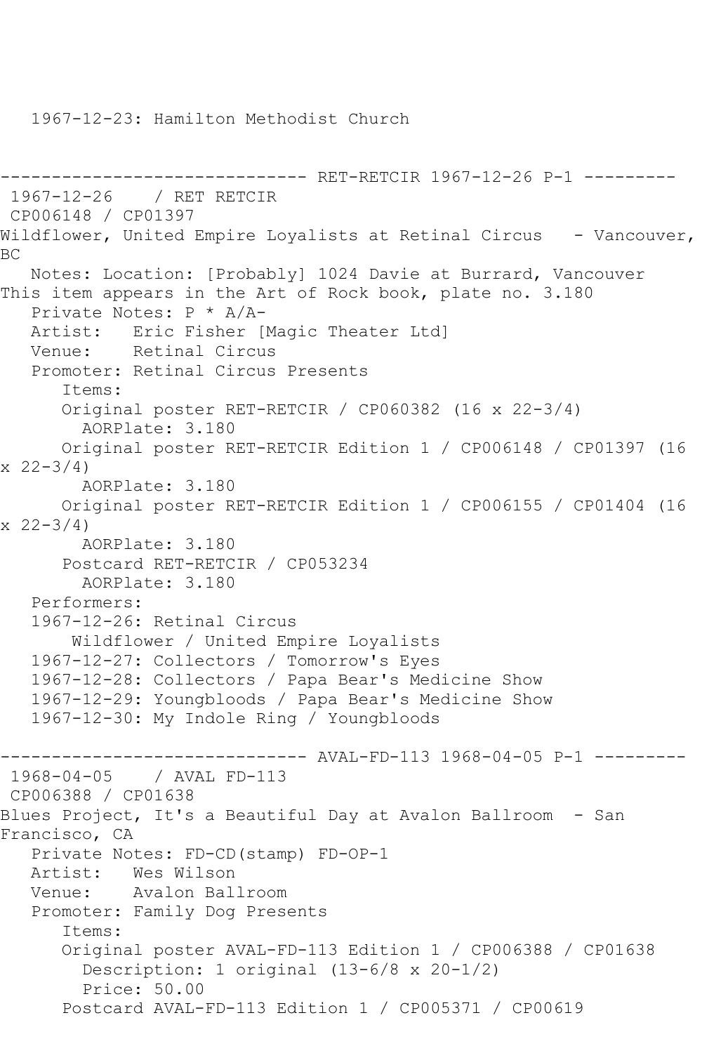1967-12-23: Hamilton Methodist Church

------------------------------ RET-RETCIR 1967-12-26 P-1 ---------

1967-12-26 / RET RETCIR
CP006148 / CP01397
Wildflower, United Empire Loyalists at Retinal Circus - Vancouver, BC

Notes: Location: [Probably] 1024 Davie at Burrard, Vancouver
This item appears in the Art of Rock book, plate no. 3.180

Private Notes: P * A/A-
Artist: Eric Fisher [Magic Theater Ltd]
Venue: Retinal Circus
Promoter: Retinal Circus Presents

Items:
Original poster RET-RETCIR / CP060382 (16 x 22-3/4)
AORPlate: 3.180
Original poster RET-RETCIR Edition 1 / CP006148 / CP01397 (16 x 22-3/4)
AORPlate: 3.180
Original poster RET-RETCIR Edition 1 / CP006155 / CP01404 (16 x 22-3/4)
AORPlate: 3.180
Postcard RET-RETCIR / CP053234
AORPlate: 3.180

Performers:
1967-12-26: Retinal Circus
Wildflower / United Empire Loyalists
1967-12-27: Collectors / Tomorrow's Eyes
1967-12-28: Collectors / Papa Bear's Medicine Show
1967-12-29: Youngbloods / Papa Bear's Medicine Show
1967-12-30: My Indole Ring / Youngbloods

------------------------------ AVAL-FD-113 1968-04-05 P-1 ---------

1968-04-05 / AVAL FD-113
CP006388 / CP01638
Blues Project, It's a Beautiful Day at Avalon Ballroom - San Francisco, CA

Private Notes: FD-CD(stamp) FD-OP-1
Artist: Wes Wilson
Venue: Avalon Ballroom
Promoter: Family Dog Presents

Items:
Original poster AVAL-FD-113 Edition 1 / CP006388 / CP01638
Description: 1 original (13-6/8 x 20-1/2)
Price: 50.00
Postcard AVAL-FD-113 Edition 1 / CP005371 / CP00619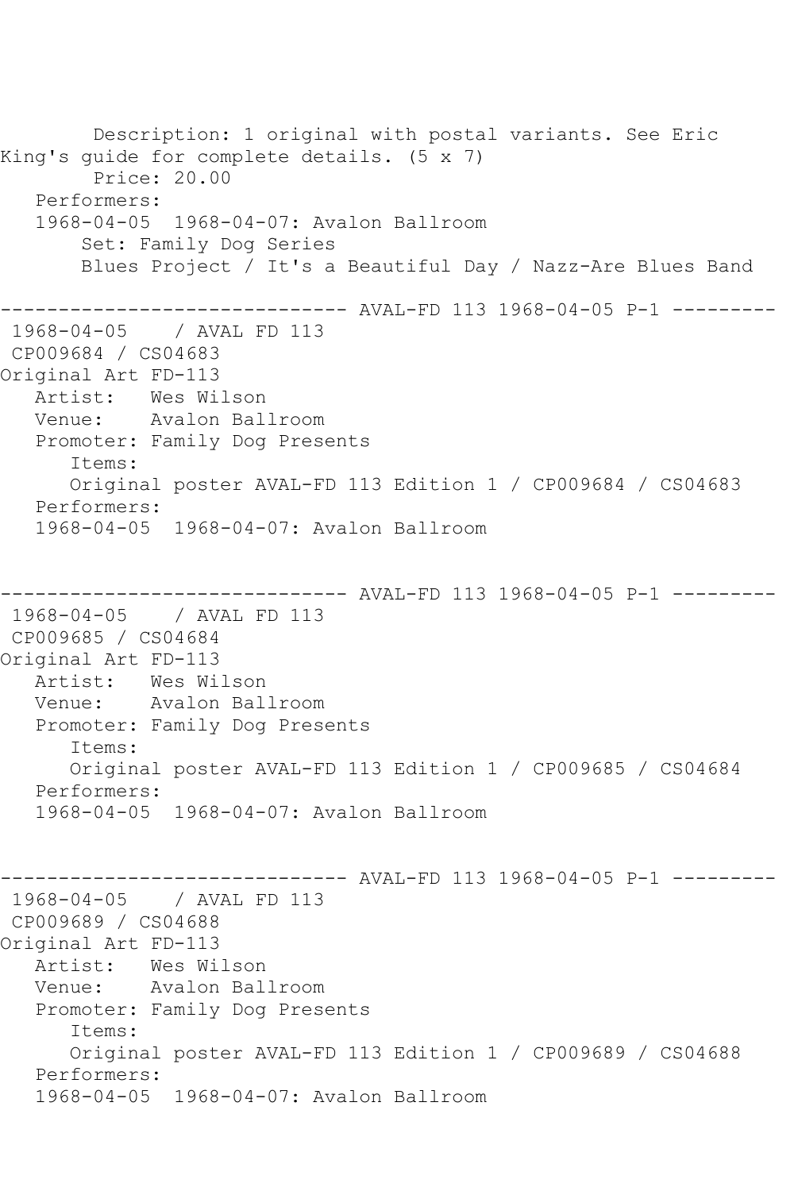Description: 1 original with postal variants. See Eric King's guide for complete details. (5 x 7)
Price: 20.00
Performers:
1968-04-05 1968-04-07: Avalon Ballroom
Set: Family Dog Series
Blues Project / It's a Beautiful Day / Nazz-Are Blues Band

------------------------------ AVAL-FD 113 1968-04-05 P-1 ---------

1968-04-05 / AVAL FD 113
CP009684 / CS04683
Original Art FD-113
Artist: Wes Wilson
Venue: Avalon Ballroom
Promoter: Family Dog Presents
Items:
Original poster AVAL-FD 113 Edition 1 / CP009684 / CS04683
Performers:
1968-04-05 1968-04-07: Avalon Ballroom

------------------------------ AVAL-FD 113 1968-04-05 P-1 ---------

1968-04-05 / AVAL FD 113
CP009685 / CS04684
Original Art FD-113
Artist: Wes Wilson
Venue: Avalon Ballroom
Promoter: Family Dog Presents
Items:
Original poster AVAL-FD 113 Edition 1 / CP009685 / CS04684
Performers:
1968-04-05 1968-04-07: Avalon Ballroom

------------------------------ AVAL-FD 113 1968-04-05 P-1 ---------

1968-04-05 / AVAL FD 113
CP009689 / CS04688
Original Art FD-113
Artist: Wes Wilson
Venue: Avalon Ballroom
Promoter: Family Dog Presents
Items:
Original poster AVAL-FD 113 Edition 1 / CP009689 / CS04688
Performers:
1968-04-05 1968-04-07: Avalon Ballroom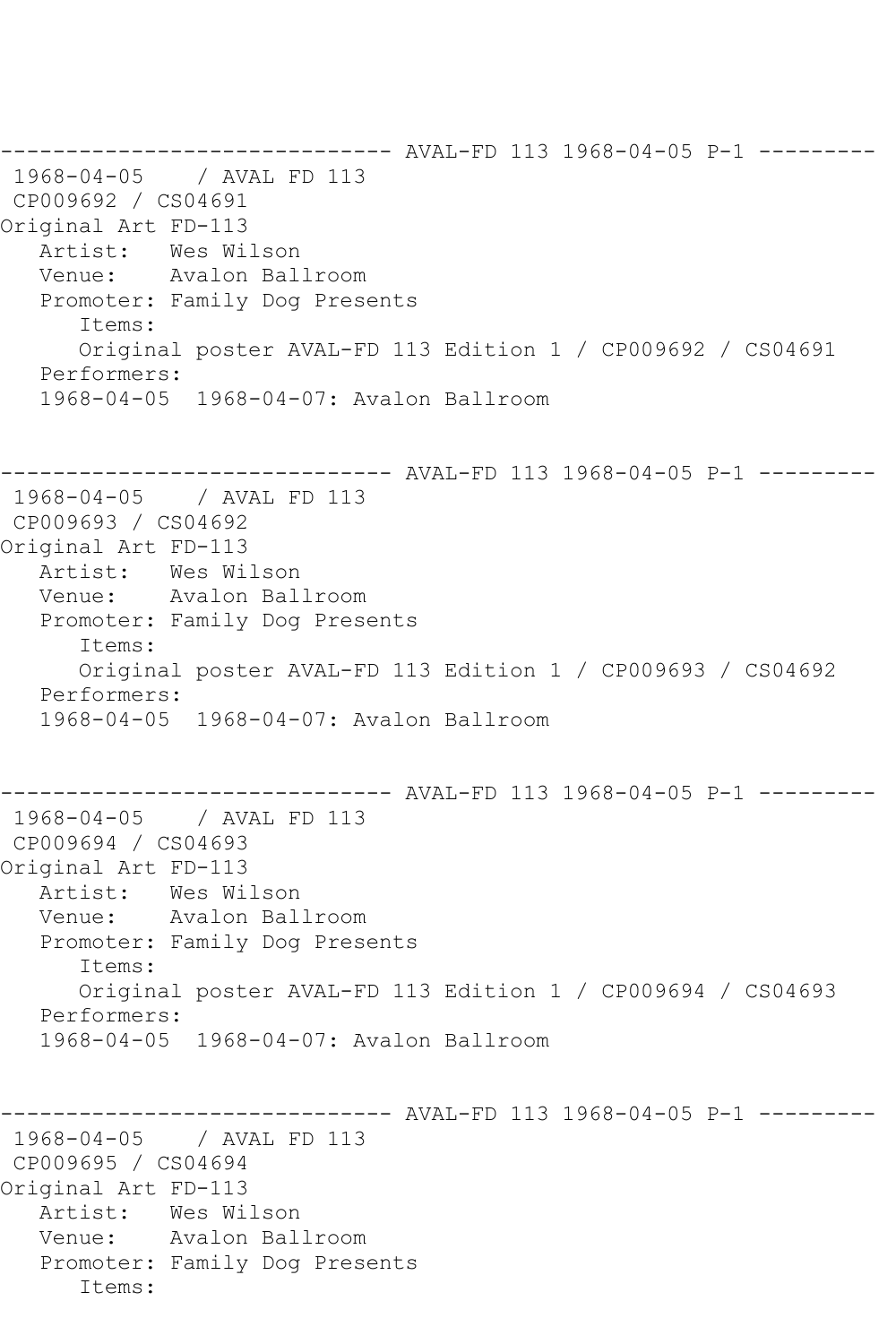```
------------------------------ AVAL-FD 113 1968-04-05 P-1 ---------
 1968-04-05    / AVAL FD 113
 CP009692 / CS04691
Original Art FD-113
   Artist:   Wes Wilson
   Venue:    Avalon Ballroom
   Promoter: Family Dog Presents
      Items:
      Original poster AVAL-FD 113 Edition 1 / CP009692 / CS04691
   Performers:
   1968-04-05  1968-04-07: Avalon Ballroom


------------------------------ AVAL-FD 113 1968-04-05 P-1 ---------
 1968-04-05    / AVAL FD 113
 CP009693 / CS04692
Original Art FD-113
   Artist:   Wes Wilson
   Venue:    Avalon Ballroom
   Promoter: Family Dog Presents
      Items:
      Original poster AVAL-FD 113 Edition 1 / CP009693 / CS04692
   Performers:
   1968-04-05  1968-04-07: Avalon Ballroom


------------------------------ AVAL-FD 113 1968-04-05 P-1 ---------
 1968-04-05    / AVAL FD 113
 CP009694 / CS04693
Original Art FD-113
   Artist:   Wes Wilson
   Venue:    Avalon Ballroom
   Promoter: Family Dog Presents
      Items:
      Original poster AVAL-FD 113 Edition 1 / CP009694 / CS04693
   Performers:
   1968-04-05  1968-04-07: Avalon Ballroom


------------------------------ AVAL-FD 113 1968-04-05 P-1 ---------
 1968-04-05    / AVAL FD 113
 CP009695 / CS04694
Original Art FD-113
   Artist:   Wes Wilson
   Venue:    Avalon Ballroom
   Promoter: Family Dog Presents
      Items:
```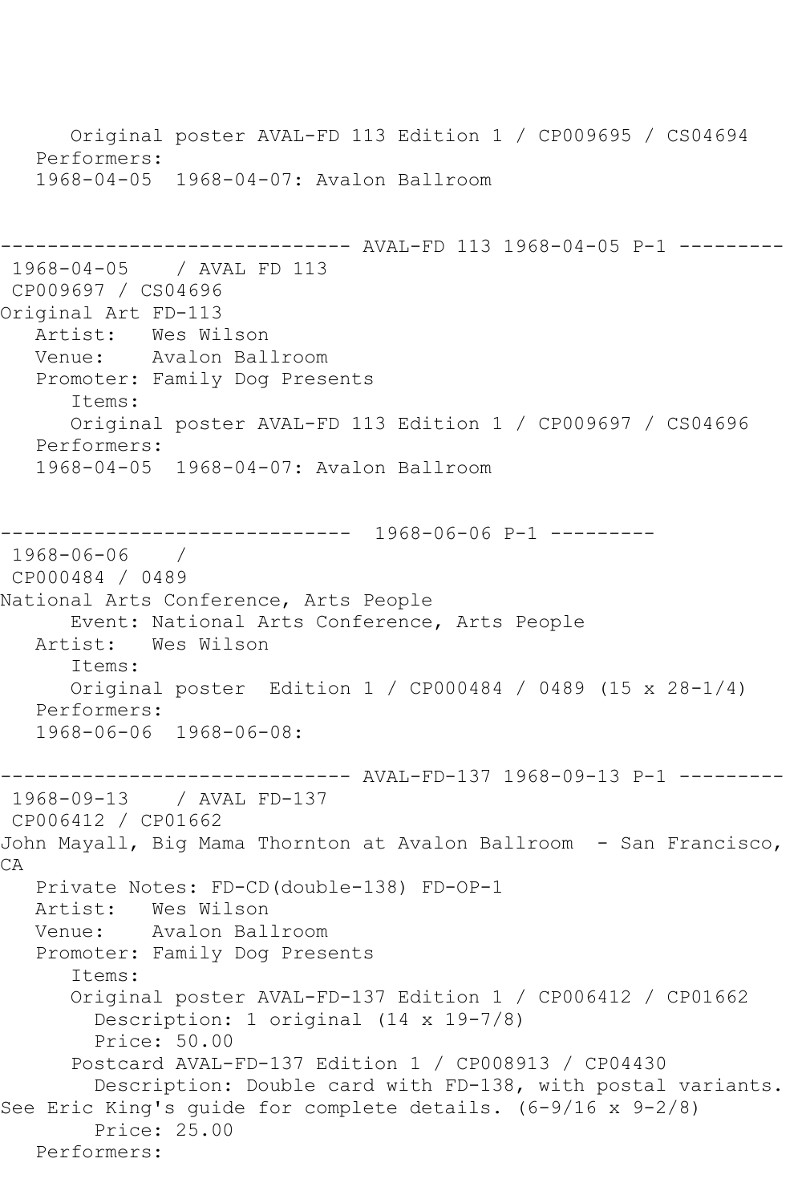```
      Original poster AVAL-FD 113 Edition 1 / CP009695 / CS04694
   Performers:
   1968-04-05  1968-04-07: Avalon Ballroom


------------------------------ AVAL-FD 113 1968-04-05 P-1 ---------
 1968-04-05    / AVAL FD 113
 CP009697 / CS04696
Original Art FD-113
   Artist:   Wes Wilson
   Venue:    Avalon Ballroom
   Promoter: Family Dog Presents
      Items:
      Original poster AVAL-FD 113 Edition 1 / CP009697 / CS04696
   Performers:
   1968-04-05  1968-04-07: Avalon Ballroom


------------------------------  1968-06-06 P-1 ---------
 1968-06-06    /
 CP000484 / 0489
National Arts Conference, Arts People
      Event: National Arts Conference, Arts People
   Artist:   Wes Wilson
      Items:
      Original poster  Edition 1 / CP000484 / 0489 (15 x 28-1/4)
   Performers:
   1968-06-06  1968-06-08:

------------------------------ AVAL-FD-137 1968-09-13 P-1 ---------
 1968-09-13    / AVAL FD-137
 CP006412 / CP01662
John Mayall, Big Mama Thornton at Avalon Ballroom  - San Francisco,
CA
   Private Notes: FD-CD(double-138) FD-OP-1
   Artist:   Wes Wilson
   Venue:    Avalon Ballroom
   Promoter: Family Dog Presents
      Items:
      Original poster AVAL-FD-137 Edition 1 / CP006412 / CP01662
        Description: 1 original (14 x 19-7/8)
        Price: 50.00
      Postcard AVAL-FD-137 Edition 1 / CP008913 / CP04430
        Description: Double card with FD-138, with postal variants.
See Eric King's guide for complete details. (6-9/16 x 9-2/8)
        Price: 25.00
   Performers:
```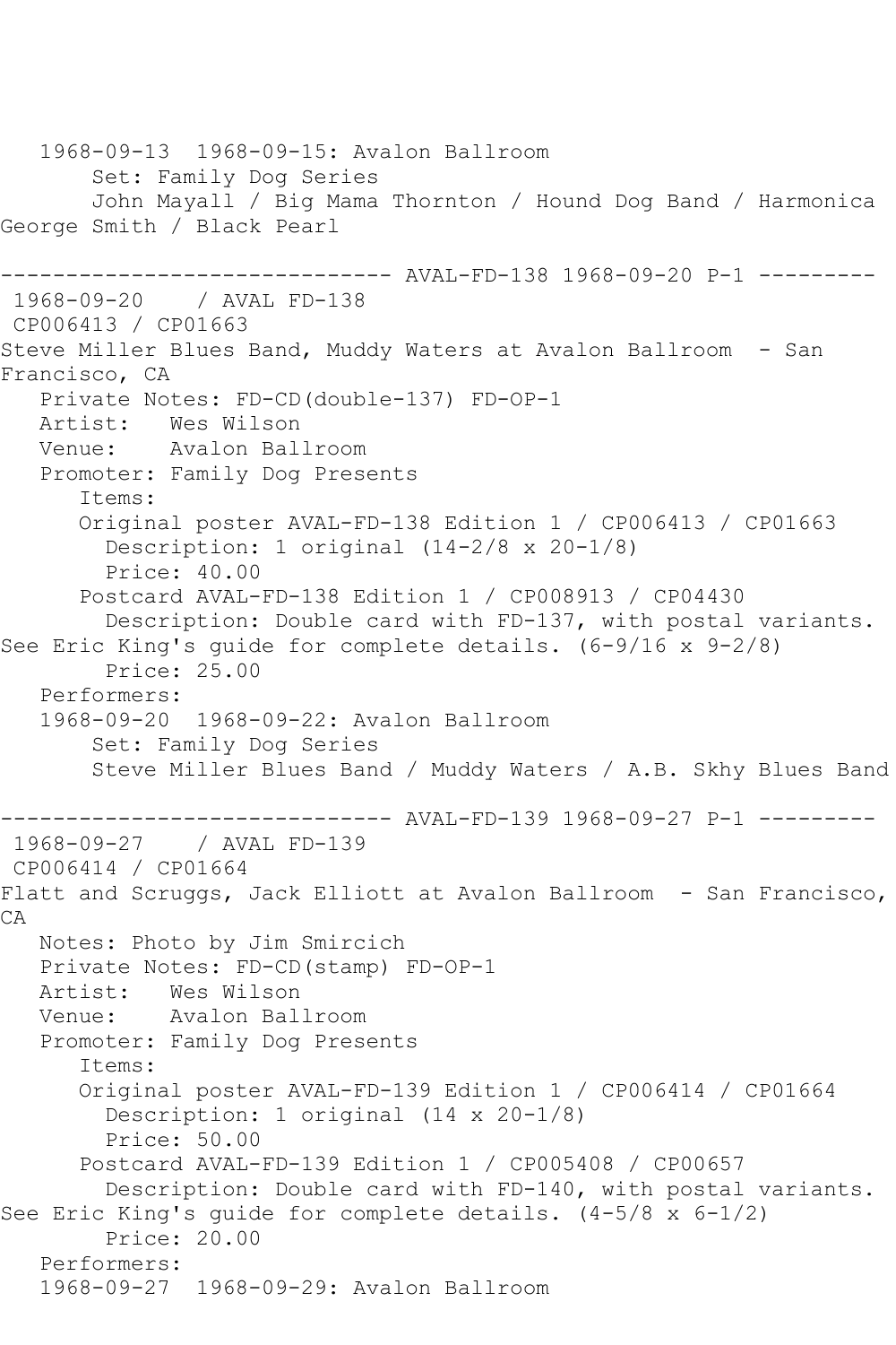1968-09-13  1968-09-15: Avalon Ballroom
Set: Family Dog Series
John Mayall / Big Mama Thornton / Hound Dog Band / Harmonica George Smith / Black Pearl

------------------------------ AVAL-FD-138 1968-09-20 P-1 ---------

1968-09-20    / AVAL FD-138
CP006413 / CP01663
Steve Miller Blues Band, Muddy Waters at Avalon Ballroom  - San Francisco, CA
Private Notes: FD-CD(double-137) FD-OP-1
Artist:   Wes Wilson
Venue:    Avalon Ballroom
Promoter: Family Dog Presents
Items:
Original poster AVAL-FD-138 Edition 1 / CP006413 / CP01663
Description: 1 original (14-2/8 x 20-1/8)
Price: 40.00
Postcard AVAL-FD-138 Edition 1 / CP008913 / CP04430
Description: Double card with FD-137, with postal variants. See Eric King's guide for complete details. (6-9/16 x 9-2/8)
Price: 25.00
Performers:
1968-09-20  1968-09-22: Avalon Ballroom
Set: Family Dog Series
Steve Miller Blues Band / Muddy Waters / A.B. Skhy Blues Band

------------------------------ AVAL-FD-139 1968-09-27 P-1 ---------

1968-09-27    / AVAL FD-139
CP006414 / CP01664
Flatt and Scruggs, Jack Elliott at Avalon Ballroom  - San Francisco, CA
Notes: Photo by Jim Smircich
Private Notes: FD-CD(stamp) FD-OP-1
Artist:   Wes Wilson
Venue:    Avalon Ballroom
Promoter: Family Dog Presents
Items:
Original poster AVAL-FD-139 Edition 1 / CP006414 / CP01664
Description: 1 original (14 x 20-1/8)
Price: 50.00
Postcard AVAL-FD-139 Edition 1 / CP005408 / CP00657
Description: Double card with FD-140, with postal variants. See Eric King's guide for complete details. (4-5/8 x 6-1/2)
Price: 20.00
Performers:
1968-09-27  1968-09-29: Avalon Ballroom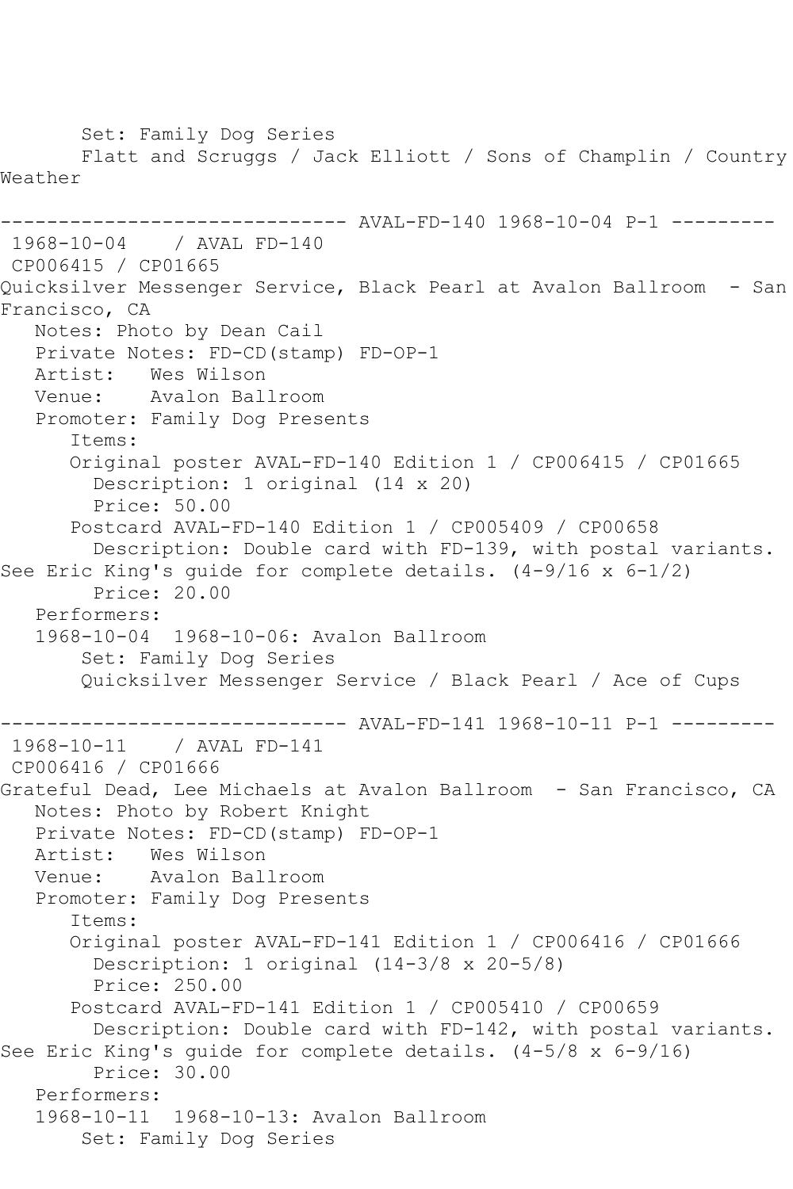Set: Family Dog Series
Flatt and Scruggs / Jack Elliott / Sons of Champlin / Country Weather

------------------------------- AVAL-FD-140 1968-10-04 P-1 ---------

1968-10-04 / AVAL FD-140
CP006415 / CP01665

Quicksilver Messenger Service, Black Pearl at Avalon Ballroom - San Francisco, CA

Notes: Photo by Dean Cail
Private Notes: FD-CD(stamp) FD-OP-1
Artist: Wes Wilson
Venue: Avalon Ballroom
Promoter: Family Dog Presents

Items:

Original poster AVAL-FD-140 Edition 1 / CP006415 / CP01665
Description: 1 original (14 x 20)
Price: 50.00

Postcard AVAL-FD-140 Edition 1 / CP005409 / CP00658
Description: Double card with FD-139, with postal variants. See Eric King's guide for complete details. (4-9/16 x 6-1/2)
Price: 20.00

Performers:

1968-10-04 1968-10-06: Avalon Ballroom
Set: Family Dog Series
Quicksilver Messenger Service / Black Pearl / Ace of Cups

------------------------------- AVAL-FD-141 1968-10-11 P-1 ---------

1968-10-11 / AVAL FD-141
CP006416 / CP01666

Grateful Dead, Lee Michaels at Avalon Ballroom - San Francisco, CA

Notes: Photo by Robert Knight
Private Notes: FD-CD(stamp) FD-OP-1
Artist: Wes Wilson
Venue: Avalon Ballroom
Promoter: Family Dog Presents

Items:

Original poster AVAL-FD-141 Edition 1 / CP006416 / CP01666
Description: 1 original (14-3/8 x 20-5/8)
Price: 250.00

Postcard AVAL-FD-141 Edition 1 / CP005410 / CP00659
Description: Double card with FD-142, with postal variants. See Eric King's guide for complete details. (4-5/8 x 6-9/16)
Price: 30.00

Performers:

1968-10-11 1968-10-13: Avalon Ballroom
Set: Family Dog Series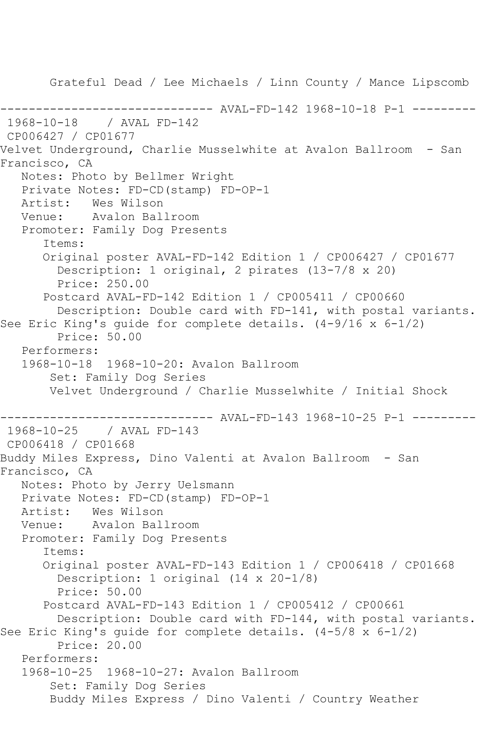Grateful Dead / Lee Michaels / Linn County / Mance Lipscomb

------------------------------ AVAL-FD-142 1968-10-18 P-1 ---------

1968-10-18 / AVAL FD-142

CP006427 / CP01677

Velvet Underground, Charlie Musselwhite at Avalon Ballroom - San Francisco, CA

Notes: Photo by Bellmer Wright

Private Notes: FD-CD(stamp) FD-OP-1

Artist: Wes Wilson

Venue: Avalon Ballroom

Promoter: Family Dog Presents

Items:

Original poster AVAL-FD-142 Edition 1 / CP006427 / CP01677

Description: 1 original, 2 pirates (13-7/8 x 20)

Price: 250.00

Postcard AVAL-FD-142 Edition 1 / CP005411 / CP00660

Description: Double card with FD-141, with postal variants. See Eric King's guide for complete details. (4-9/16 x 6-1/2)

Price: 50.00

Performers:

1968-10-18 1968-10-20: Avalon Ballroom

Set: Family Dog Series

Velvet Underground / Charlie Musselwhite / Initial Shock

------------------------------ AVAL-FD-143 1968-10-25 P-1 ---------

1968-10-25 / AVAL FD-143

CP006418 / CP01668

Buddy Miles Express, Dino Valenti at Avalon Ballroom - San Francisco, CA

Notes: Photo by Jerry Uelsmann

Private Notes: FD-CD(stamp) FD-OP-1

Artist: Wes Wilson

Venue: Avalon Ballroom

Promoter: Family Dog Presents

Items:

Original poster AVAL-FD-143 Edition 1 / CP006418 / CP01668

Description: 1 original (14 x 20-1/8)

Price: 50.00

Postcard AVAL-FD-143 Edition 1 / CP005412 / CP00661

Description: Double card with FD-144, with postal variants. See Eric King's guide for complete details. (4-5/8 x 6-1/2)

Price: 20.00

Performers:

1968-10-25 1968-10-27: Avalon Ballroom

Set: Family Dog Series

Buddy Miles Express / Dino Valenti / Country Weather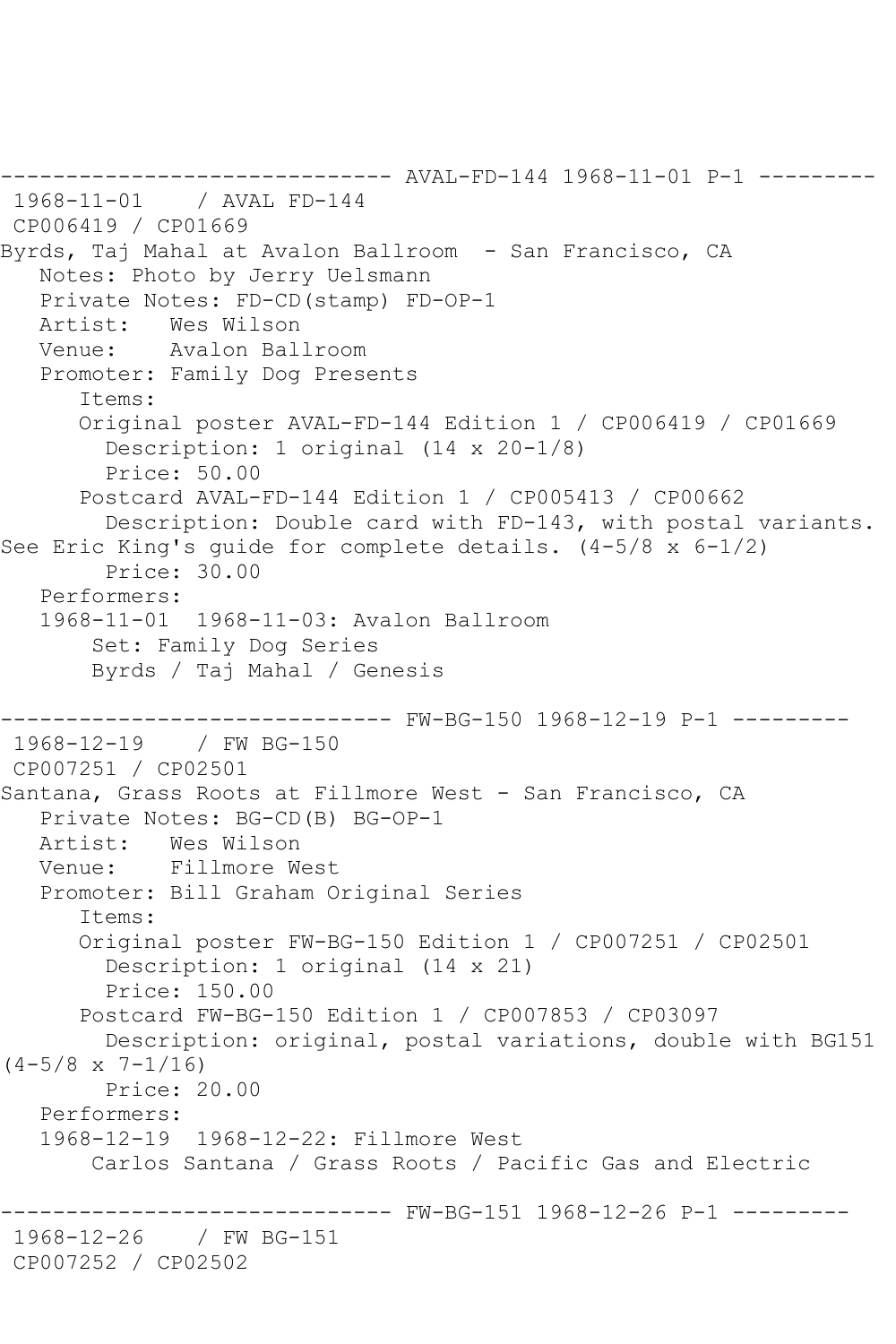------------------------------ AVAL-FD-144 1968-11-01 P-1 ---------

1968-11-01 / AVAL FD-144
CP006419 / CP01669
Byrds, Taj Mahal at Avalon Ballroom - San Francisco, CA
   Notes: Photo by Jerry Uelsmann
   Private Notes: FD-CD(stamp) FD-OP-1
   Artist: Wes Wilson
   Venue: Avalon Ballroom
   Promoter: Family Dog Presents
      Items:
      Original poster AVAL-FD-144 Edition 1 / CP006419 / CP01669
        Description: 1 original (14 x 20-1/8)
        Price: 50.00
      Postcard AVAL-FD-144 Edition 1 / CP005413 / CP00662
        Description: Double card with FD-143, with postal variants. See Eric King's guide for complete details. (4-5/8 x 6-1/2)
        Price: 30.00
   Performers:
   1968-11-01 1968-11-03: Avalon Ballroom
       Set: Family Dog Series
       Byrds / Taj Mahal / Genesis

------------------------------ FW-BG-150 1968-12-19 P-1 ---------

1968-12-19 / FW BG-150
CP007251 / CP02501
Santana, Grass Roots at Fillmore West - San Francisco, CA
   Private Notes: BG-CD(B) BG-OP-1
   Artist: Wes Wilson
   Venue: Fillmore West
   Promoter: Bill Graham Original Series
      Items:
      Original poster FW-BG-150 Edition 1 / CP007251 / CP02501
        Description: 1 original (14 x 21)
        Price: 150.00
      Postcard FW-BG-150 Edition 1 / CP007853 / CP03097
        Description: original, postal variations, double with BG151 (4-5/8 x 7-1/16)
        Price: 20.00
   Performers:
   1968-12-19 1968-12-22: Fillmore West
       Carlos Santana / Grass Roots / Pacific Gas and Electric

------------------------------ FW-BG-151 1968-12-26 P-1 ---------

1968-12-26 / FW BG-151
CP007252 / CP02502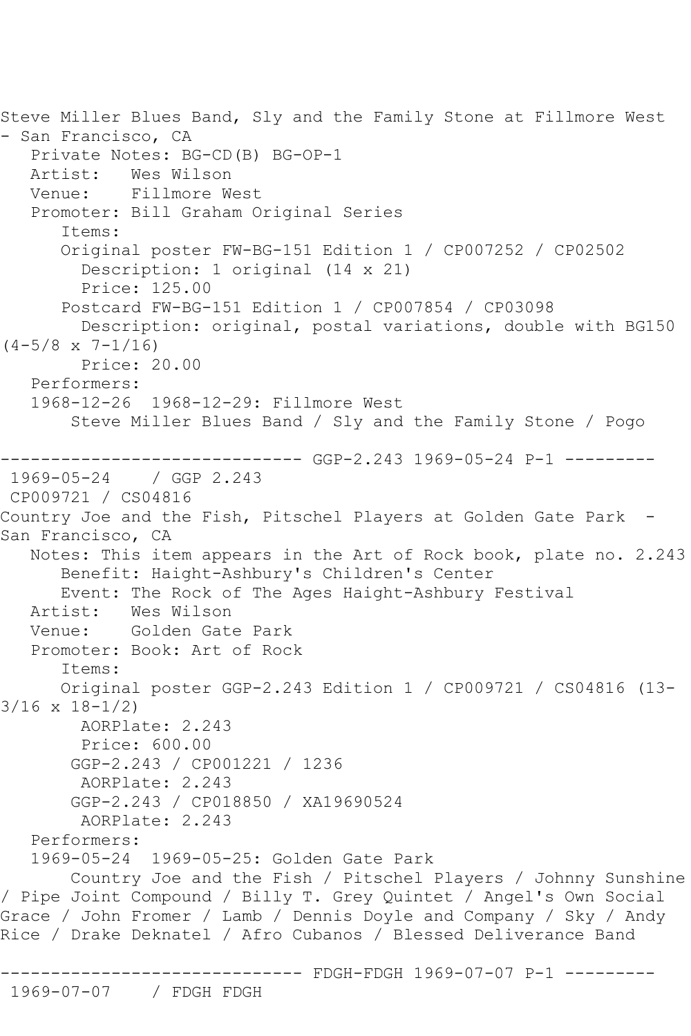Steve Miller Blues Band, Sly and the Family Stone at Fillmore West - San Francisco, CA

Private Notes: BG-CD(B) BG-OP-1
Artist: Wes Wilson
Venue: Fillmore West
Promoter: Bill Graham Original Series
Items:
Original poster FW-BG-151 Edition 1 / CP007252 / CP02502
Description: 1 original (14 x 21)
Price: 125.00
Postcard FW-BG-151 Edition 1 / CP007854 / CP03098
Description: original, postal variations, double with BG150 (4-5/8 x 7-1/16)
Price: 20.00
Performers:
1968-12-26 1968-12-29: Fillmore West
Steve Miller Blues Band / Sly and the Family Stone / Pogo

------------------------------ GGP-2.243 1969-05-24 P-1 ---------

1969-05-24 / GGP 2.243
CP009721 / CS04816
Country Joe and the Fish, Pitschel Players at Golden Gate Park - San Francisco, CA

Notes: This item appears in the Art of Rock book, plate no. 2.243
Benefit: Haight-Ashbury's Children's Center
Event: The Rock of The Ages Haight-Ashbury Festival
Artist: Wes Wilson
Venue: Golden Gate Park
Promoter: Book: Art of Rock
Items:
Original poster GGP-2.243 Edition 1 / CP009721 / CS04816 (13-3/16 x 18-1/2)
AORPlate: 2.243
Price: 600.00
GGP-2.243 / CP001221 / 1236
AORPlate: 2.243
GGP-2.243 / CP018850 / XA19690524
AORPlate: 2.243
Performers:
1969-05-24 1969-05-25: Golden Gate Park
Country Joe and the Fish / Pitschel Players / Johnny Sunshine / Pipe Joint Compound / Billy T. Grey Quintet / Angel's Own Social Grace / John Fromer / Lamb / Dennis Doyle and Company / Sky / Andy Rice / Drake Deknatel / Afro Cubanos / Blessed Deliverance Band

------------------------------ FDGH-FDGH 1969-07-07 P-1 ---------

1969-07-07 / FDGH FDGH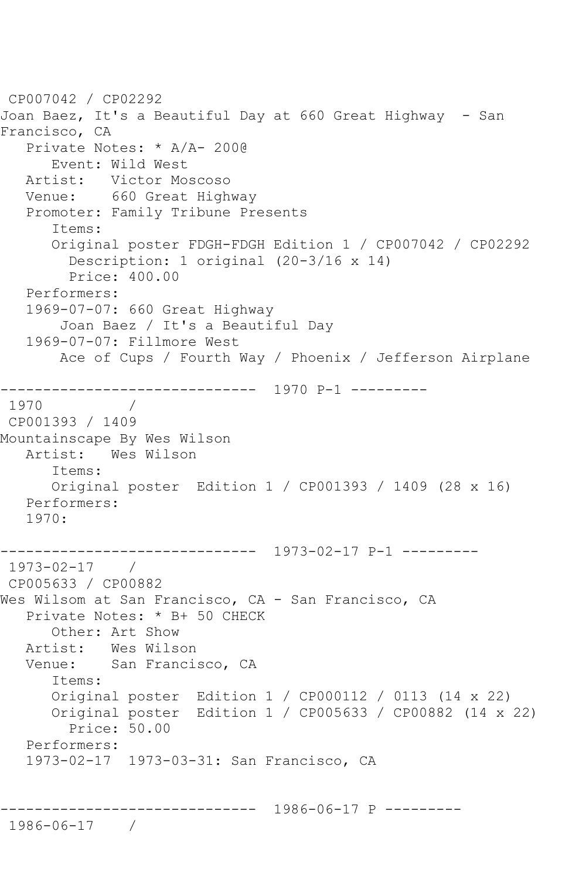CP007042 / CP02292
Joan Baez, It's a Beautiful Day at 660 Great Highway - San Francisco, CA
   Private Notes: * A/A- 200@
      Event: Wild West
   Artist:   Victor Moscoso
   Venue:    660 Great Highway
   Promoter: Family Tribune Presents
      Items:
      Original poster FDGH-FDGH Edition 1 / CP007042 / CP02292
        Description: 1 original (20-3/16 x 14)
        Price: 400.00
   Performers:
   1969-07-07: 660 Great Highway
       Joan Baez / It's a Beautiful Day
   1969-07-07: Fillmore West
       Ace of Cups / Fourth Way / Phoenix / Jefferson Airplane

------------------------------ 1970 P-1 ---------
1970 /
CP001393 / 1409
Mountainscape By Wes Wilson
   Artist:   Wes Wilson
      Items:
      Original poster  Edition 1 / CP001393 / 1409 (28 x 16)
   Performers:
   1970:

------------------------------ 1973-02-17 P-1 ---------
1973-02-17 /
CP005633 / CP00882
Wes Wilsom at San Francisco, CA - San Francisco, CA
   Private Notes: * B+ 50 CHECK
      Other: Art Show
   Artist:   Wes Wilson
   Venue:    San Francisco, CA
      Items:
      Original poster  Edition 1 / CP000112 / 0113 (14 x 22)
      Original poster  Edition 1 / CP005633 / CP00882 (14 x 22)
        Price: 50.00
   Performers:
   1973-02-17  1973-03-31: San Francisco, CA

------------------------------ 1986-06-17 P ---------
1986-06-17 /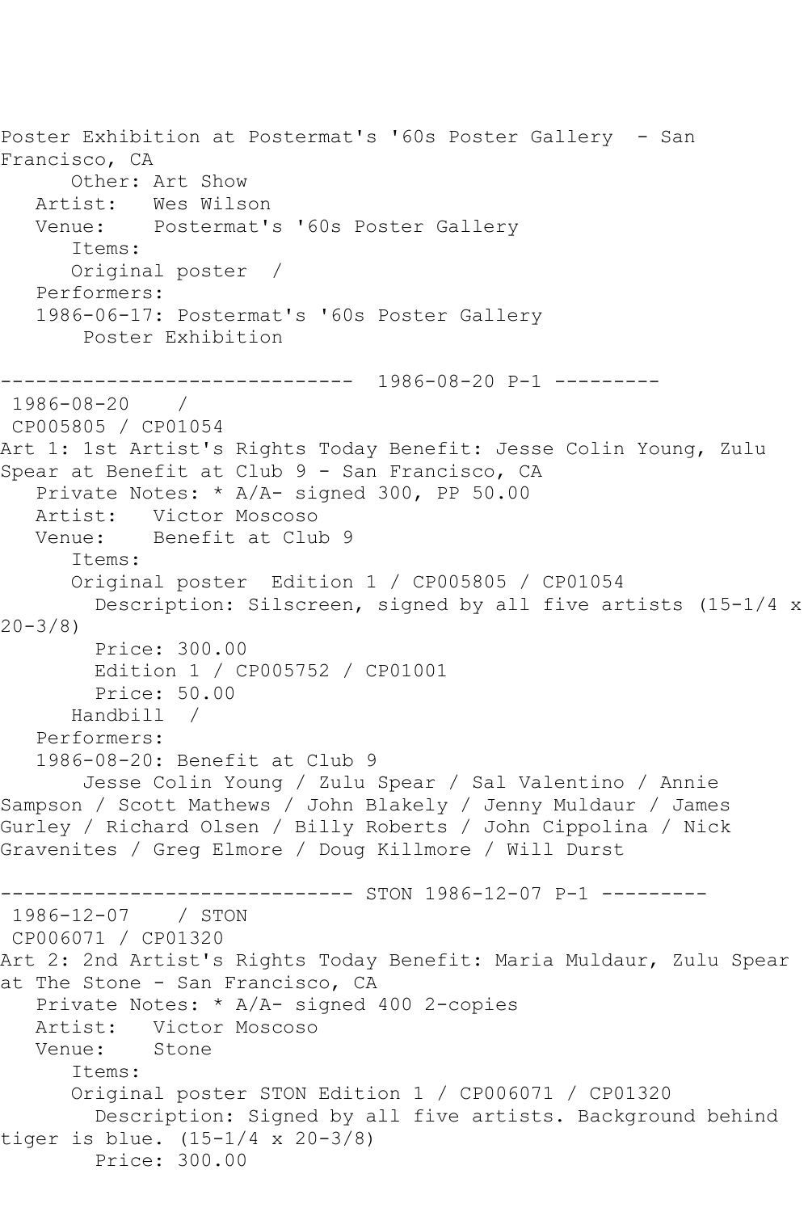Poster Exhibition at Postermat's '60s Poster Gallery - San Francisco, CA

Other: Art Show

Artist: Wes Wilson

Venue: Postermat's '60s Poster Gallery

Items:

Original poster /

Performers:

1986-06-17: Postermat's '60s Poster Gallery

Poster Exhibition

------------------------------ 1986-08-20 P-1 ---------

1986-08-20 /

CP005805 / CP01054

Art 1: 1st Artist's Rights Today Benefit: Jesse Colin Young, Zulu Spear at Benefit at Club 9 - San Francisco, CA

Private Notes: * A/A- signed 300, PP 50.00

Artist: Victor Moscoso

Venue: Benefit at Club 9

Items:

Original poster Edition 1 / CP005805 / CP01054

Description: Silscreen, signed by all five artists (15-1/4 x 20-3/8)

Price: 300.00

Edition 1 / CP005752 / CP01001

Price: 50.00

Handbill /

Performers:

1986-08-20: Benefit at Club 9

Jesse Colin Young / Zulu Spear / Sal Valentino / Annie Sampson / Scott Mathews / John Blakely / Jenny Muldaur / James Gurley / Richard Olsen / Billy Roberts / John Cippolina / Nick Gravenites / Greg Elmore / Doug Killmore / Will Durst

------------------------------ STON 1986-12-07 P-1 ---------

1986-12-07 / STON

CP006071 / CP01320

Art 2: 2nd Artist's Rights Today Benefit: Maria Muldaur, Zulu Spear at The Stone - San Francisco, CA

Private Notes: * A/A- signed 400 2-copies

Artist: Victor Moscoso

Venue: Stone

Items:

Original poster STON Edition 1 / CP006071 / CP01320

Description: Signed by all five artists. Background behind tiger is blue. (15-1/4 x 20-3/8)

Price: 300.00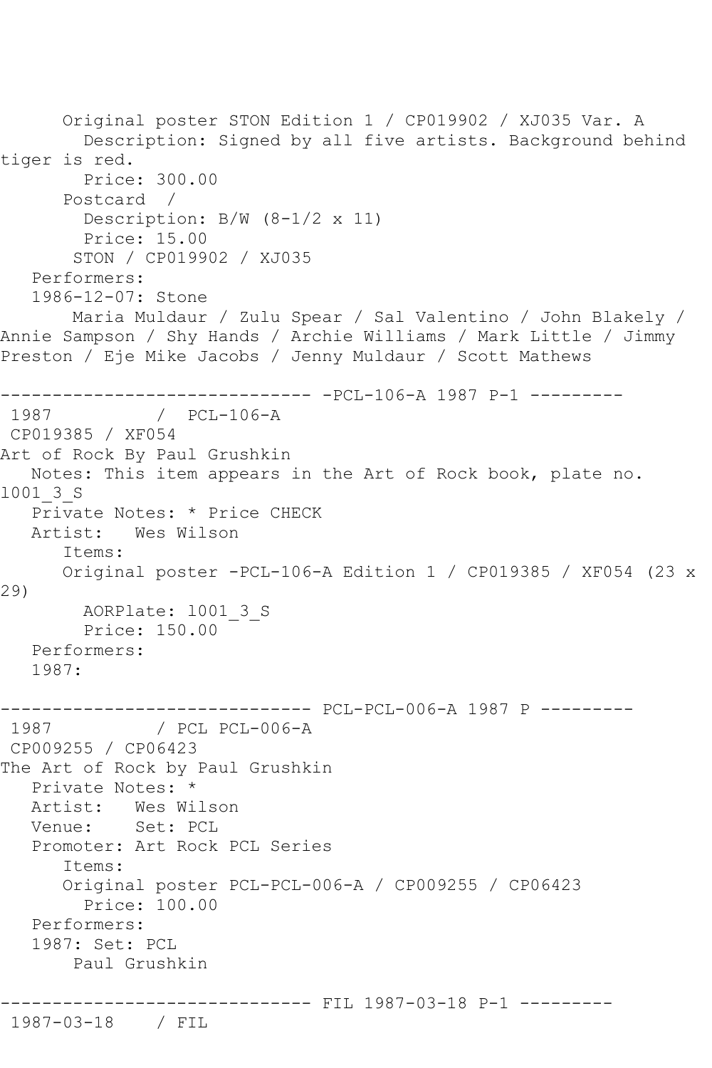Original poster STON Edition 1 / CP019902 / XJ035 Var. A
        Description: Signed by all five artists. Background behind tiger is red.
        Price: 300.00
      Postcard  /
        Description: B/W (8-1/2 x 11)
        Price: 15.00
       STON / CP019902 / XJ035
   Performers:
   1986-12-07: Stone
       Maria Muldaur / Zulu Spear / Sal Valentino / John Blakely / Annie Sampson / Shy Hands / Archie Williams / Mark Little / Jimmy Preston / Eje Mike Jacobs / Jenny Muldaur / Scott Mathews

------------------------------ -PCL-106-A 1987 P-1 ---------
 1987          /  PCL-106-A
 CP019385 / XF054
Art of Rock By Paul Grushkin
   Notes: This item appears in the Art of Rock book, plate no. l001_3_S
   Private Notes: * Price CHECK
   Artist:   Wes Wilson
      Items:
      Original poster -PCL-106-A Edition 1 / CP019385 / XF054 (23 x 29)
        AORPlate: l001_3_S
        Price: 150.00
   Performers:
   1987:

------------------------------ PCL-PCL-006-A 1987 P ---------
 1987          / PCL PCL-006-A
 CP009255 / CP06423
The Art of Rock by Paul Grushkin
   Private Notes: *
   Artist:   Wes Wilson
   Venue:    Set: PCL
   Promoter: Art Rock PCL Series
      Items:
      Original poster PCL-PCL-006-A / CP009255 / CP06423
        Price: 100.00
   Performers:
   1987: Set: PCL
       Paul Grushkin

------------------------------ FIL 1987-03-18 P-1 ---------
 1987-03-18    / FIL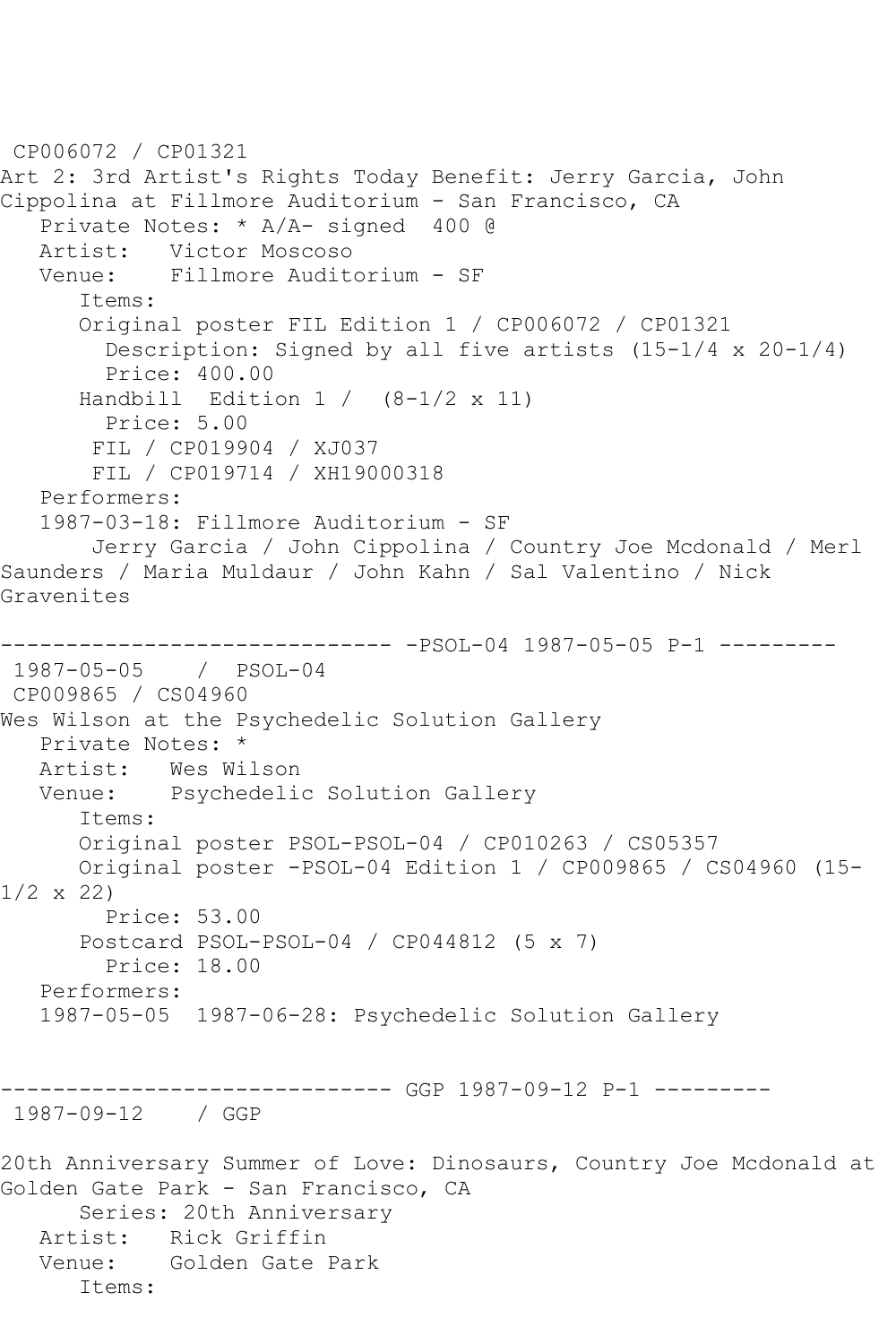CP006072 / CP01321
Art 2: 3rd Artist's Rights Today Benefit: Jerry Garcia, John Cippolina at Fillmore Auditorium - San Francisco, CA
   Private Notes: * A/A- signed  400 @
   Artist:   Victor Moscoso
   Venue:    Fillmore Auditorium - SF
      Items:
      Original poster FIL Edition 1 / CP006072 / CP01321
        Description: Signed by all five artists (15-1/4 x 20-1/4)
        Price: 400.00
      Handbill  Edition 1 /  (8-1/2 x 11)
        Price: 5.00
       FIL / CP019904 / XJ037
       FIL / CP019714 / XH19000318
   Performers:
   1987-03-18: Fillmore Auditorium - SF
       Jerry Garcia / John Cippolina / Country Joe Mcdonald / Merl Saunders / Maria Muldaur / John Kahn / Sal Valentino / Nick Gravenites

------------------------------ -PSOL-04 1987-05-05 P-1 ---------
1987-05-05    /  PSOL-04
CP009865 / CS04960
Wes Wilson at the Psychedelic Solution Gallery
   Private Notes: *
   Artist:   Wes Wilson
   Venue:    Psychedelic Solution Gallery
      Items:
      Original poster PSOL-PSOL-04 / CP010263 / CS05357
      Original poster -PSOL-04 Edition 1 / CP009865 / CS04960 (15-1/2 x 22)
        Price: 53.00
      Postcard PSOL-PSOL-04 / CP044812 (5 x 7)
        Price: 18.00
   Performers:
   1987-05-05  1987-06-28: Psychedelic Solution Gallery

------------------------------ GGP 1987-09-12 P-1 ---------
1987-09-12    / GGP

20th Anniversary Summer of Love: Dinosaurs, Country Joe Mcdonald at Golden Gate Park - San Francisco, CA
      Series: 20th Anniversary
   Artist:   Rick Griffin
   Venue:    Golden Gate Park
      Items: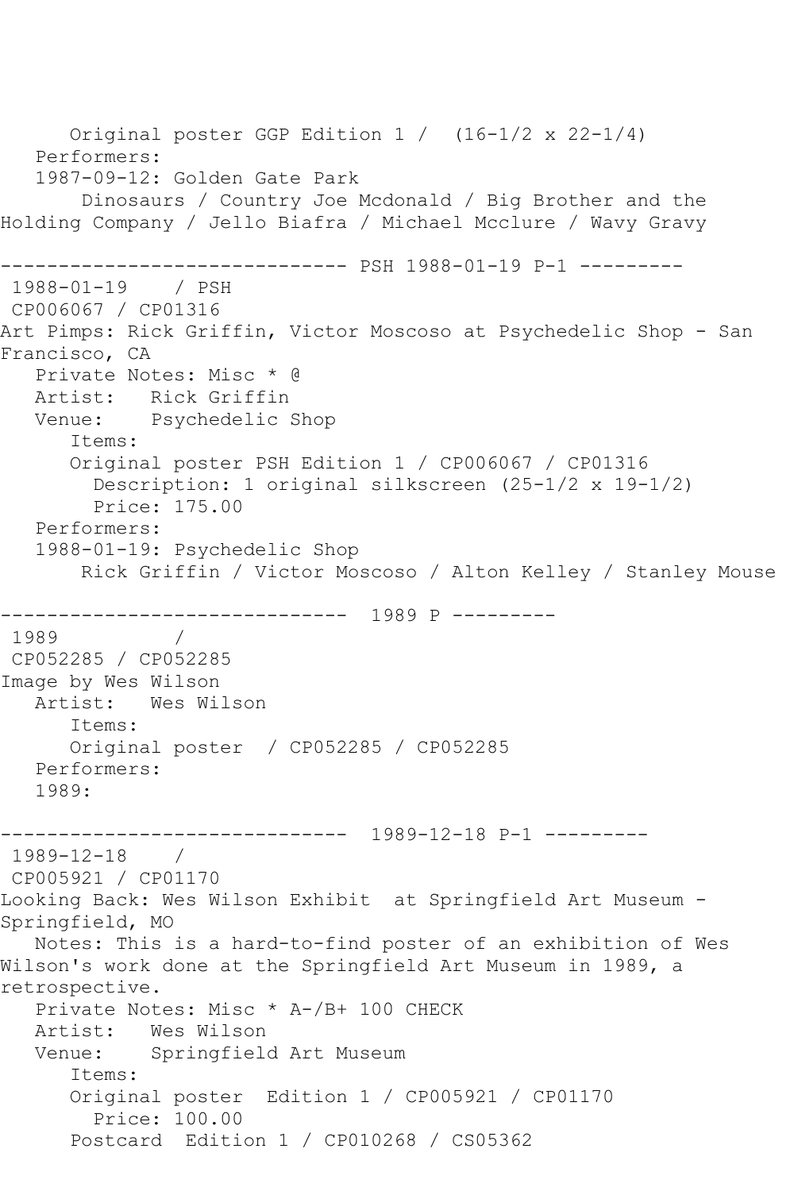```
      Original poster GGP Edition 1 /  (16-1/2 x 22-1/4)
   Performers:
   1987-09-12: Golden Gate Park
        Dinosaurs / Country Joe Mcdonald / Big Brother and the
Holding Company / Jello Biafra / Michael Mcclure / Wavy Gravy

------------------------------ PSH 1988-01-19 P-1 ---------
 1988-01-19    / PSH
 CP006067 / CP01316
Art Pimps: Rick Griffin, Victor Moscoso at Psychedelic Shop - San
Francisco, CA
   Private Notes: Misc * @
   Artist:   Rick Griffin
   Venue:    Psychedelic Shop
      Items:
      Original poster PSH Edition 1 / CP006067 / CP01316
        Description: 1 original silkscreen (25-1/2 x 19-1/2)
        Price: 175.00
   Performers:
   1988-01-19: Psychedelic Shop
        Rick Griffin / Victor Moscoso / Alton Kelley / Stanley Mouse

------------------------------  1989 P ---------
 1989          /
 CP052285 / CP052285
Image by Wes Wilson
   Artist:   Wes Wilson
      Items:
      Original poster  / CP052285 / CP052285
   Performers:
   1989:

------------------------------  1989-12-18 P-1 ---------
 1989-12-18    /
 CP005921 / CP01170
Looking Back: Wes Wilson Exhibit  at Springfield Art Museum -
Springfield, MO
   Notes: This is a hard-to-find poster of an exhibition of Wes
Wilson's work done at the Springfield Art Museum in 1989, a
retrospective.
   Private Notes: Misc * A-/B+ 100 CHECK
   Artist:   Wes Wilson
   Venue:    Springfield Art Museum
      Items:
      Original poster  Edition 1 / CP005921 / CP01170
        Price: 100.00
      Postcard  Edition 1 / CP010268 / CS05362
```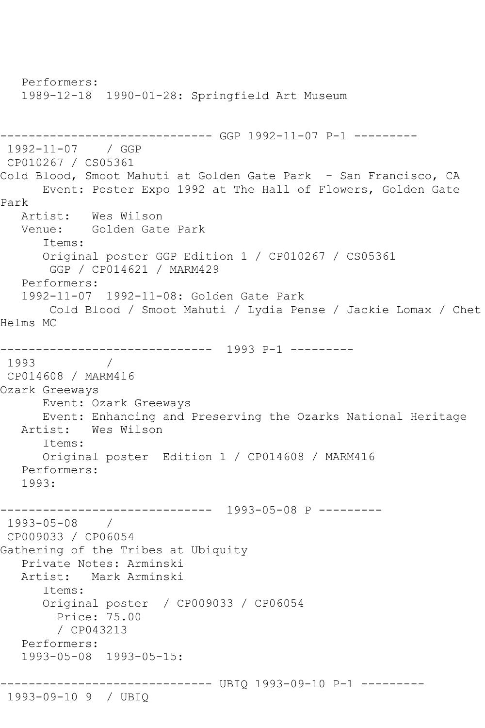```
   Performers:
   1989-12-18  1990-01-28: Springfield Art Museum


------------------------------ GGP 1992-11-07 P-1 ---------
 1992-11-07    / GGP
 CP010267 / CS05361
Cold Blood, Smoot Mahuti at Golden Gate Park  - San Francisco, CA
      Event: Poster Expo 1992 at The Hall of Flowers, Golden Gate
Park
   Artist:   Wes Wilson
   Venue:    Golden Gate Park
      Items:
      Original poster GGP Edition 1 / CP010267 / CS05361
       GGP / CP014621 / MARM429
   Performers:
   1992-11-07  1992-11-08: Golden Gate Park
       Cold Blood / Smoot Mahuti / Lydia Pense / Jackie Lomax / Chet
Helms MC

------------------------------  1993 P-1 ---------
 1993          /
 CP014608 / MARM416
Ozark Greeways
      Event: Ozark Greeways
      Event: Enhancing and Preserving the Ozarks National Heritage
   Artist:   Wes Wilson
      Items:
      Original poster  Edition 1 / CP014608 / MARM416
   Performers:
   1993:

------------------------------  1993-05-08 P ---------
 1993-05-08    /
 CP009033 / CP06054
Gathering of the Tribes at Ubiquity
   Private Notes: Arminski
   Artist:   Mark Arminski
      Items:
      Original poster  / CP009033 / CP06054
        Price: 75.00
        / CP043213
   Performers:
   1993-05-08  1993-05-15:

------------------------------ UBIQ 1993-09-10 P-1 ---------
 1993-09-10 9  / UBIQ
```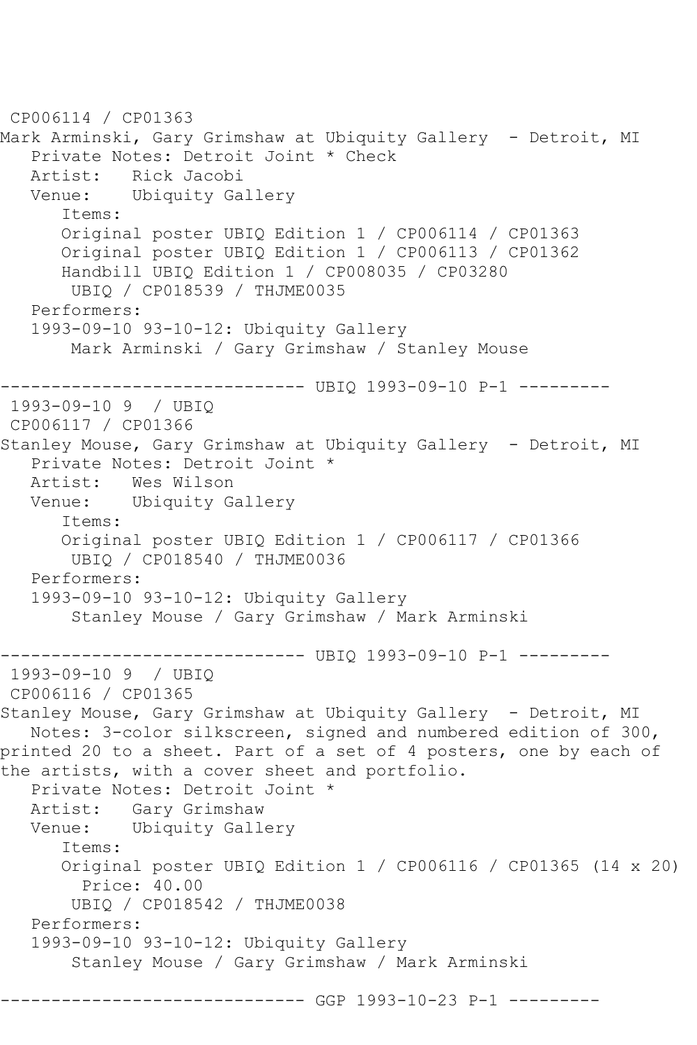CP006114 / CP01363
Mark Arminski, Gary Grimshaw at Ubiquity Gallery - Detroit, MI
   Private Notes: Detroit Joint * Check
   Artist: Rick Jacobi
   Venue: Ubiquity Gallery
      Items:
      Original poster UBIQ Edition 1 / CP006114 / CP01363
      Original poster UBIQ Edition 1 / CP006113 / CP01362
      Handbill UBIQ Edition 1 / CP008035 / CP03280
       UBIQ / CP018539 / THJME0035
   Performers:
   1993-09-10 93-10-12: Ubiquity Gallery
       Mark Arminski / Gary Grimshaw / Stanley Mouse

------------------------------ UBIQ 1993-09-10 P-1 ---------
1993-09-10 9 / UBIQ
CP006117 / CP01366
Stanley Mouse, Gary Grimshaw at Ubiquity Gallery - Detroit, MI
   Private Notes: Detroit Joint *
   Artist: Wes Wilson
   Venue: Ubiquity Gallery
      Items:
      Original poster UBIQ Edition 1 / CP006117 / CP01366
       UBIQ / CP018540 / THJME0036
   Performers:
   1993-09-10 93-10-12: Ubiquity Gallery
       Stanley Mouse / Gary Grimshaw / Mark Arminski

------------------------------ UBIQ 1993-09-10 P-1 ---------
1993-09-10 9 / UBIQ
CP006116 / CP01365
Stanley Mouse, Gary Grimshaw at Ubiquity Gallery - Detroit, MI
   Notes: 3-color silkscreen, signed and numbered edition of 300, printed 20 to a sheet. Part of a set of 4 posters, one by each of the artists, with a cover sheet and portfolio.
   Private Notes: Detroit Joint *
   Artist: Gary Grimshaw
   Venue: Ubiquity Gallery
      Items:
      Original poster UBIQ Edition 1 / CP006116 / CP01365 (14 x 20)
        Price: 40.00
       UBIQ / CP018542 / THJME0038
   Performers:
   1993-09-10 93-10-12: Ubiquity Gallery
       Stanley Mouse / Gary Grimshaw / Mark Arminski

------------------------------ GGP 1993-10-23 P-1 ---------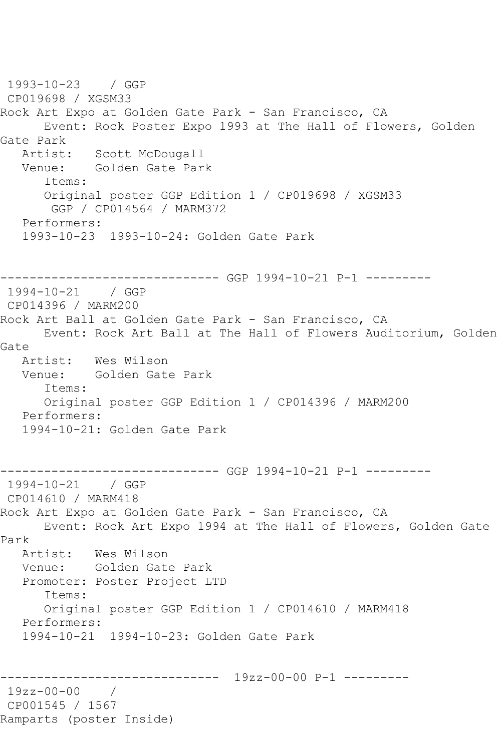1993-10-23 / GGP
CP019698 / XGSM33
Rock Art Expo at Golden Gate Park - San Francisco, CA
Event: Rock Poster Expo 1993 at The Hall of Flowers, Golden Gate Park
Artist: Scott McDougall
Venue: Golden Gate Park
Items:
Original poster GGP Edition 1 / CP019698 / XGSM33
GGP / CP014564 / MARM372
Performers:
1993-10-23 1993-10-24: Golden Gate Park

------------------------------ GGP 1994-10-21 P-1 ---------
1994-10-21 / GGP
CP014396 / MARM200
Rock Art Ball at Golden Gate Park - San Francisco, CA
Event: Rock Art Ball at The Hall of Flowers Auditorium, Golden Gate
Artist: Wes Wilson
Venue: Golden Gate Park
Items:
Original poster GGP Edition 1 / CP014396 / MARM200
Performers:
1994-10-21: Golden Gate Park

------------------------------ GGP 1994-10-21 P-1 ---------
1994-10-21 / GGP
CP014610 / MARM418
Rock Art Expo at Golden Gate Park - San Francisco, CA
Event: Rock Art Expo 1994 at The Hall of Flowers, Golden Gate Park
Artist: Wes Wilson
Venue: Golden Gate Park
Promoter: Poster Project LTD
Items:
Original poster GGP Edition 1 / CP014610 / MARM418
Performers:
1994-10-21 1994-10-23: Golden Gate Park

------------------------------ 19zz-00-00 P-1 ---------
19zz-00-00 /
CP001545 / 1567
Ramparts (poster Inside)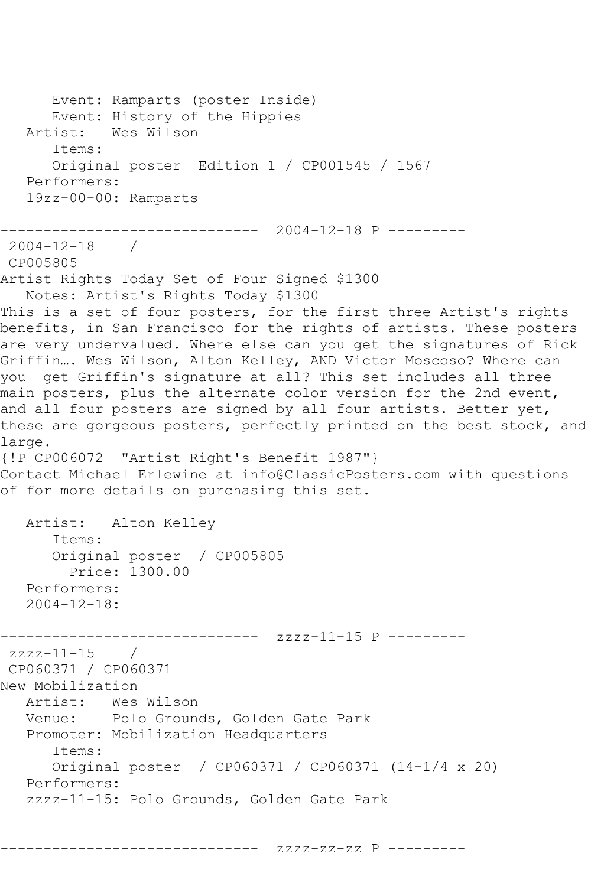```
      Event: Ramparts (poster Inside)
      Event: History of the Hippies
   Artist:   Wes Wilson
      Items:
      Original poster  Edition 1 / CP001545 / 1567
   Performers:
   19zz-00-00: Ramparts

------------------------------  2004-12-18 P ---------
 2004-12-18    /
 CP005805
Artist Rights Today Set of Four Signed $1300
   Notes: Artist's Rights Today $1300
This is a set of four posters, for the first three Artist's rights
benefits, in San Francisco for the rights of artists. These posters
are very undervalued. Where else can you get the signatures of Rick
Griffin…. Wes Wilson, Alton Kelley, AND Victor Moscoso? Where can
you  get Griffin's signature at all? This set includes all three
main posters, plus the alternate color version for the 2nd event,
and all four posters are signed by all four artists. Better yet,
these are gorgeous posters, perfectly printed on the best stock, and
large.
{!P CP006072  "Artist Right's Benefit 1987"}
Contact Michael Erlewine at info@ClassicPosters.com with questions
of for more details on purchasing this set.

   Artist:   Alton Kelley
      Items:
      Original poster  / CP005805
        Price: 1300.00
   Performers:
   2004-12-18:

------------------------------  zzzz-11-15 P ---------
 zzzz-11-15    /
 CP060371 / CP060371
New Mobilization
   Artist:   Wes Wilson
   Venue:    Polo Grounds, Golden Gate Park
   Promoter: Mobilization Headquarters
      Items:
      Original poster  / CP060371 / CP060371 (14-1/4 x 20)
   Performers:
   zzzz-11-15: Polo Grounds, Golden Gate Park


------------------------------  zzzz-zz-zz P ---------
```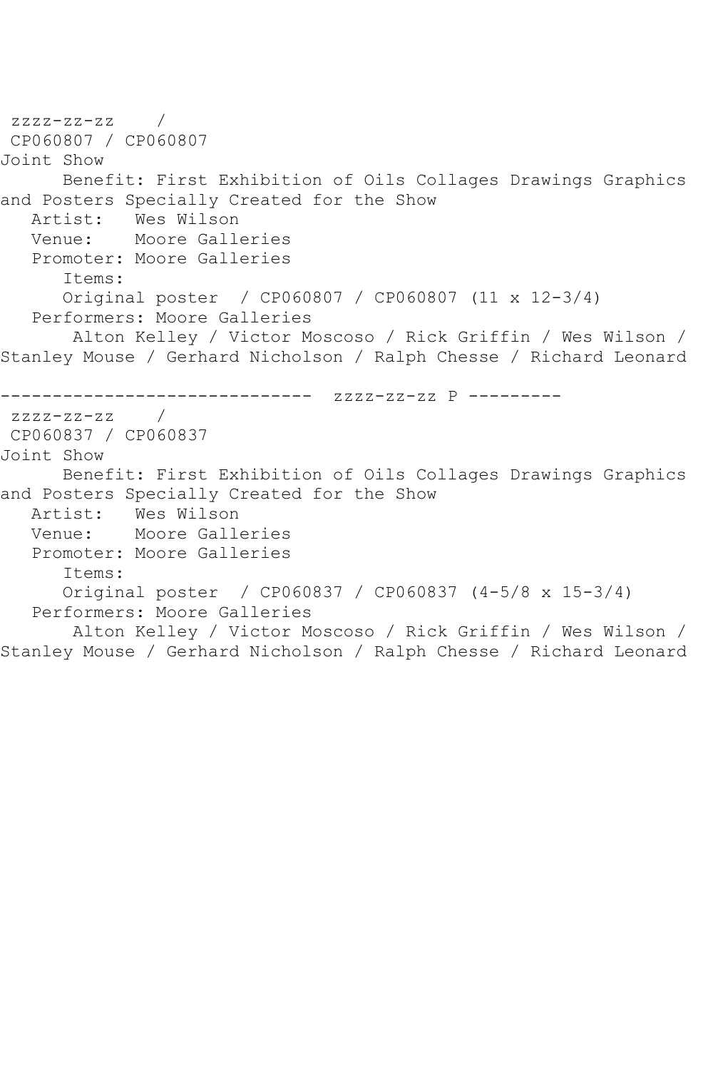zzzz-zz-zz /
CP060807 / CP060807
Joint Show
Benefit: First Exhibition of Oils Collages Drawings Graphics and Posters Specially Created for the Show
Artist: Wes Wilson
Venue: Moore Galleries
Promoter: Moore Galleries
Items:
Original poster / CP060807 / CP060807 (11 x 12-3/4)
Performers: Moore Galleries
Alton Kelley / Victor Moscoso / Rick Griffin / Wes Wilson / Stanley Mouse / Gerhard Nicholson / Ralph Chesse / Richard Leonard

------------------------------ zzzz-zz-zz P ---------

zzzz-zz-zz /
CP060837 / CP060837
Joint Show
Benefit: First Exhibition of Oils Collages Drawings Graphics and Posters Specially Created for the Show
Artist: Wes Wilson
Venue: Moore Galleries
Promoter: Moore Galleries
Items:
Original poster / CP060837 / CP060837 (4-5/8 x 15-3/4)
Performers: Moore Galleries
Alton Kelley / Victor Moscoso / Rick Griffin / Wes Wilson / Stanley Mouse / Gerhard Nicholson / Ralph Chesse / Richard Leonard